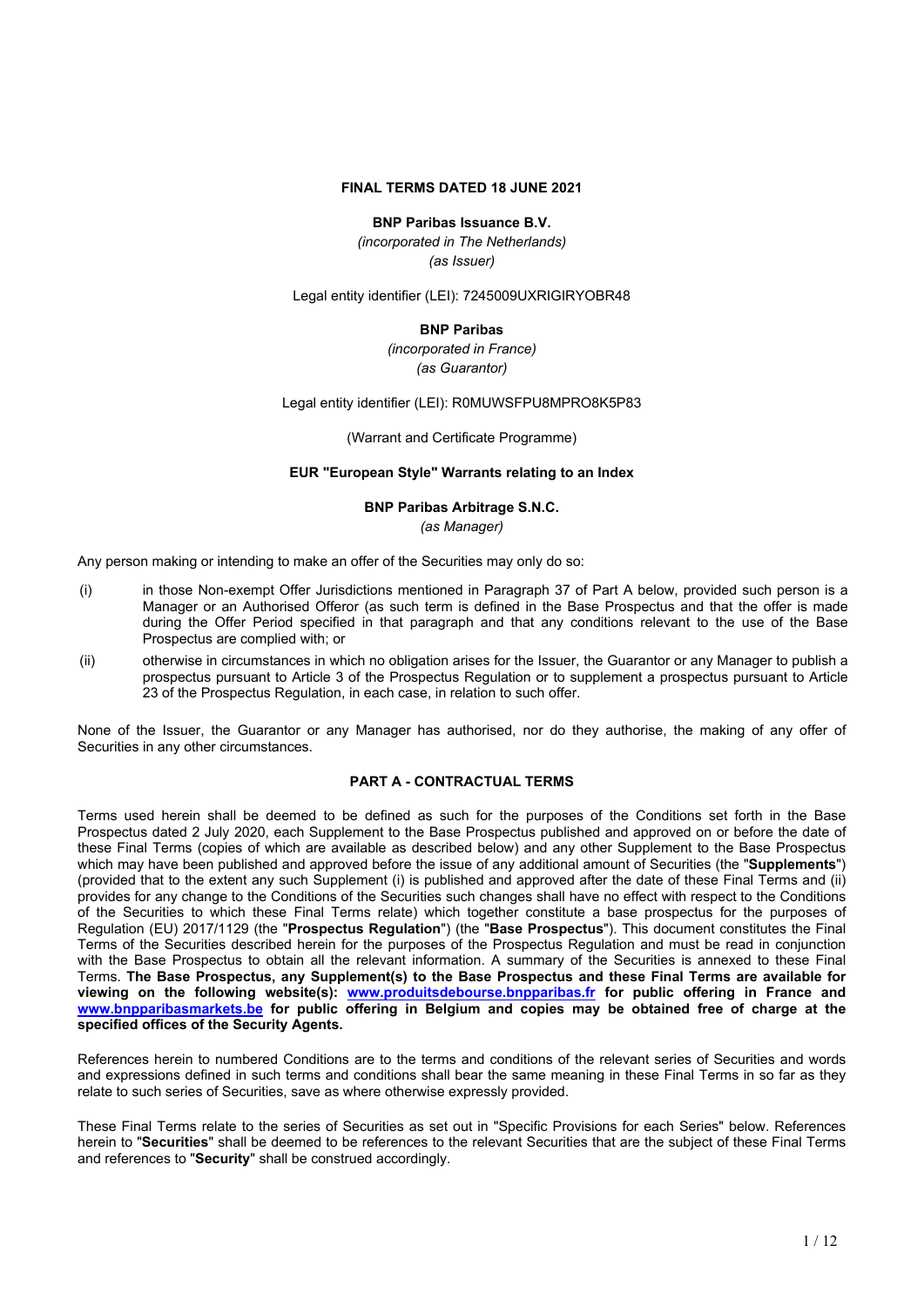**FINAL TERMS DATED 18 JUNE 2021**

**BNP Paribas Issuance B.V.**

*(incorporated in The Netherlands)*

*(as Issuer)*

Legal entity identifier (LEI): 7245009UXRIGIRYOBR48

**BNP Paribas**

*(incorporated in France)*

*(as Guarantor)*

Legal entity identifier (LEI): R0MUWSFPU8MPRO8K5P83

(Warrant and Certificate Programme)

**EUR "European Style" Warrants relating to an Index**

**BNP Paribas Arbitrage S.N.C.**

*(as Manager)*

Any person making or intending to make an offer of the Securities may only do so:

(i) in those Non-exempt Offer Jurisdictions mentioned in Paragraph 37 of Part A below, provided such person is a Manager or an Authorised Offeror (as such term is defined in the Base Prospectus and that the offer is made during the Offer Period specified in that paragraph and that any conditions relevant to the use of the Base Prospectus are complied with; or

(ii) otherwise in circumstances in which no obligation arises for the Issuer, the Guarantor or any Manager to publish a prospectus pursuant to Article 3 of the Prospectus Regulation or to supplement a prospectus pursuant to Article 23 of the Prospectus Regulation, in each case, in relation to such offer.

None of the Issuer, the Guarantor or any Manager has authorised, nor do they authorise, the making of any offer of Securities in any other circumstances.

## PART A - CONTRACTUAL TERMS

Terms used herein shall be deemed to be defined as such for the purposes of the Conditions set forth in the Base Prospectus dated 2 July 2020, each Supplement to the Base Prospectus published and approved on or before the date of these Final Terms (copies of which are available as described below) and any other Supplement to the Base Prospectus which may have been published and approved before the issue of any additional amount of Securities (the "**Supplements**") (provided that to the extent any such Supplement (i) is published and approved after the date of these Final Terms and (ii) provides for any change to the Conditions of the Securities such changes shall have no effect with respect to the Conditions of the Securities to which these Final Terms relate) which together constitute a base prospectus for the purposes of Regulation (EU) 2017/1129 (the "**Prospectus Regulation**") (the "**Base Prospectus**"). This document constitutes the Final Terms of the Securities described herein for the purposes of the Prospectus Regulation and must be read in conjunction with the Base Prospectus to obtain all the relevant information. A summary of the Securities is annexed to these Final Terms. **The Base Prospectus, any Supplement(s) to the Base Prospectus and these Final Terms are available for viewing on the following website(s): www.produitsdebourse.bnpparibas.fr for public offering in France and www.bnpparibasmarkets.be for public offering in Belgium and copies may be obtained free of charge at the specified offices of the Security Agents.**

References herein to numbered Conditions are to the terms and conditions of the relevant series of Securities and words and expressions defined in such terms and conditions shall bear the same meaning in these Final Terms in so far as they relate to such series of Securities, save as where otherwise expressly provided.

These Final Terms relate to the series of Securities as set out in "Specific Provisions for each Series" below. References herein to "**Securities**" shall be deemed to be references to the relevant Securities that are the subject of these Final Terms and references to "**Security**" shall be construed accordingly.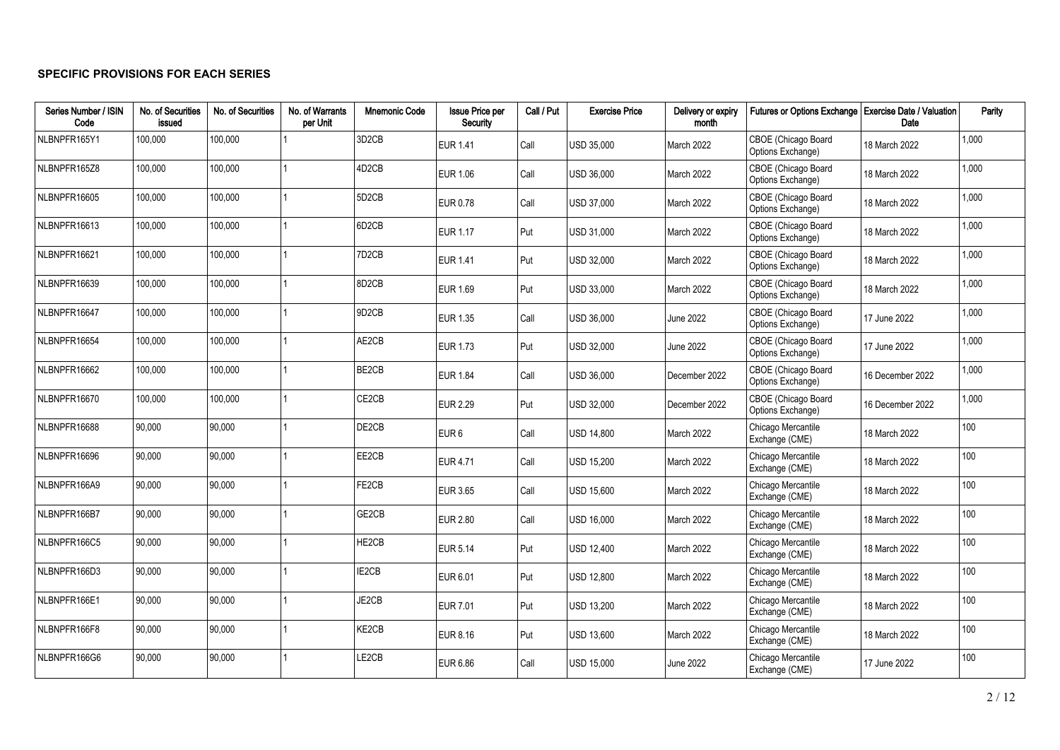## SPECIFIC PROVISIONS FOR EACH SERIES

| Series Number / ISIN Code | No. of Securities issued | No. of Securities | No. of Warrants per Unit | Mnemonic Code | Issue Price per Security | Call / Put | Exercise Price | Delivery or expiry month | Futures or Options Exchange | Exercise Date / Valuation Date | Parity |
|---|---|---|---|---|---|---|---|---|---|---|---|
| NLBNPFR165Y1 | 100,000 | 100,000 | 1 | 3D2CB | EUR 1.41 | Call | USD 35,000 | March 2022 | CBOE (Chicago Board Options Exchange) | 18 March 2022 | 1,000 |
| NLBNPFR165Z8 | 100,000 | 100,000 | 1 | 4D2CB | EUR 1.06 | Call | USD 36,000 | March 2022 | CBOE (Chicago Board Options Exchange) | 18 March 2022 | 1,000 |
| NLBNPFR16605 | 100,000 | 100,000 | 1 | 5D2CB | EUR 0.78 | Call | USD 37,000 | March 2022 | CBOE (Chicago Board Options Exchange) | 18 March 2022 | 1,000 |
| NLBNPFR16613 | 100,000 | 100,000 | 1 | 6D2CB | EUR 1.17 | Put | USD 31,000 | March 2022 | CBOE (Chicago Board Options Exchange) | 18 March 2022 | 1,000 |
| NLBNPFR16621 | 100,000 | 100,000 | 1 | 7D2CB | EUR 1.41 | Put | USD 32,000 | March 2022 | CBOE (Chicago Board Options Exchange) | 18 March 2022 | 1,000 |
| NLBNPFR16639 | 100,000 | 100,000 | 1 | 8D2CB | EUR 1.69 | Put | USD 33,000 | March 2022 | CBOE (Chicago Board Options Exchange) | 18 March 2022 | 1,000 |
| NLBNPFR16647 | 100,000 | 100,000 | 1 | 9D2CB | EUR 1.35 | Call | USD 36,000 | June 2022 | CBOE (Chicago Board Options Exchange) | 17 June 2022 | 1,000 |
| NLBNPFR16654 | 100,000 | 100,000 | 1 | AE2CB | EUR 1.73 | Put | USD 32,000 | June 2022 | CBOE (Chicago Board Options Exchange) | 17 June 2022 | 1,000 |
| NLBNPFR16662 | 100,000 | 100,000 | 1 | BE2CB | EUR 1.84 | Call | USD 36,000 | December 2022 | CBOE (Chicago Board Options Exchange) | 16 December 2022 | 1,000 |
| NLBNPFR16670 | 100,000 | 100,000 | 1 | CE2CB | EUR 2.29 | Put | USD 32,000 | December 2022 | CBOE (Chicago Board Options Exchange) | 16 December 2022 | 1,000 |
| NLBNPFR16688 | 90,000 | 90,000 | 1 | DE2CB | EUR 6 | Call | USD 14,800 | March 2022 | Chicago Mercantile Exchange (CME) | 18 March 2022 | 100 |
| NLBNPFR16696 | 90,000 | 90,000 | 1 | EE2CB | EUR 4.71 | Call | USD 15,200 | March 2022 | Chicago Mercantile Exchange (CME) | 18 March 2022 | 100 |
| NLBNPFR166A9 | 90,000 | 90,000 | 1 | FE2CB | EUR 3.65 | Call | USD 15,600 | March 2022 | Chicago Mercantile Exchange (CME) | 18 March 2022 | 100 |
| NLBNPFR166B7 | 90,000 | 90,000 | 1 | GE2CB | EUR 2.80 | Call | USD 16,000 | March 2022 | Chicago Mercantile Exchange (CME) | 18 March 2022 | 100 |
| NLBNPFR166C5 | 90,000 | 90,000 | 1 | HE2CB | EUR 5.14 | Put | USD 12,400 | March 2022 | Chicago Mercantile Exchange (CME) | 18 March 2022 | 100 |
| NLBNPFR166D3 | 90,000 | 90,000 | 1 | IE2CB | EUR 6.01 | Put | USD 12,800 | March 2022 | Chicago Mercantile Exchange (CME) | 18 March 2022 | 100 |
| NLBNPFR166E1 | 90,000 | 90,000 | 1 | JE2CB | EUR 7.01 | Put | USD 13,200 | March 2022 | Chicago Mercantile Exchange (CME) | 18 March 2022 | 100 |
| NLBNPFR166F8 | 90,000 | 90,000 | 1 | KE2CB | EUR 8.16 | Put | USD 13,600 | March 2022 | Chicago Mercantile Exchange (CME) | 18 March 2022 | 100 |
| NLBNPFR166G6 | 90,000 | 90,000 | 1 | LE2CB | EUR 6.86 | Call | USD 15,000 | June 2022 | Chicago Mercantile Exchange (CME) | 17 June 2022 | 100 |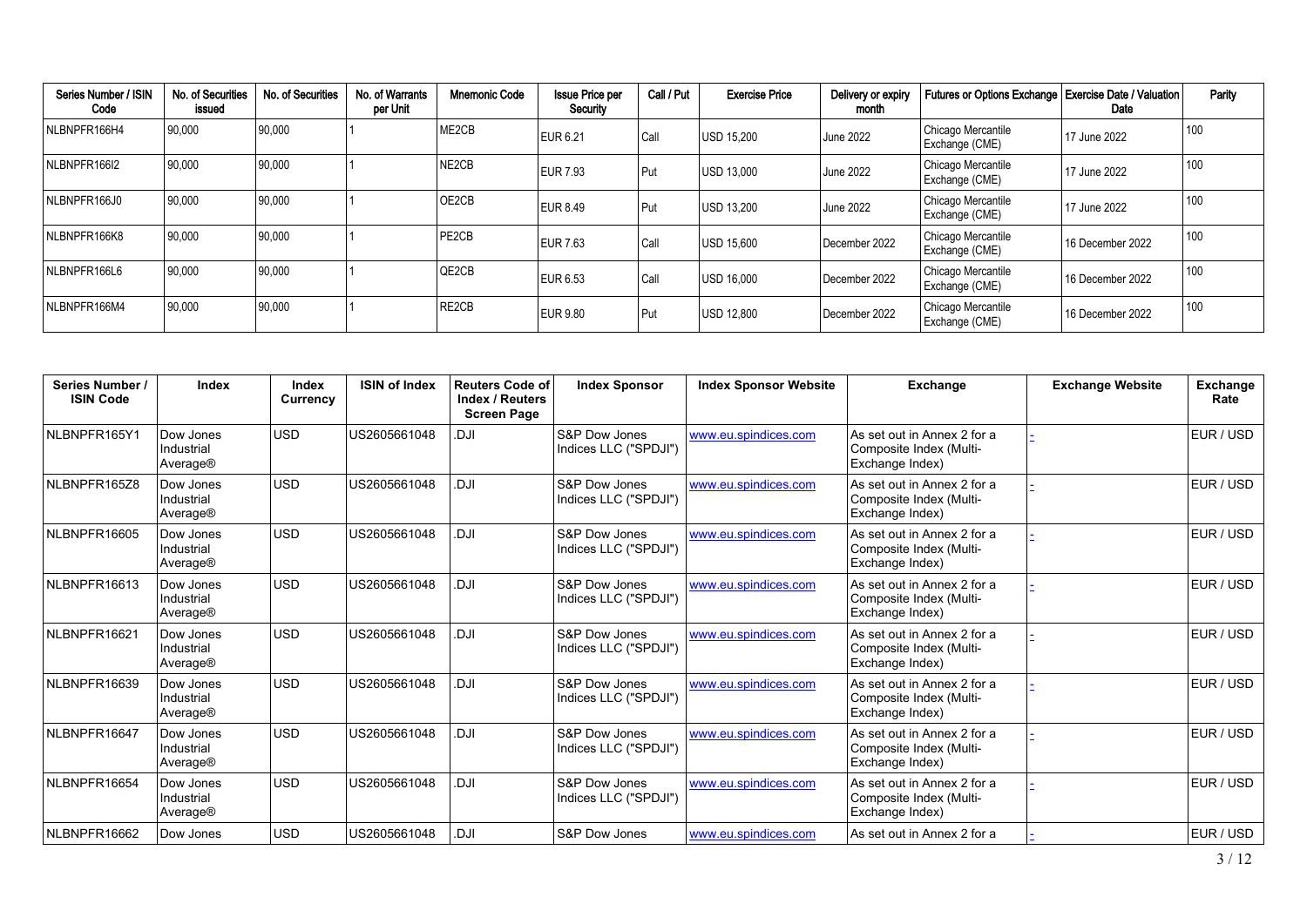| Series Number / ISIN Code | No. of Securities issued | No. of Securities | No. of Warrants per Unit | Mnemonic Code | Issue Price per Security | Call / Put | Exercise Price | Delivery or expiry month | Futures or Options Exchange | Exercise Date / Valuation Date | Parity |
|---|---|---|---|---|---|---|---|---|---|---|---|
| NLBNPFR166H4 | 90,000 | 90,000 | 1 | ME2CB | EUR 6.21 | Call | USD 15,200 | June 2022 | Chicago Mercantile Exchange (CME) | 17 June 2022 | 100 |
| NLBNPFR166I2 | 90,000 | 90,000 | 1 | NE2CB | EUR 7.93 | Put | USD 13,000 | June 2022 | Chicago Mercantile Exchange (CME) | 17 June 2022 | 100 |
| NLBNPFR166J0 | 90,000 | 90,000 | 1 | OE2CB | EUR 8.49 | Put | USD 13,200 | June 2022 | Chicago Mercantile Exchange (CME) | 17 June 2022 | 100 |
| NLBNPFR166K8 | 90,000 | 90,000 | 1 | PE2CB | EUR 7.63 | Call | USD 15,600 | December 2022 | Chicago Mercantile Exchange (CME) | 16 December 2022 | 100 |
| NLBNPFR166L6 | 90,000 | 90,000 | 1 | QE2CB | EUR 6.53 | Call | USD 16,000 | December 2022 | Chicago Mercantile Exchange (CME) | 16 December 2022 | 100 |
| NLBNPFR166M4 | 90,000 | 90,000 | 1 | RE2CB | EUR 9.80 | Put | USD 12,800 | December 2022 | Chicago Mercantile Exchange (CME) | 16 December 2022 | 100 |

| Series Number / ISIN Code | Index | Index Currency | ISIN of Index | Reuters Code of Index / Reuters Screen Page | Index Sponsor | Index Sponsor Website | Exchange | Exchange Website | Exchange Rate |
|---|---|---|---|---|---|---|---|---|---|
| NLBNPFR165Y1 | Dow Jones Industrial Average® | USD | US2605661048 | .DJI | S&P Dow Jones Indices LLC ("SPDJI") | www.eu.spindices.com | As set out in Annex 2 for a Composite Index (Multi-Exchange Index) | - | EUR / USD |
| NLBNPFR165Z8 | Dow Jones Industrial Average® | USD | US2605661048 | .DJI | S&P Dow Jones Indices LLC ("SPDJI") | www.eu.spindices.com | As set out in Annex 2 for a Composite Index (Multi-Exchange Index) | - | EUR / USD |
| NLBNPFR16605 | Dow Jones Industrial Average® | USD | US2605661048 | .DJI | S&P Dow Jones Indices LLC ("SPDJI") | www.eu.spindices.com | As set out in Annex 2 for a Composite Index (Multi-Exchange Index) | - | EUR / USD |
| NLBNPFR16613 | Dow Jones Industrial Average® | USD | US2605661048 | .DJI | S&P Dow Jones Indices LLC ("SPDJI") | www.eu.spindices.com | As set out in Annex 2 for a Composite Index (Multi-Exchange Index) | - | EUR / USD |
| NLBNPFR16621 | Dow Jones Industrial Average® | USD | US2605661048 | .DJI | S&P Dow Jones Indices LLC ("SPDJI") | www.eu.spindices.com | As set out in Annex 2 for a Composite Index (Multi-Exchange Index) | - | EUR / USD |
| NLBNPFR16639 | Dow Jones Industrial Average® | USD | US2605661048 | .DJI | S&P Dow Jones Indices LLC ("SPDJI") | www.eu.spindices.com | As set out in Annex 2 for a Composite Index (Multi-Exchange Index) | - | EUR / USD |
| NLBNPFR16647 | Dow Jones Industrial Average® | USD | US2605661048 | .DJI | S&P Dow Jones Indices LLC ("SPDJI") | www.eu.spindices.com | As set out in Annex 2 for a Composite Index (Multi-Exchange Index) | - | EUR / USD |
| NLBNPFR16654 | Dow Jones Industrial Average® | USD | US2605661048 | .DJI | S&P Dow Jones Indices LLC ("SPDJI") | www.eu.spindices.com | As set out in Annex 2 for a Composite Index (Multi-Exchange Index) | - | EUR / USD |
| NLBNPFR16662 | Dow Jones | USD | US2605661048 | .DJI | S&P Dow Jones | www.eu.spindices.com | As set out in Annex 2 for a | - | EUR / USD |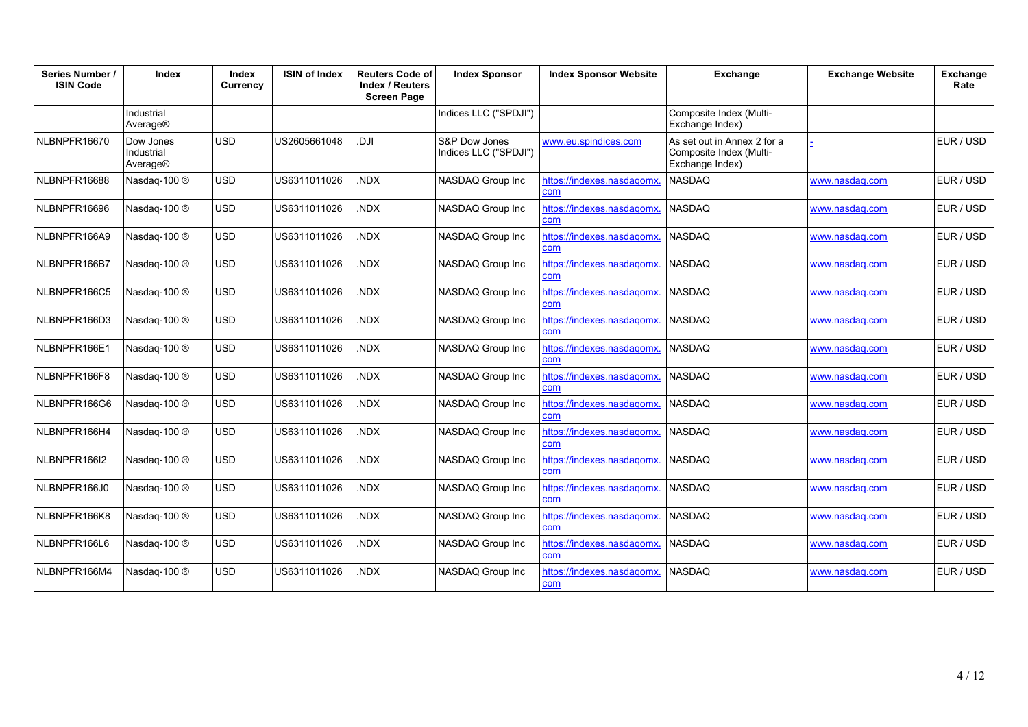| Series Number / ISIN Code | Index | Index Currency | ISIN of Index | Reuters Code of Index / Reuters Screen Page | Index Sponsor | Index Sponsor Website | Exchange | Exchange Website | Exchange Rate |
|---|---|---|---|---|---|---|---|---|---|
| | Industrial Average® | | | | Indices LLC ("SPDJI") | | Composite Index (Multi-Exchange Index) | | |
| NLBNPFR16670 | Dow Jones Industrial Average® | USD | US2605661048 | .DJI | S&P Dow Jones Indices LLC ("SPDJI") | www.eu.spindices.com | As set out in Annex 2 for a Composite Index (Multi-Exchange Index) | - | EUR / USD |
| NLBNPFR16688 | Nasdaq-100 ® | USD | US6311011026 | .NDX | NASDAQ Group Inc | https://indexes.nasdaqomx.com | NASDAQ | www.nasdaq.com | EUR / USD |
| NLBNPFR16696 | Nasdaq-100 ® | USD | US6311011026 | .NDX | NASDAQ Group Inc | https://indexes.nasdaqomx.com | NASDAQ | www.nasdaq.com | EUR / USD |
| NLBNPFR166A9 | Nasdaq-100 ® | USD | US6311011026 | .NDX | NASDAQ Group Inc | https://indexes.nasdaqomx.com | NASDAQ | www.nasdaq.com | EUR / USD |
| NLBNPFR166B7 | Nasdaq-100 ® | USD | US6311011026 | .NDX | NASDAQ Group Inc | https://indexes.nasdaqomx.com | NASDAQ | www.nasdaq.com | EUR / USD |
| NLBNPFR166C5 | Nasdaq-100 ® | USD | US6311011026 | .NDX | NASDAQ Group Inc | https://indexes.nasdaqomx.com | NASDAQ | www.nasdaq.com | EUR / USD |
| NLBNPFR166D3 | Nasdaq-100 ® | USD | US6311011026 | .NDX | NASDAQ Group Inc | https://indexes.nasdaqomx.com | NASDAQ | www.nasdaq.com | EUR / USD |
| NLBNPFR166E1 | Nasdaq-100 ® | USD | US6311011026 | .NDX | NASDAQ Group Inc | https://indexes.nasdaqomx.com | NASDAQ | www.nasdaq.com | EUR / USD |
| NLBNPFR166F8 | Nasdaq-100 ® | USD | US6311011026 | .NDX | NASDAQ Group Inc | https://indexes.nasdaqomx.com | NASDAQ | www.nasdaq.com | EUR / USD |
| NLBNPFR166G6 | Nasdaq-100 ® | USD | US6311011026 | .NDX | NASDAQ Group Inc | https://indexes.nasdaqomx.com | NASDAQ | www.nasdaq.com | EUR / USD |
| NLBNPFR166H4 | Nasdaq-100 ® | USD | US6311011026 | .NDX | NASDAQ Group Inc | https://indexes.nasdaqomx.com | NASDAQ | www.nasdaq.com | EUR / USD |
| NLBNPFR166I2 | Nasdaq-100 ® | USD | US6311011026 | .NDX | NASDAQ Group Inc | https://indexes.nasdaqomx.com | NASDAQ | www.nasdaq.com | EUR / USD |
| NLBNPFR166J0 | Nasdaq-100 ® | USD | US6311011026 | .NDX | NASDAQ Group Inc | https://indexes.nasdaqomx.com | NASDAQ | www.nasdaq.com | EUR / USD |
| NLBNPFR166K8 | Nasdaq-100 ® | USD | US6311011026 | .NDX | NASDAQ Group Inc | https://indexes.nasdaqomx.com | NASDAQ | www.nasdaq.com | EUR / USD |
| NLBNPFR166L6 | Nasdaq-100 ® | USD | US6311011026 | .NDX | NASDAQ Group Inc | https://indexes.nasdaqomx.com | NASDAQ | www.nasdaq.com | EUR / USD |
| NLBNPFR166M4 | Nasdaq-100 ® | USD | US6311011026 | .NDX | NASDAQ Group Inc | https://indexes.nasdaqomx.com | NASDAQ | www.nasdaq.com | EUR / USD |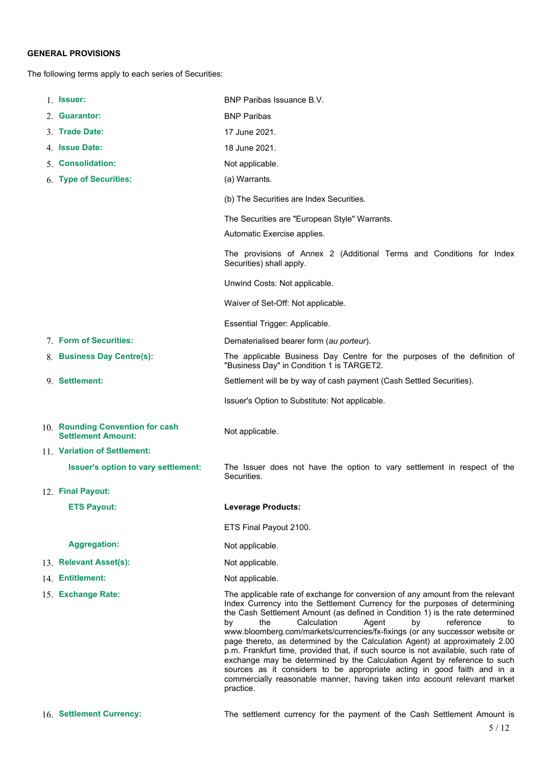**GENERAL PROVISIONS**

The following terms apply to each series of Securities:

1. **Issuer:** BNP Paribas Issuance B.V.
2. **Guarantor:** BNP Paribas
3. **Trade Date:** 17 June 2021.
4. **Issue Date:** 18 June 2021.
5. **Consolidation:** Not applicable.
6. **Type of Securities:** (a) Warrants.

   (b) The Securities are Index Securities.

   The Securities are "European Style" Warrants.

   Automatic Exercise applies.

   The provisions of Annex 2 (Additional Terms and Conditions for Index Securities) shall apply.

   Unwind Costs: Not applicable.

   Waiver of Set-Off: Not applicable.

   Essential Trigger: Applicable.
7. **Form of Securities:** Dematerialised bearer form (*au porteur*).
8. **Business Day Centre(s):** The applicable Business Day Centre for the purposes of the definition of "Business Day" in Condition 1 is TARGET2.
9. **Settlement:** Settlement will be by way of cash payment (Cash Settled Securities).

   Issuer's Option to Substitute: Not applicable.
10. **Rounding Convention for cash Settlement Amount:** Not applicable.
11. **Variation of Settlement:**

    **Issuer's option to vary settlement:** The Issuer does not have the option to vary settlement in respect of the Securities.
12. **Final Payout:**

    **ETS Payout:** **Leverage Products:**

    ETS Final Payout 2100.

    **Aggregation:** Not applicable.
13. **Relevant Asset(s):** Not applicable.
14. **Entitlement:** Not applicable.
15. **Exchange Rate:** The applicable rate of exchange for conversion of any amount from the relevant Index Currency into the Settlement Currency for the purposes of determining the Cash Settlement Amount (as defined in Condition 1) is the rate determined by the Calculation Agent by reference to www.bloomberg.com/markets/currencies/fx-fixings (or any successor website or page thereto, as determined by the Calculation Agent) at approximately 2.00 p.m. Frankfurt time, provided that, if such source is not available, such rate of exchange may be determined by the Calculation Agent by reference to such sources as it considers to be appropriate acting in good faith and in a commercially reasonable manner, having taken into account relevant market practice.
16. **Settlement Currency:** The settlement currency for the payment of the Cash Settlement Amount is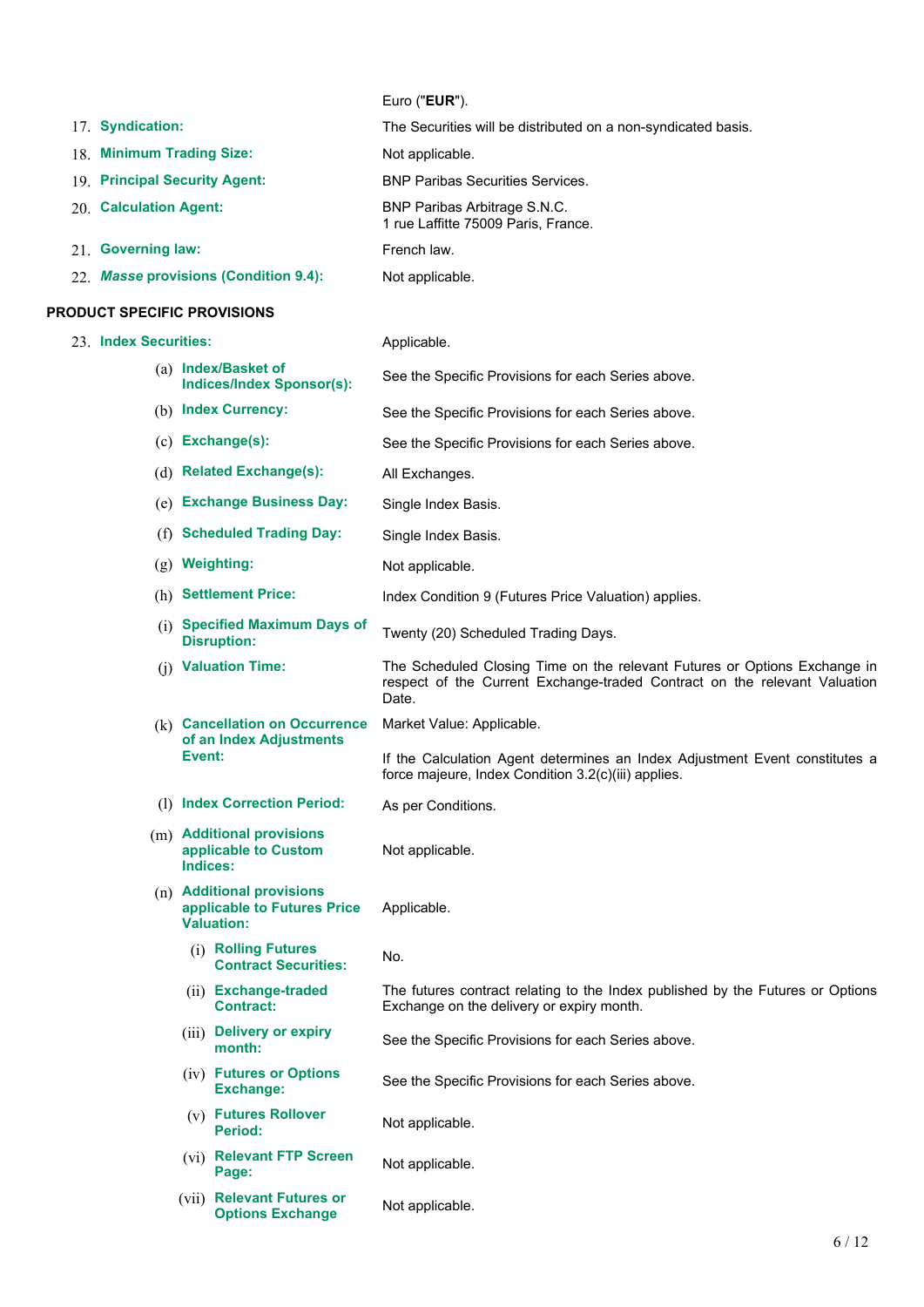|  |  |
|---|---|
|  | Euro ("**EUR**"). |
| 17. **Syndication:** | The Securities will be distributed on a non-syndicated basis. |
| 18. **Minimum Trading Size:** | Not applicable. |
| 19. **Principal Security Agent:** | BNP Paribas Securities Services. |
| 20. **Calculation Agent:** | BNP Paribas Arbitrage S.N.C.<br>1 rue Laffitte 75009 Paris, France. |
| 21. **Governing law:** | French law. |
| 22. ***Masse*** **provisions (Condition 9.4):** | Not applicable. |

**PRODUCT SPECIFIC PROVISIONS**

|  |  |
|---|---|
| 23. **Index Securities:** | Applicable. |
| (a) **Index/Basket of Indices/Index Sponsor(s):** | See the Specific Provisions for each Series above. |
| (b) **Index Currency:** | See the Specific Provisions for each Series above. |
| (c) **Exchange(s):** | See the Specific Provisions for each Series above. |
| (d) **Related Exchange(s):** | All Exchanges. |
| (e) **Exchange Business Day:** | Single Index Basis. |
| (f) **Scheduled Trading Day:** | Single Index Basis. |
| (g) **Weighting:** | Not applicable. |
| (h) **Settlement Price:** | Index Condition 9 (Futures Price Valuation) applies. |
| (i) **Specified Maximum Days of Disruption:** | Twenty (20) Scheduled Trading Days. |
| (j) **Valuation Time:** | The Scheduled Closing Time on the relevant Futures or Options Exchange in respect of the Current Exchange-traded Contract on the relevant Valuation Date. |
| (k) **Cancellation on Occurrence of an Index Adjustments Event:** | Market Value: Applicable.<br><br>If the Calculation Agent determines an Index Adjustment Event constitutes a force majeure, Index Condition 3.2(c)(iii) applies. |
| (l) **Index Correction Period:** | As per Conditions. |
| (m) **Additional provisions applicable to Custom Indices:** | Not applicable. |
| (n) **Additional provisions applicable to Futures Price Valuation:** | Applicable. |
| (i) **Rolling Futures Contract Securities:** | No. |
| (ii) **Exchange-traded Contract:** | The futures contract relating to the Index published by the Futures or Options Exchange on the delivery or expiry month. |
| (iii) **Delivery or expiry month:** | See the Specific Provisions for each Series above. |
| (iv) **Futures or Options Exchange:** | See the Specific Provisions for each Series above. |
| (v) **Futures Rollover Period:** | Not applicable. |
| (vi) **Relevant FTP Screen Page:** | Not applicable. |
| (vii) **Relevant Futures or Options Exchange** | Not applicable. |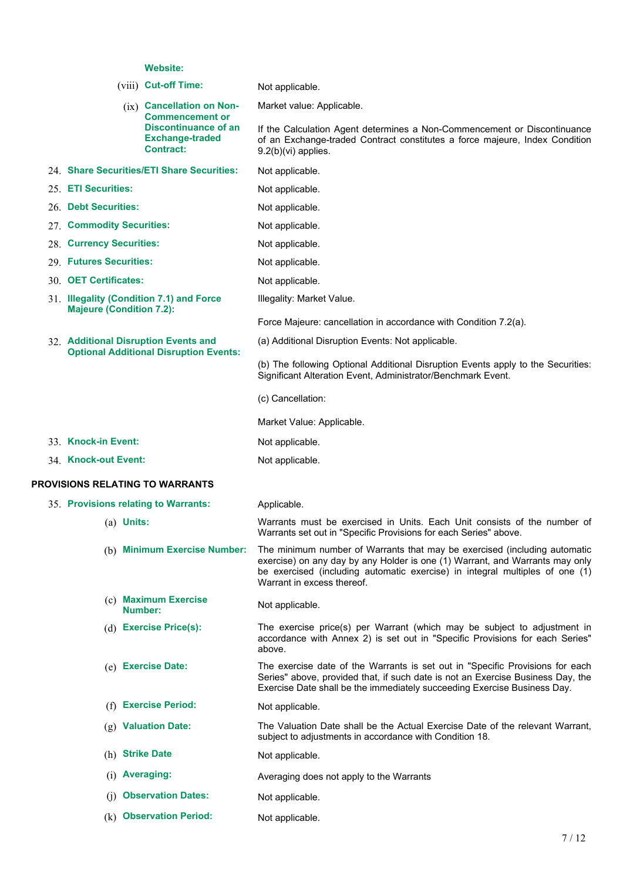|  |  |
|---|---|
| **Website:** |  |
| (viii) **Cut-off Time:** | Not applicable. |
| (ix) **Cancellation on Non-Commencement or Discontinuance of an Exchange-traded Contract:** | Market value: Applicable.<br><br>If the Calculation Agent determines a Non-Commencement or Discontinuance of an Exchange-traded Contract constitutes a force majeure, Index Condition 9.2(b)(vi) applies. |
| 24. **Share Securities/ETI Share Securities:** | Not applicable. |
| 25. **ETI Securities:** | Not applicable. |
| 26. **Debt Securities:** | Not applicable. |
| 27. **Commodity Securities:** | Not applicable. |
| 28. **Currency Securities:** | Not applicable. |
| 29. **Futures Securities:** | Not applicable. |
| 30. **OET Certificates:** | Not applicable. |
| 31. **Illegality (Condition 7.1) and Force Majeure (Condition 7.2):** | Illegality: Market Value.<br><br>Force Majeure: cancellation in accordance with Condition 7.2(a). |
| 32. **Additional Disruption Events and Optional Additional Disruption Events:** | (a) Additional Disruption Events: Not applicable.<br><br>(b) The following Optional Additional Disruption Events apply to the Securities: Significant Alteration Event, Administrator/Benchmark Event.<br><br>(c) Cancellation:<br><br>Market Value: Applicable. |
| 33. **Knock-in Event:** | Not applicable. |
| 34. **Knock-out Event:** | Not applicable. |

**PROVISIONS RELATING TO WARRANTS**

|  |  |
|---|---|
| 35. **Provisions relating to Warrants:** | Applicable. |
| (a) **Units:** | Warrants must be exercised in Units. Each Unit consists of the number of Warrants set out in "Specific Provisions for each Series" above. |
| (b) **Minimum Exercise Number:** | The minimum number of Warrants that may be exercised (including automatic exercise) on any day by any Holder is one (1) Warrant, and Warrants may only be exercised (including automatic exercise) in integral multiples of one (1) Warrant in excess thereof. |
| (c) **Maximum Exercise Number:** | Not applicable. |
| (d) **Exercise Price(s):** | The exercise price(s) per Warrant (which may be subject to adjustment in accordance with Annex 2) is set out in "Specific Provisions for each Series" above. |
| (e) **Exercise Date:** | The exercise date of the Warrants is set out in "Specific Provisions for each Series" above, provided that, if such date is not an Exercise Business Day, the Exercise Date shall be the immediately succeeding Exercise Business Day. |
| (f) **Exercise Period:** | Not applicable. |
| (g) **Valuation Date:** | The Valuation Date shall be the Actual Exercise Date of the relevant Warrant, subject to adjustments in accordance with Condition 18. |
| (h) **Strike Date** | Not applicable. |
| (i) **Averaging:** | Averaging does not apply to the Warrants |
| (j) **Observation Dates:** | Not applicable. |
| (k) **Observation Period:** | Not applicable. |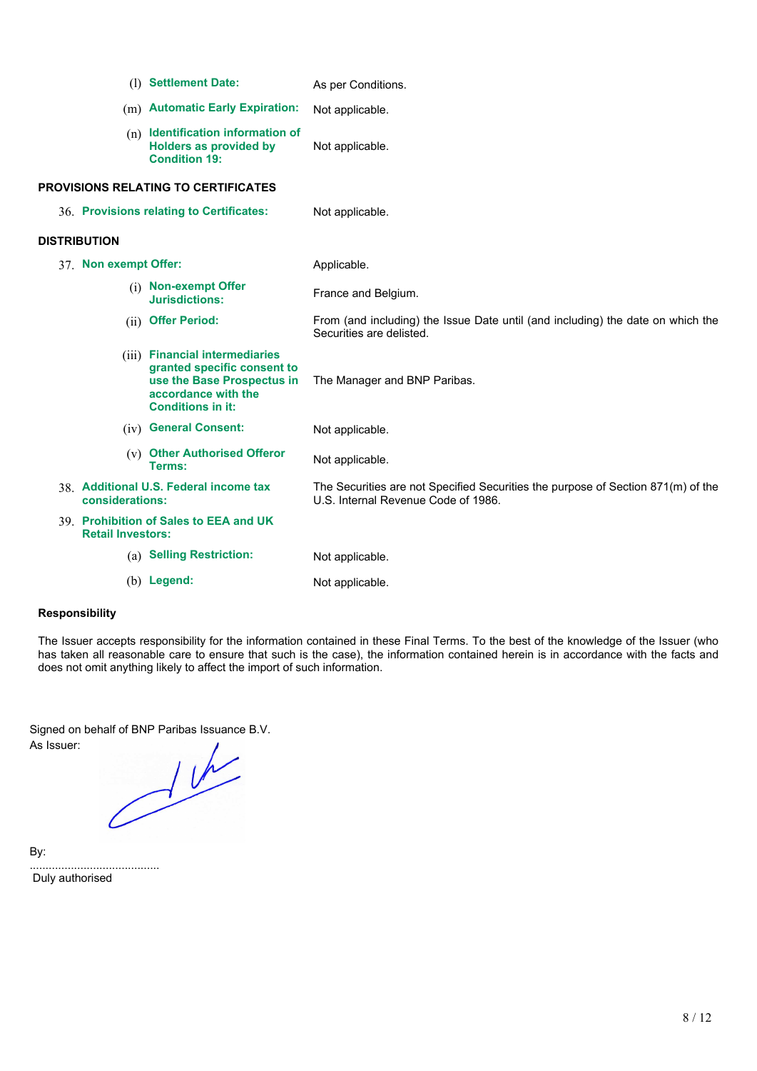(l) **Settlement Date:** As per Conditions.

(m) **Automatic Early Expiration:** Not applicable.

(n) **Identification information of Holders as provided by Condition 19:** Not applicable.

**PROVISIONS RELATING TO CERTIFICATES**

36. **Provisions relating to Certificates:** Not applicable.

**DISTRIBUTION**

37. **Non exempt Offer:** Applicable.

(i) **Non-exempt Offer Jurisdictions:** France and Belgium.

(ii) **Offer Period:** From (and including) the Issue Date until (and including) the date on which the Securities are delisted.

(iii) **Financial intermediaries granted specific consent to use the Base Prospectus in accordance with the Conditions in it:** The Manager and BNP Paribas.

(iv) **General Consent:** Not applicable.

(v) **Other Authorised Offeror Terms:** Not applicable.

38. **Additional U.S. Federal income tax considerations:** The Securities are not Specified Securities the purpose of Section 871(m) of the U.S. Internal Revenue Code of 1986.

39. **Prohibition of Sales to EEA and UK Retail Investors:**

(a) **Selling Restriction:** Not applicable.

(b) **Legend:** Not applicable.

**Responsibility**

The Issuer accepts responsibility for the information contained in these Final Terms. To the best of the knowledge of the Issuer (who has taken all reasonable care to ensure that such is the case), the information contained herein is in accordance with the facts and does not omit anything likely to affect the import of such information.

Signed on behalf of BNP Paribas Issuance B.V.

As Issuer:

By: .........................................

Duly authorised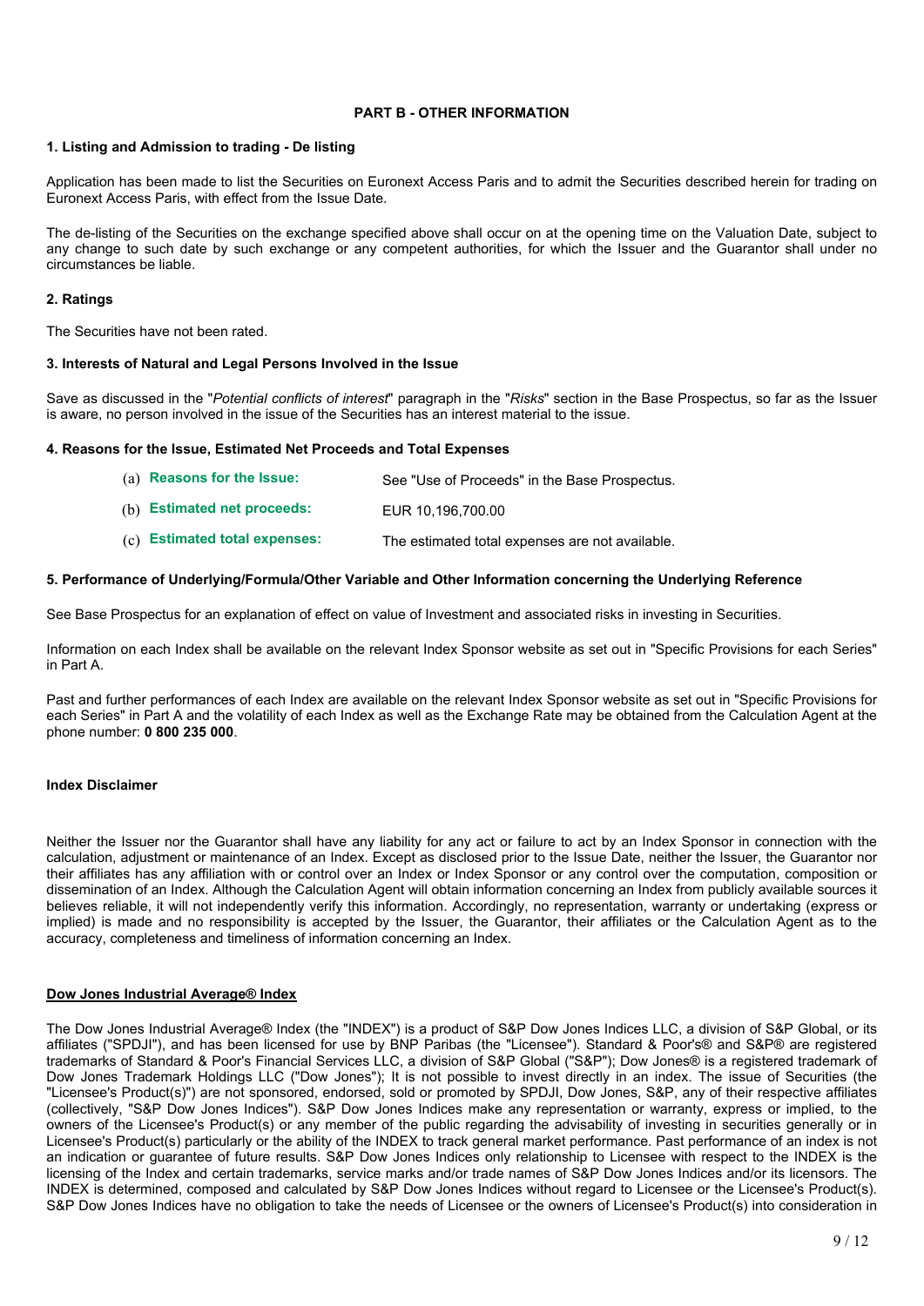## PART B - OTHER INFORMATION

### 1. Listing and Admission to trading - De listing

Application has been made to list the Securities on Euronext Access Paris and to admit the Securities described herein for trading on Euronext Access Paris, with effect from the Issue Date.

The de-listing of the Securities on the exchange specified above shall occur on at the opening time on the Valuation Date, subject to any change to such date by such exchange or any competent authorities, for which the Issuer and the Guarantor shall under no circumstances be liable.

### 2. Ratings

The Securities have not been rated.

### 3. Interests of Natural and Legal Persons Involved in the Issue

Save as discussed in the "*Potential conflicts of interest*" paragraph in the "*Risks*" section in the Base Prospectus, so far as the Issuer is aware, no person involved in the issue of the Securities has an interest material to the issue.

### 4. Reasons for the Issue, Estimated Net Proceeds and Total Expenses

| | |
|---|---|
| (a) **Reasons for the Issue:** | See "Use of Proceeds" in the Base Prospectus. |
| (b) **Estimated net proceeds:** | EUR 10,196,700.00 |
| (c) **Estimated total expenses:** | The estimated total expenses are not available. |

### 5. Performance of Underlying/Formula/Other Variable and Other Information concerning the Underlying Reference

See Base Prospectus for an explanation of effect on value of Investment and associated risks in investing in Securities.

Information on each Index shall be available on the relevant Index Sponsor website as set out in "Specific Provisions for each Series" in Part A.

Past and further performances of each Index are available on the relevant Index Sponsor website as set out in "Specific Provisions for each Series" in Part A and the volatility of each Index as well as the Exchange Rate may be obtained from the Calculation Agent at the phone number: **0 800 235 000**.

**Index Disclaimer**

Neither the Issuer nor the Guarantor shall have any liability for any act or failure to act by an Index Sponsor in connection with the calculation, adjustment or maintenance of an Index. Except as disclosed prior to the Issue Date, neither the Issuer, the Guarantor nor their affiliates has any affiliation with or control over an Index or Index Sponsor or any control over the computation, composition or dissemination of an Index. Although the Calculation Agent will obtain information concerning an Index from publicly available sources it believes reliable, it will not independently verify this information. Accordingly, no representation, warranty or undertaking (express or implied) is made and no responsibility is accepted by the Issuer, the Guarantor, their affiliates or the Calculation Agent as to the accuracy, completeness and timeliness of information concerning an Index.

**Dow Jones Industrial Average® Index**

The Dow Jones Industrial Average® Index (the "INDEX") is a product of S&P Dow Jones Indices LLC, a division of S&P Global, or its affiliates ("SPDJI"), and has been licensed for use by BNP Paribas (the "Licensee"). Standard & Poor's® and S&P® are registered trademarks of Standard & Poor's Financial Services LLC, a division of S&P Global ("S&P"); Dow Jones® is a registered trademark of Dow Jones Trademark Holdings LLC ("Dow Jones"); It is not possible to invest directly in an index. The issue of Securities (the "Licensee's Product(s)") are not sponsored, endorsed, sold or promoted by SPDJI, Dow Jones, S&P, any of their respective affiliates (collectively, "S&P Dow Jones Indices"). S&P Dow Jones Indices make any representation or warranty, express or implied, to the owners of the Licensee's Product(s) or any member of the public regarding the advisability of investing in securities generally or in Licensee's Product(s) particularly or the ability of the INDEX to track general market performance. Past performance of an index is not an indication or guarantee of future results. S&P Dow Jones Indices only relationship to Licensee with respect to the INDEX is the licensing of the Index and certain trademarks, service marks and/or trade names of S&P Dow Jones Indices and/or its licensors. The INDEX is determined, composed and calculated by S&P Dow Jones Indices without regard to Licensee or the Licensee's Product(s). S&P Dow Jones Indices have no obligation to take the needs of Licensee or the owners of Licensee's Product(s) into consideration in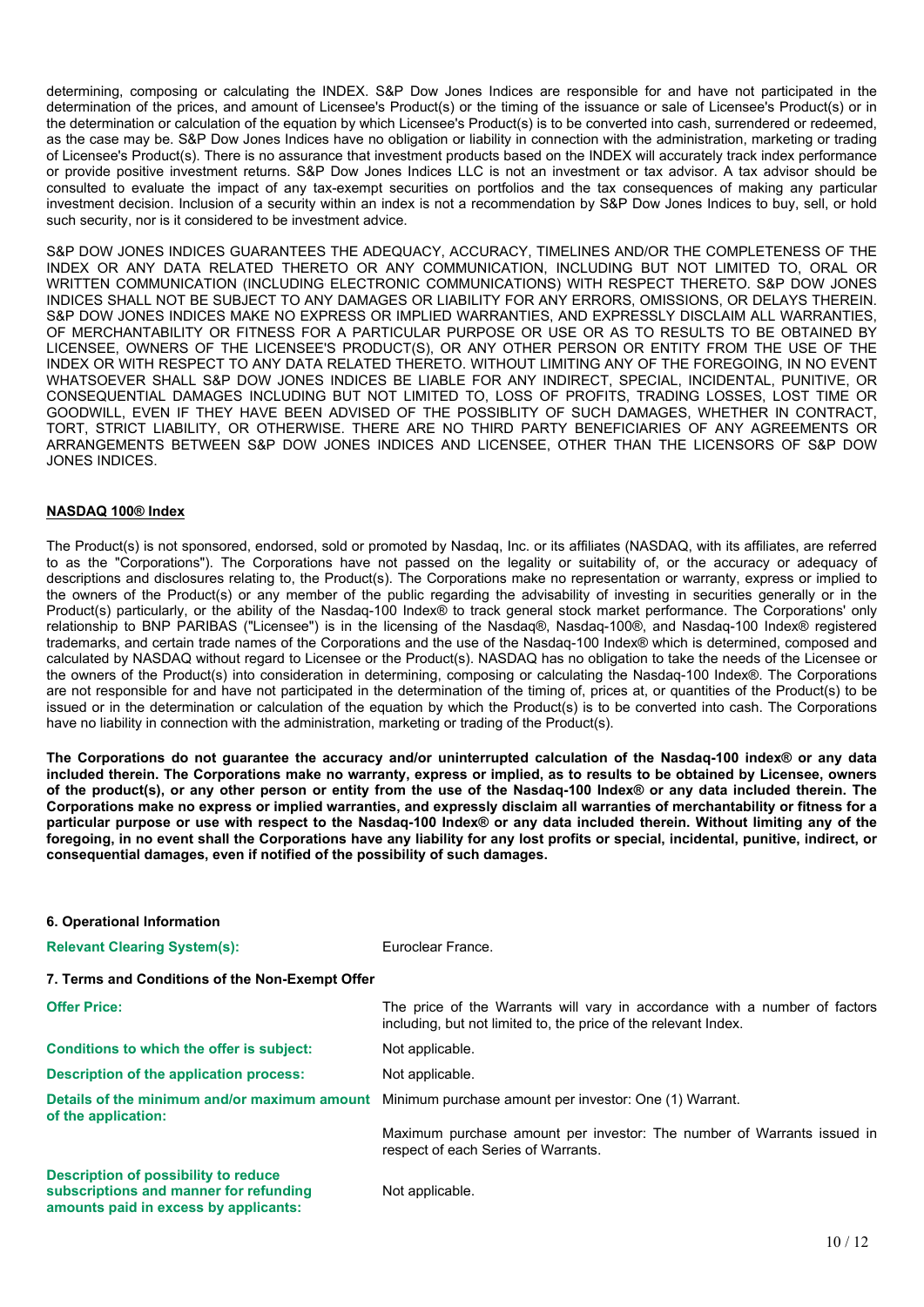determining, composing or calculating the INDEX. S&P Dow Jones Indices are responsible for and have not participated in the determination of the prices, and amount of Licensee's Product(s) or the timing of the issuance or sale of Licensee's Product(s) or in the determination or calculation of the equation by which Licensee's Product(s) is to be converted into cash, surrendered or redeemed, as the case may be. S&P Dow Jones Indices have no obligation or liability in connection with the administration, marketing or trading of Licensee's Product(s). There is no assurance that investment products based on the INDEX will accurately track index performance or provide positive investment returns. S&P Dow Jones Indices LLC is not an investment or tax advisor. A tax advisor should be consulted to evaluate the impact of any tax-exempt securities on portfolios and the tax consequences of making any particular investment decision. Inclusion of a security within an index is not a recommendation by S&P Dow Jones Indices to buy, sell, or hold such security, nor is it considered to be investment advice.

S&P DOW JONES INDICES GUARANTEES THE ADEQUACY, ACCURACY, TIMELINES AND/OR THE COMPLETENESS OF THE INDEX OR ANY DATA RELATED THERETO OR ANY COMMUNICATION, INCLUDING BUT NOT LIMITED TO, ORAL OR WRITTEN COMMUNICATION (INCLUDING ELECTRONIC COMMUNICATIONS) WITH RESPECT THERETO. S&P DOW JONES INDICES SHALL NOT BE SUBJECT TO ANY DAMAGES OR LIABILITY FOR ANY ERRORS, OMISSIONS, OR DELAYS THEREIN. S&P DOW JONES INDICES MAKE NO EXPRESS OR IMPLIED WARRANTIES, AND EXPRESSLY DISCLAIM ALL WARRANTIES, OF MERCHANTABILITY OR FITNESS FOR A PARTICULAR PURPOSE OR USE OR AS TO RESULTS TO BE OBTAINED BY LICENSEE, OWNERS OF THE LICENSEE'S PRODUCT(S), OR ANY OTHER PERSON OR ENTITY FROM THE USE OF THE INDEX OR WITH RESPECT TO ANY DATA RELATED THERETO. WITHOUT LIMITING ANY OF THE FOREGOING, IN NO EVENT WHATSOEVER SHALL S&P DOW JONES INDICES BE LIABLE FOR ANY INDIRECT, SPECIAL, INCIDENTAL, PUNITIVE, OR CONSEQUENTIAL DAMAGES INCLUDING BUT NOT LIMITED TO, LOSS OF PROFITS, TRADING LOSSES, LOST TIME OR GOODWILL, EVEN IF THEY HAVE BEEN ADVISED OF THE POSSIBLITY OF SUCH DAMAGES, WHETHER IN CONTRACT, TORT, STRICT LIABILITY, OR OTHERWISE. THERE ARE NO THIRD PARTY BENEFICIARIES OF ANY AGREEMENTS OR ARRANGEMENTS BETWEEN S&P DOW JONES INDICES AND LICENSEE, OTHER THAN THE LICENSORS OF S&P DOW JONES INDICES.

**NASDAQ 100® Index**

The Product(s) is not sponsored, endorsed, sold or promoted by Nasdaq, Inc. or its affiliates (NASDAQ, with its affiliates, are referred to as the "Corporations"). The Corporations have not passed on the legality or suitability of, or the accuracy or adequacy of descriptions and disclosures relating to, the Product(s). The Corporations make no representation or warranty, express or implied to the owners of the Product(s) or any member of the public regarding the advisability of investing in securities generally or in the Product(s) particularly, or the ability of the Nasdaq-100 Index® to track general stock market performance. The Corporations' only relationship to BNP PARIBAS ("Licensee") is in the licensing of the Nasdaq®, Nasdaq-100®, and Nasdaq-100 Index® registered trademarks, and certain trade names of the Corporations and the use of the Nasdaq-100 Index® which is determined, composed and calculated by NASDAQ without regard to Licensee or the Product(s). NASDAQ has no obligation to take the needs of the Licensee or the owners of the Product(s) into consideration in determining, composing or calculating the Nasdaq-100 Index®. The Corporations are not responsible for and have not participated in the determination of the timing of, prices at, or quantities of the Product(s) to be issued or in the determination or calculation of the equation by which the Product(s) is to be converted into cash. The Corporations have no liability in connection with the administration, marketing or trading of the Product(s).

**The Corporations do not guarantee the accuracy and/or uninterrupted calculation of the Nasdaq-100 index® or any data included therein. The Corporations make no warranty, express or implied, as to results to be obtained by Licensee, owners of the product(s), or any other person or entity from the use of the Nasdaq-100 Index® or any data included therein. The Corporations make no express or implied warranties, and expressly disclaim all warranties of merchantability or fitness for a particular purpose or use with respect to the Nasdaq-100 Index® or any data included therein. Without limiting any of the foregoing, in no event shall the Corporations have any liability for any lost profits or special, incidental, punitive, indirect, or consequential damages, even if notified of the possibility of such damages.**

**6. Operational Information**

| | |
|---|---|
| **Relevant Clearing System(s):** | Euroclear France. |

**7. Terms and Conditions of the Non-Exempt Offer**

| | |
|---|---|
| **Offer Price:** | The price of the Warrants will vary in accordance with a number of factors including, but not limited to, the price of the relevant Index. |
| **Conditions to which the offer is subject:** | Not applicable. |
| **Description of the application process:** | Not applicable. |
| **Details of the minimum and/or maximum amount of the application:** | Minimum purchase amount per investor: One (1) Warrant.<br><br>Maximum purchase amount per investor: The number of Warrants issued in respect of each Series of Warrants. |
| **Description of possibility to reduce subscriptions and manner for refunding amounts paid in excess by applicants:** | Not applicable. |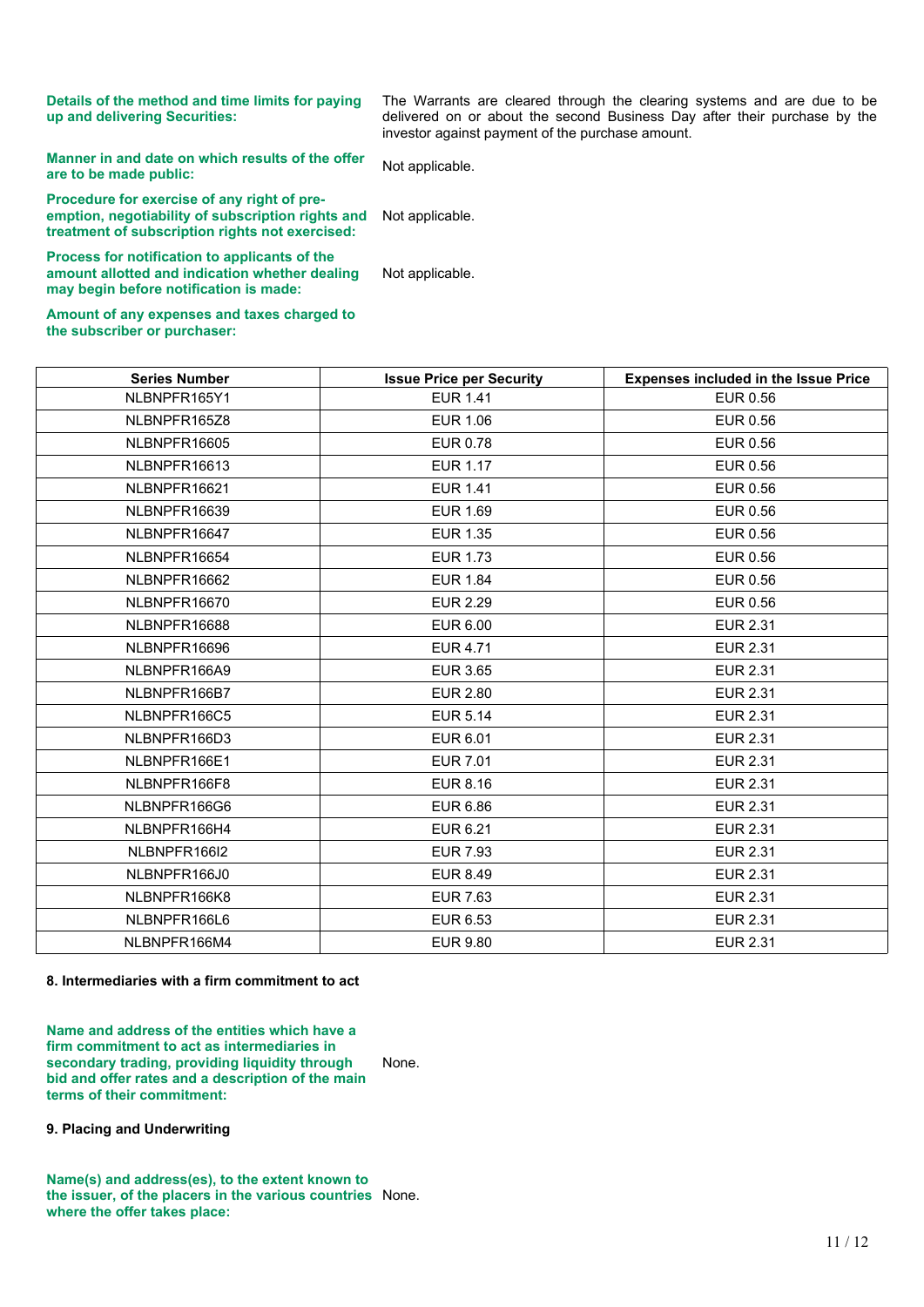**Details of the method and time limits for paying up and delivering Securities:** The Warrants are cleared through the clearing systems and are due to be delivered on or about the second Business Day after their purchase by the investor against payment of the purchase amount.

**Manner in and date on which results of the offer are to be made public:** Not applicable.

**Procedure for exercise of any right of pre-emption, negotiability of subscription rights and treatment of subscription rights not exercised:** Not applicable.

**Process for notification to applicants of the amount allotted and indication whether dealing may begin before notification is made:** Not applicable.

**Amount of any expenses and taxes charged to the subscriber or purchaser:**

| Series Number | Issue Price per Security | Expenses included in the Issue Price |
|---|---|---|
| NLBNPFR165Y1 | EUR 1.41 | EUR 0.56 |
| NLBNPFR165Z8 | EUR 1.06 | EUR 0.56 |
| NLBNPFR16605 | EUR 0.78 | EUR 0.56 |
| NLBNPFR16613 | EUR 1.17 | EUR 0.56 |
| NLBNPFR16621 | EUR 1.41 | EUR 0.56 |
| NLBNPFR16639 | EUR 1.69 | EUR 0.56 |
| NLBNPFR16647 | EUR 1.35 | EUR 0.56 |
| NLBNPFR16654 | EUR 1.73 | EUR 0.56 |
| NLBNPFR16662 | EUR 1.84 | EUR 0.56 |
| NLBNPFR16670 | EUR 2.29 | EUR 0.56 |
| NLBNPFR16688 | EUR 6.00 | EUR 2.31 |
| NLBNPFR16696 | EUR 4.71 | EUR 2.31 |
| NLBNPFR166A9 | EUR 3.65 | EUR 2.31 |
| NLBNPFR166B7 | EUR 2.80 | EUR 2.31 |
| NLBNPFR166C5 | EUR 5.14 | EUR 2.31 |
| NLBNPFR166D3 | EUR 6.01 | EUR 2.31 |
| NLBNPFR166E1 | EUR 7.01 | EUR 2.31 |
| NLBNPFR166F8 | EUR 8.16 | EUR 2.31 |
| NLBNPFR166G6 | EUR 6.86 | EUR 2.31 |
| NLBNPFR166H4 | EUR 6.21 | EUR 2.31 |
| NLBNPFR166I2 | EUR 7.93 | EUR 2.31 |
| NLBNPFR166J0 | EUR 8.49 | EUR 2.31 |
| NLBNPFR166K8 | EUR 7.63 | EUR 2.31 |
| NLBNPFR166L6 | EUR 6.53 | EUR 2.31 |
| NLBNPFR166M4 | EUR 9.80 | EUR 2.31 |

## 8. Intermediaries with a firm commitment to act

**Name and address of the entities which have a firm commitment to act as intermediaries in secondary trading, providing liquidity through bid and offer rates and a description of the main terms of their commitment:** None.

## 9. Placing and Underwriting

**Name(s) and address(es), to the extent known to the issuer, of the placers in the various countries where the offer takes place:** None.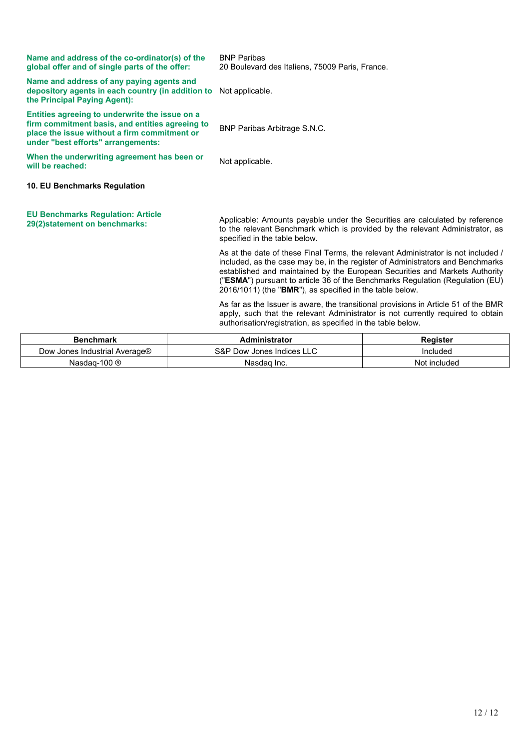**Name and address of the co-ordinator(s) of the global offer and of single parts of the offer:** BNP Paribas
20 Boulevard des Italiens, 75009 Paris, France.

**Name and address of any paying agents and depository agents in each country (in addition to the Principal Paying Agent):** Not applicable.

**Entities agreeing to underwrite the issue on a firm commitment basis, and entities agreeing to place the issue without a firm commitment or under "best efforts" arrangements:** BNP Paribas Arbitrage S.N.C.

**When the underwriting agreement has been or will be reached:** Not applicable.

**10. EU Benchmarks Regulation**

**EU Benchmarks Regulation: Article 29(2)statement on benchmarks:**

Applicable: Amounts payable under the Securities are calculated by reference to the relevant Benchmark which is provided by the relevant Administrator, as specified in the table below.

As at the date of these Final Terms, the relevant Administrator is not included / included, as the case may be, in the register of Administrators and Benchmarks established and maintained by the European Securities and Markets Authority ("**ESMA**") pursuant to article 36 of the Benchmarks Regulation (Regulation (EU) 2016/1011) (the "**BMR**"), as specified in the table below.

As far as the Issuer is aware, the transitional provisions in Article 51 of the BMR apply, such that the relevant Administrator is not currently required to obtain authorisation/registration, as specified in the table below.

| Benchmark | Administrator | Register |
|---|---|---|
| Dow Jones Industrial Average® | S&P Dow Jones Indices LLC | Included |
| Nasdaq-100 ® | Nasdaq Inc. | Not included |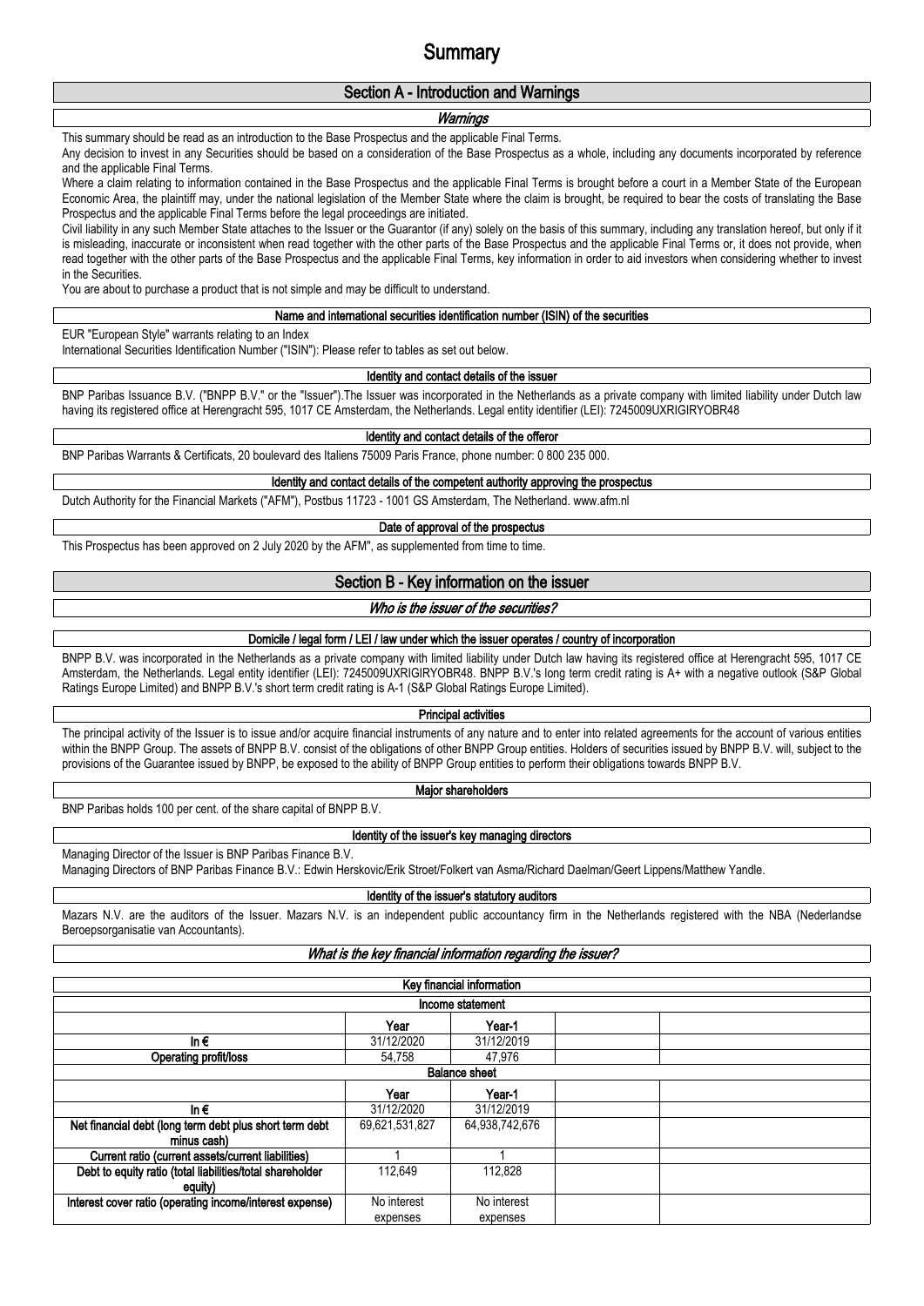# Summary

## Section A - Introduction and Warnings

### *Warnings*

This summary should be read as an introduction to the Base Prospectus and the applicable Final Terms.

Any decision to invest in any Securities should be based on a consideration of the Base Prospectus as a whole, including any documents incorporated by reference and the applicable Final Terms.

Where a claim relating to information contained in the Base Prospectus and the applicable Final Terms is brought before a court in a Member State of the European Economic Area, the plaintiff may, under the national legislation of the Member State where the claim is brought, be required to bear the costs of translating the Base Prospectus and the applicable Final Terms before the legal proceedings are initiated.

Civil liability in any such Member State attaches to the Issuer or the Guarantor (if any) solely on the basis of this summary, including any translation hereof, but only if it is misleading, inaccurate or inconsistent when read together with the other parts of the Base Prospectus and the applicable Final Terms or, it does not provide, when read together with the other parts of the Base Prospectus and the applicable Final Terms, key information in order to aid investors when considering whether to invest in the Securities.

You are about to purchase a product that is not simple and may be difficult to understand.

### Name and international securities identification number (ISIN) of the securities

EUR "European Style" warrants relating to an Index

International Securities Identification Number ("ISIN"): Please refer to tables as set out below.

### Identity and contact details of the issuer

BNP Paribas Issuance B.V. ("BNPP B.V." or the "Issuer").The Issuer was incorporated in the Netherlands as a private company with limited liability under Dutch law having its registered office at Herengracht 595, 1017 CE Amsterdam, the Netherlands. Legal entity identifier (LEI): 7245009UXRIGIRYOBR48

### Identity and contact details of the offeror

BNP Paribas Warrants & Certificats, 20 boulevard des Italiens 75009 Paris France, phone number: 0 800 235 000.

### Identity and contact details of the competent authority approving the prospectus

Dutch Authority for the Financial Markets ("AFM"), Postbus 11723 - 1001 GS Amsterdam, The Netherland. www.afm.nl

### Date of approval of the prospectus

This Prospectus has been approved on 2 July 2020 by the AFM", as supplemented from time to time.

## Section B - Key information on the issuer

### *Who is the issuer of the securities?*

### Domicile / legal form / LEI / law under which the issuer operates / country of incorporation

BNPP B.V. was incorporated in the Netherlands as a private company with limited liability under Dutch law having its registered office at Herengracht 595, 1017 CE Amsterdam, the Netherlands. Legal entity identifier (LEI): 7245009UXRIGIRYOBR48. BNPP B.V.'s long term credit rating is A+ with a negative outlook (S&P Global Ratings Europe Limited) and BNPP B.V.'s short term credit rating is A-1 (S&P Global Ratings Europe Limited).

### Principal activities

The principal activity of the Issuer is to issue and/or acquire financial instruments of any nature and to enter into related agreements for the account of various entities within the BNPP Group. The assets of BNPP B.V. consist of the obligations of other BNPP Group entities. Holders of securities issued by BNPP B.V. will, subject to the provisions of the Guarantee issued by BNPP, be exposed to the ability of BNPP Group entities to perform their obligations towards BNPP B.V.

### Major shareholders

BNP Paribas holds 100 per cent. of the share capital of BNPP B.V.

### Identity of the issuer's key managing directors

Managing Director of the Issuer is BNP Paribas Finance B.V.

Managing Directors of BNP Paribas Finance B.V.: Edwin Herskovic/Erik Stroet/Folkert van Asma/Richard Daelman/Geert Lippens/Matthew Yandle.

### Identity of the issuer's statutory auditors

Mazars N.V. are the auditors of the Issuer. Mazars N.V. is an independent public accountancy firm in the Netherlands registered with the NBA (Nederlandse Beroepsorganisatie van Accountants).

### *What is the key financial information regarding the issuer?*

| Key financial information | | | | |
|---|---|---|---|---|
| **Income statement** | | | | |
| | **Year** | **Year-1** | | |
| **In €** | 31/12/2020 | 31/12/2019 | | |
| **Operating profit/loss** | 54,758 | 47,976 | | |
| **Balance sheet** | | | | |
| | **Year** | **Year-1** | | |
| **In €** | 31/12/2020 | 31/12/2019 | | |
| **Net financial debt (long term debt plus short term debt minus cash)** | 69,621,531,827 | 64,938,742,676 | | |
| **Current ratio (current assets/current liabilities)** | 1 | 1 | | |
| **Debt to equity ratio (total liabilities/total shareholder equity)** | 112,649 | 112,828 | | |
| **Interest cover ratio (operating income/interest expense)** | No interest expenses | No interest expenses | | |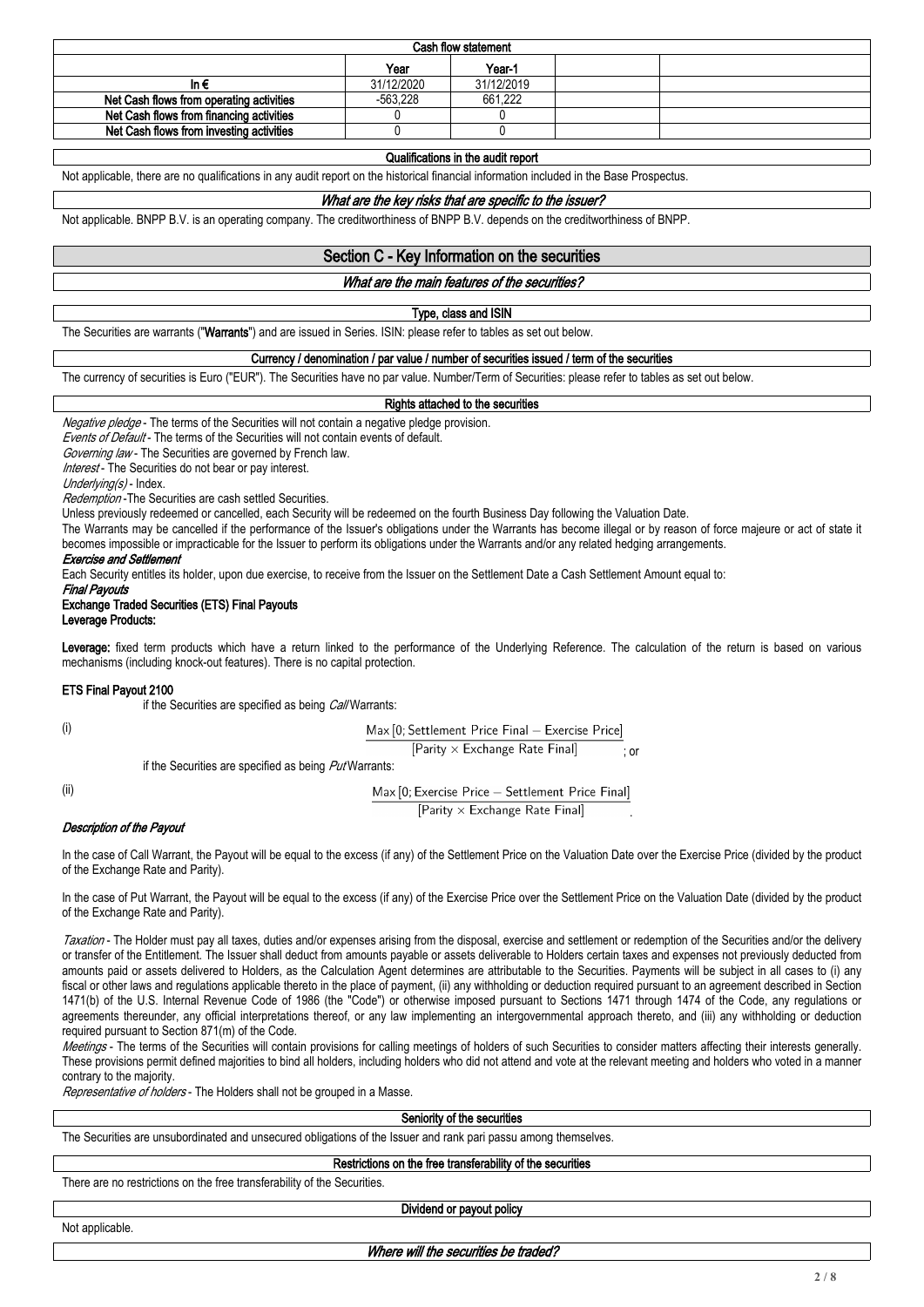| Cash flow statement | | | | |
|---|---|---|---|---|
| | Year | Year-1 | | |
| In € | 31/12/2020 | 31/12/2019 | | |
| Net Cash flows from operating activities | -563,228 | 661,222 | | |
| Net Cash flows from financing activities | 0 | 0 | | |
| Net Cash flows from investing activities | 0 | 0 | | |

**Qualifications in the audit report**

Not applicable, there are no qualifications in any audit report on the historical financial information included in the Base Prospectus.

***What are the key risks that are specific to the issuer?***

Not applicable. BNPP B.V. is an operating company. The creditworthiness of BNPP B.V. depends on the creditworthiness of BNPP.

## Section C - Key Information on the securities

***What are the main features of the securities?***

**Type, class and ISIN**

The Securities are warrants ("**Warrants**") and are issued in Series. ISIN: please refer to tables as set out below.

**Currency / denomination / par value / number of securities issued / term of the securities**

The currency of securities is Euro ("EUR"). The Securities have no par value. Number/Term of Securities: please refer to tables as set out below.

**Rights attached to the securities**

*Negative pledge* - The terms of the Securities will not contain a negative pledge provision.

*Events of Default* - The terms of the Securities will not contain events of default.

*Governing law* - The Securities are governed by French law.

*Interest* - The Securities do not bear or pay interest.

*Underlying(s)* - Index.

*Redemption* -The Securities are cash settled Securities.

Unless previously redeemed or cancelled, each Security will be redeemed on the fourth Business Day following the Valuation Date.

The Warrants may be cancelled if the performance of the Issuer's obligations under the Warrants has become illegal or by reason of force majeure or act of state it becomes impossible or impracticable for the Issuer to perform its obligations under the Warrants and/or any related hedging arrangements.

***Exercise and Settlement***

Each Security entitles its holder, upon due exercise, to receive from the Issuer on the Settlement Date a Cash Settlement Amount equal to:

***Final Payouts***

**Exchange Traded Securities (ETS) Final Payouts**

**Leverage Products:**

**Leverage:** fixed term products which have a return linked to the performance of the Underlying Reference. The calculation of the return is based on various mechanisms (including knock-out features). There is no capital protection.

**ETS Final Payout 2100**

if the Securities are specified as being *Call* Warrants:

(i)

$$\frac{\text{Max}\,[0;\text{Settlement Price Final} - \text{Exercise Price}]}{[\text{Parity} \times \text{Exchange Rate Final}]}\ ;\text{ or}$$

if the Securities are specified as being *Put* Warrants:

(ii)

$$\frac{\text{Max}\,[0;\text{Exercise Price} - \text{Settlement Price Final}]}{[\text{Parity} \times \text{Exchange Rate Final}]}.$$

***Description of the Payout***

In the case of Call Warrant, the Payout will be equal to the excess (if any) of the Settlement Price on the Valuation Date over the Exercise Price (divided by the product of the Exchange Rate and Parity).

In the case of Put Warrant, the Payout will be equal to the excess (if any) of the Exercise Price over the Settlement Price on the Valuation Date (divided by the product of the Exchange Rate and Parity).

*Taxation* - The Holder must pay all taxes, duties and/or expenses arising from the disposal, exercise and settlement or redemption of the Securities and/or the delivery or transfer of the Entitlement. The Issuer shall deduct from amounts payable or assets deliverable to Holders certain taxes and expenses not previously deducted from amounts paid or assets delivered to Holders, as the Calculation Agent determines are attributable to the Securities. Payments will be subject in all cases to (i) any fiscal or other laws and regulations applicable thereto in the place of payment, (ii) any withholding or deduction required pursuant to an agreement described in Section 1471(b) of the U.S. Internal Revenue Code of 1986 (the "Code") or otherwise imposed pursuant to Sections 1471 through 1474 of the Code, any regulations or agreements thereunder, any official interpretations thereof, or any law implementing an intergovernmental approach thereto, and (iii) any withholding or deduction required pursuant to Section 871(m) of the Code.

*Meetings* - The terms of the Securities will contain provisions for calling meetings of holders of such Securities to consider matters affecting their interests generally. These provisions permit defined majorities to bind all holders, including holders who did not attend and vote at the relevant meeting and holders who voted in a manner contrary to the majority.

*Representative of holders* - The Holders shall not be grouped in a Masse.

**Seniority of the securities**

The Securities are unsubordinated and unsecured obligations of the Issuer and rank pari passu among themselves.

**Restrictions on the free transferability of the securities**

There are no restrictions on the free transferability of the Securities.

**Dividend or payout policy**

Not applicable.

***Where will the securities be traded?***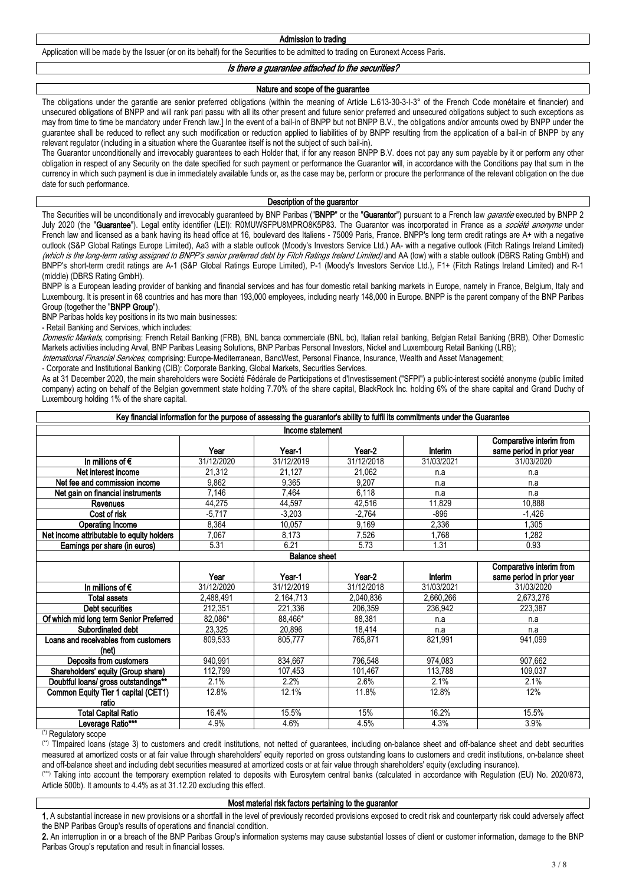### Admission to trading

Application will be made by the Issuer (or on its behalf) for the Securities to be admitted to trading on Euronext Access Paris.

## *Is there a guarantee attached to the securities?*

### Nature and scope of the guarantee

The obligations under the garantie are senior preferred obligations (within the meaning of Article L.613-30-3-I-3° of the French Code monétaire et financier) and unsecured obligations of BNPP and will rank pari passu with all its other present and future senior preferred and unsecured obligations subject to such exceptions as may from time to time be mandatory under French law.] In the event of a bail-in of BNPP but not BNPP B.V., the obligations and/or amounts owed by BNPP under the guarantee shall be reduced to reflect any such modification or reduction applied to liabilities of by BNPP resulting from the application of a bail-in of BNPP by any relevant regulator (including in a situation where the Guarantee itself is not the subject of such bail-in).

The Guarantor unconditionally and irrevocably guarantees to each Holder that, if for any reason BNPP B.V. does not pay any sum payable by it or perform any other obligation in respect of any Security on the date specified for such payment or performance the Guarantor will, in accordance with the Conditions pay that sum in the currency in which such payment is due in immediately available funds or, as the case may be, perform or procure the performance of the relevant obligation on the due date for such performance.

### Description of the guarantor

The Securities will be unconditionally and irrevocably guaranteed by BNP Paribas ("**BNPP**" or the "**Guarantor**") pursuant to a French law *garantie* executed by BNPP 2 July 2020 (the "**Guarantee**"). Legal entity identifier (LEI): R0MUWSFPU8MPRO8K5P83. The Guarantor was incorporated in France as a *société anonyme* under French law and licensed as a bank having its head office at 16, boulevard des Italiens - 75009 Paris, France. BNPP's long term credit ratings are A+ with a negative outlook (S&P Global Ratings Europe Limited), Aa3 with a stable outlook (Moody's Investors Service Ltd.) AA- with a negative outlook (Fitch Ratings Ireland Limited) *(which is the long-term rating assigned to BNPP's senior preferred debt by Fitch Ratings Ireland Limited)* and AA (low) with a stable outlook (DBRS Rating GmbH) and BNPP's short-term credit ratings are A-1 (S&P Global Ratings Europe Limited), P-1 (Moody's Investors Service Ltd.), F1+ (Fitch Ratings Ireland Limited) and R-1 (middle) (DBRS Rating GmbH).

BNPP is a European leading provider of banking and financial services and has four domestic retail banking markets in Europe, namely in France, Belgium, Italy and Luxembourg. It is present in 68 countries and has more than 193,000 employees, including nearly 148,000 in Europe. BNPP is the parent company of the BNP Paribas Group (together the "**BNPP Group**").

BNP Paribas holds key positions in its two main businesses:

- Retail Banking and Services, which includes:

*Domestic Markets*, comprising: French Retail Banking (FRB), BNL banca commerciale (BNL bc), Italian retail banking, Belgian Retail Banking (BRB), Other Domestic Markets activities including Arval, BNP Paribas Leasing Solutions, BNP Paribas Personal Investors, Nickel and Luxembourg Retail Banking (LRB);

*International Financial Services*, comprising: Europe-Mediterranean, BancWest, Personal Finance, Insurance, Wealth and Asset Management;

- Corporate and Institutional Banking (CIB): Corporate Banking, Global Markets, Securities Services.

As at 31 December 2020, the main shareholders were Société Fédérale de Participations et d'Investissement ("SFPI") a public-interest société anonyme (public limited company) acting on behalf of the Belgian government state holding 7.70% of the share capital, BlackRock Inc. holding 6% of the share capital and Grand Duchy of Luxembourg holding 1% of the share capital.

### Key financial information for the purpose of assessing the guarantor's ability to fulfil its commitments under the Guarantee

**Income statement**

| | Year | Year-1 | Year-2 | Interim | Comparative interim from same period in prior year |
|---|---|---|---|---|---|
| In millions of € | 31/12/2020 | 31/12/2019 | 31/12/2018 | 31/03/2021 | 31/03/2020 |
| Net interest income | 21,312 | 21,127 | 21,062 | n.a | n.a |
| Net fee and commission income | 9,862 | 9,365 | 9,207 | n.a | n.a |
| Net gain on financial instruments | 7,146 | 7,464 | 6,118 | n.a | n.a |
| Revenues | 44,275 | 44,597 | 42,516 | 11,829 | 10,888 |
| Cost of risk | -5,717 | -3,203 | -2,764 | -896 | -1,426 |
| Operating Income | 8,364 | 10,057 | 9,169 | 2,336 | 1,305 |
| Net income attributable to equity holders | 7,067 | 8,173 | 7,526 | 1,768 | 1,282 |
| Earnings per share (in euros) | 5.31 | 6.21 | 5.73 | 1.31 | 0.93 |

**Balance sheet**

| | Year | Year-1 | Year-2 | Interim | Comparative interim from same period in prior year |
|---|---|---|---|---|---|
| In millions of € | 31/12/2020 | 31/12/2019 | 31/12/2018 | 31/03/2021 | 31/03/2020 |
| Total assets | 2,488,491 | 2,164,713 | 2,040,836 | 2,660,266 | 2,673,276 |
| Debt securities | 212,351 | 221,336 | 206,359 | 236,942 | 223,387 |
| Of which mid long term Senior Preferred | 82,086* | 88,466* | 88,381 | n.a | n.a |
| Subordinated debt | 23,325 | 20,896 | 18,414 | n.a | n.a |
| Loans and receivables from customers (net) | 809,533 | 805,777 | 765,871 | 821,991 | 941,099 |
| Deposits from customers | 940,991 | 834,667 | 796,548 | 974,083 | 907,662 |
| Shareholders' equity (Group share) | 112,799 | 107,453 | 101,467 | 113,788 | 109,037 |
| Doubtful loans/ gross outstandings** | 2.1% | 2.2% | 2.6% | 2.1% | 2.1% |
| Common Equity Tier 1 capital (CET1) ratio | 12.8% | 12.1% | 11.8% | 12.8% | 12% |
| Total Capital Ratio | 16.4% | 15.5% | 15% | 16.2% | 15.5% |
| Leverage Ratio*** | 4.9% | 4.6% | 4.5% | 4.3% | 3.9% |

(*) Regulatory scope

(**) TImpaired loans (stage 3) to customers and credit institutions, not netted of guarantees, including on-balance sheet and off-balance sheet and debt securities measured at amortized costs or at fair value through shareholders' equity reported on gross outstanding loans to customers and credit institutions, on-balance sheet and off-balance sheet and including debt securities measured at amortized costs or at fair value through shareholders' equity (excluding insurance).

(***) Taking into account the temporary exemption related to deposits with Eurosytem central banks (calculated in accordance with Regulation (EU) No. 2020/873, Article 500b). It amounts to 4.4% as at 31.12.20 excluding this effect.

### Most material risk factors pertaining to the guarantor

**1.** A substantial increase in new provisions or a shortfall in the level of previously recorded provisions exposed to credit risk and counterparty risk could adversely affect the BNP Paribas Group's results of operations and financial condition.

**2.** An interruption in or a breach of the BNP Paribas Group's information systems may cause substantial losses of client or customer information, damage to the BNP Paribas Group's reputation and result in financial losses.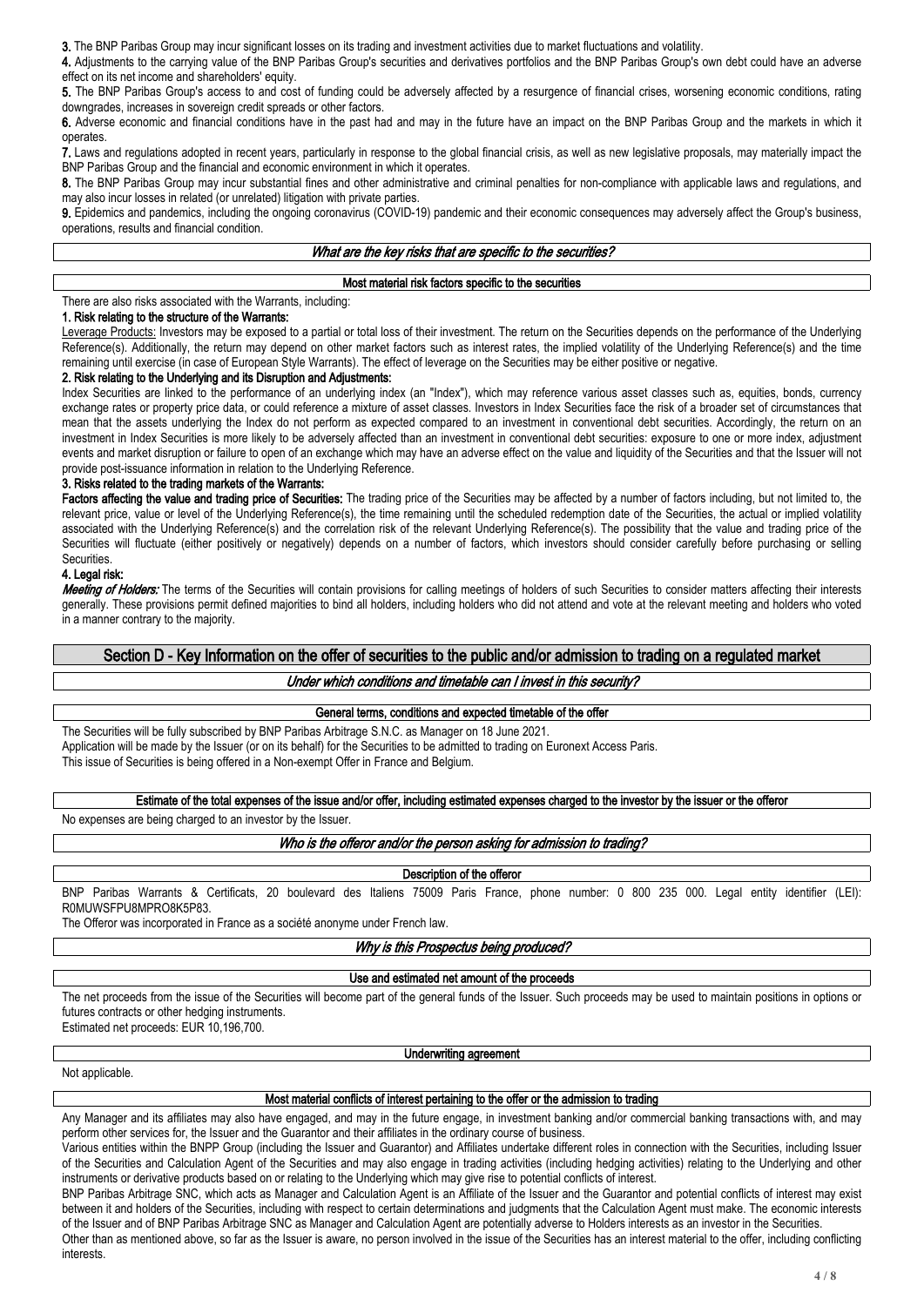**3.** The BNP Paribas Group may incur significant losses on its trading and investment activities due to market fluctuations and volatility.

**4.** Adjustments to the carrying value of the BNP Paribas Group's securities and derivatives portfolios and the BNP Paribas Group's own debt could have an adverse effect on its net income and shareholders' equity.

**5.** The BNP Paribas Group's access to and cost of funding could be adversely affected by a resurgence of financial crises, worsening economic conditions, rating downgrades, increases in sovereign credit spreads or other factors.

**6.** Adverse economic and financial conditions have in the past had and may in the future have an impact on the BNP Paribas Group and the markets in which it operates.

**7.** Laws and regulations adopted in recent years, particularly in response to the global financial crisis, as well as new legislative proposals, may materially impact the BNP Paribas Group and the financial and economic environment in which it operates.

**8.** The BNP Paribas Group may incur substantial fines and other administrative and criminal penalties for non-compliance with applicable laws and regulations, and may also incur losses in related (or unrelated) litigation with private parties.

**9.** Epidemics and pandemics, including the ongoing coronavirus (COVID-19) pandemic and their economic consequences may adversely affect the Group's business, operations, results and financial condition.

### *What are the key risks that are specific to the securities?*

**Most material risk factors specific to the securities**

There are also risks associated with the Warrants, including:

**1. Risk relating to the structure of the Warrants:**

Leverage Products: Investors may be exposed to a partial or total loss of their investment. The return on the Securities depends on the performance of the Underlying Reference(s). Additionally, the return may depend on other market factors such as interest rates, the implied volatility of the Underlying Reference(s) and the time remaining until exercise (in case of European Style Warrants). The effect of leverage on the Securities may be either positive or negative.

**2. Risk relating to the Underlying and its Disruption and Adjustments:**

Index Securities are linked to the performance of an underlying index (an "Index"), which may reference various asset classes such as, equities, bonds, currency exchange rates or property price data, or could reference a mixture of asset classes. Investors in Index Securities face the risk of a broader set of circumstances that mean that the assets underlying the Index do not perform as expected compared to an investment in conventional debt securities. Accordingly, the return on an investment in Index Securities is more likely to be adversely affected than an investment in conventional debt securities: exposure to one or more index, adjustment events and market disruption or failure to open of an exchange which may have an adverse effect on the value and liquidity of the Securities and that the Issuer will not provide post-issuance information in relation to the Underlying Reference.

**3. Risks related to the trading markets of the Warrants:**

**Factors affecting the value and trading price of Securities:** The trading price of the Securities may be affected by a number of factors including, but not limited to, the relevant price, value or level of the Underlying Reference(s), the time remaining until the scheduled redemption date of the Securities, the actual or implied volatility associated with the Underlying Reference(s) and the correlation risk of the relevant Underlying Reference(s). The possibility that the value and trading price of the Securities will fluctuate (either positively or negatively) depends on a number of factors, which investors should consider carefully before purchasing or selling Securities.

**4. Legal risk:**

***Meeting of Holders:*** The terms of the Securities will contain provisions for calling meetings of holders of such Securities to consider matters affecting their interests generally. These provisions permit defined majorities to bind all holders, including holders who did not attend and vote at the relevant meeting and holders who voted in a manner contrary to the majority.

## Section D - Key Information on the offer of securities to the public and/or admission to trading on a regulated market

### *Under which conditions and timetable can I invest in this security?*

**General terms, conditions and expected timetable of the offer**

The Securities will be fully subscribed by BNP Paribas Arbitrage S.N.C. as Manager on 18 June 2021.

Application will be made by the Issuer (or on its behalf) for the Securities to be admitted to trading on Euronext Access Paris.

This issue of Securities is being offered in a Non-exempt Offer in France and Belgium.

**Estimate of the total expenses of the issue and/or offer, including estimated expenses charged to the investor by the issuer or the offeror**

No expenses are being charged to an investor by the Issuer.

### *Who is the offeror and/or the person asking for admission to trading?*

**Description of the offeror**

BNP Paribas Warrants & Certificats, 20 boulevard des Italiens 75009 Paris France, phone number: 0 800 235 000. Legal entity identifier (LEI): R0MUWSFPU8MPRO8K5P83.

The Offeror was incorporated in France as a société anonyme under French law.

### *Why is this Prospectus being produced?*

**Use and estimated net amount of the proceeds**

The net proceeds from the issue of the Securities will become part of the general funds of the Issuer. Such proceeds may be used to maintain positions in options or futures contracts or other hedging instruments.

Estimated net proceeds: EUR 10,196,700.

**Underwriting agreement**

Not applicable.

**Most material conflicts of interest pertaining to the offer or the admission to trading**

Any Manager and its affiliates may also have engaged, and may in the future engage, in investment banking and/or commercial banking transactions with, and may perform other services for, the Issuer and the Guarantor and their affiliates in the ordinary course of business.

Various entities within the BNPP Group (including the Issuer and Guarantor) and Affiliates undertake different roles in connection with the Securities, including Issuer of the Securities and Calculation Agent of the Securities and may also engage in trading activities (including hedging activities) relating to the Underlying and other instruments or derivative products based on or relating to the Underlying which may give rise to potential conflicts of interest.

BNP Paribas Arbitrage SNC, which acts as Manager and Calculation Agent is an Affiliate of the Issuer and the Guarantor and potential conflicts of interest may exist between it and holders of the Securities, including with respect to certain determinations and judgments that the Calculation Agent must make. The economic interests of the Issuer and of BNP Paribas Arbitrage SNC as Manager and Calculation Agent are potentially adverse to Holders interests as an investor in the Securities.

Other than as mentioned above, so far as the Issuer is aware, no person involved in the issue of the Securities has an interest material to the offer, including conflicting interests.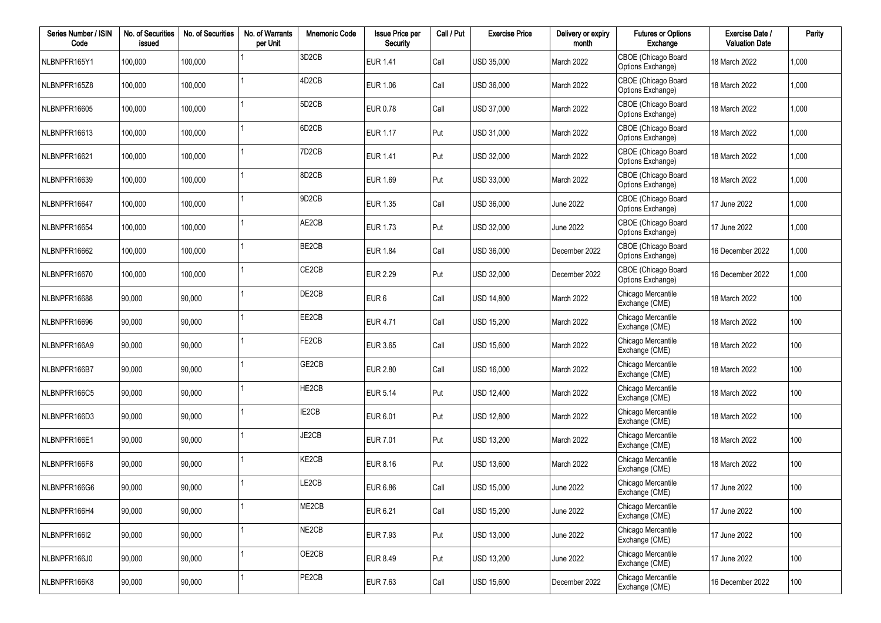| Series Number / ISIN Code | No. of Securities issued | No. of Securities | No. of Warrants per Unit | Mnemonic Code | Issue Price per Security | Call / Put | Exercise Price | Delivery or expiry month | Futures or Options Exchange | Exercise Date / Valuation Date | Parity |
|---|---|---|---|---|---|---|---|---|---|---|---|
| NLBNPFR165Y1 | 100,000 | 100,000 | 1 | 3D2CB | EUR 1.41 | Call | USD 35,000 | March 2022 | CBOE (Chicago Board Options Exchange) | 18 March 2022 | 1,000 |
| NLBNPFR165Z8 | 100,000 | 100,000 | 1 | 4D2CB | EUR 1.06 | Call | USD 36,000 | March 2022 | CBOE (Chicago Board Options Exchange) | 18 March 2022 | 1,000 |
| NLBNPFR16605 | 100,000 | 100,000 | 1 | 5D2CB | EUR 0.78 | Call | USD 37,000 | March 2022 | CBOE (Chicago Board Options Exchange) | 18 March 2022 | 1,000 |
| NLBNPFR16613 | 100,000 | 100,000 | 1 | 6D2CB | EUR 1.17 | Put | USD 31,000 | March 2022 | CBOE (Chicago Board Options Exchange) | 18 March 2022 | 1,000 |
| NLBNPFR16621 | 100,000 | 100,000 | 1 | 7D2CB | EUR 1.41 | Put | USD 32,000 | March 2022 | CBOE (Chicago Board Options Exchange) | 18 March 2022 | 1,000 |
| NLBNPFR16639 | 100,000 | 100,000 | 1 | 8D2CB | EUR 1.69 | Put | USD 33,000 | March 2022 | CBOE (Chicago Board Options Exchange) | 18 March 2022 | 1,000 |
| NLBNPFR16647 | 100,000 | 100,000 | 1 | 9D2CB | EUR 1.35 | Call | USD 36,000 | June 2022 | CBOE (Chicago Board Options Exchange) | 17 June 2022 | 1,000 |
| NLBNPFR16654 | 100,000 | 100,000 | 1 | AE2CB | EUR 1.73 | Put | USD 32,000 | June 2022 | CBOE (Chicago Board Options Exchange) | 17 June 2022 | 1,000 |
| NLBNPFR16662 | 100,000 | 100,000 | 1 | BE2CB | EUR 1.84 | Call | USD 36,000 | December 2022 | CBOE (Chicago Board Options Exchange) | 16 December 2022 | 1,000 |
| NLBNPFR16670 | 100,000 | 100,000 | 1 | CE2CB | EUR 2.29 | Put | USD 32,000 | December 2022 | CBOE (Chicago Board Options Exchange) | 16 December 2022 | 1,000 |
| NLBNPFR16688 | 90,000 | 90,000 | 1 | DE2CB | EUR 6 | Call | USD 14,800 | March 2022 | Chicago Mercantile Exchange (CME) | 18 March 2022 | 100 |
| NLBNPFR16696 | 90,000 | 90,000 | 1 | EE2CB | EUR 4.71 | Call | USD 15,200 | March 2022 | Chicago Mercantile Exchange (CME) | 18 March 2022 | 100 |
| NLBNPFR166A9 | 90,000 | 90,000 | 1 | FE2CB | EUR 3.65 | Call | USD 15,600 | March 2022 | Chicago Mercantile Exchange (CME) | 18 March 2022 | 100 |
| NLBNPFR166B7 | 90,000 | 90,000 | 1 | GE2CB | EUR 2.80 | Call | USD 16,000 | March 2022 | Chicago Mercantile Exchange (CME) | 18 March 2022 | 100 |
| NLBNPFR166C5 | 90,000 | 90,000 | 1 | HE2CB | EUR 5.14 | Put | USD 12,400 | March 2022 | Chicago Mercantile Exchange (CME) | 18 March 2022 | 100 |
| NLBNPFR166D3 | 90,000 | 90,000 | 1 | IE2CB | EUR 6.01 | Put | USD 12,800 | March 2022 | Chicago Mercantile Exchange (CME) | 18 March 2022 | 100 |
| NLBNPFR166E1 | 90,000 | 90,000 | 1 | JE2CB | EUR 7.01 | Put | USD 13,200 | March 2022 | Chicago Mercantile Exchange (CME) | 18 March 2022 | 100 |
| NLBNPFR166F8 | 90,000 | 90,000 | 1 | KE2CB | EUR 8.16 | Put | USD 13,600 | March 2022 | Chicago Mercantile Exchange (CME) | 18 March 2022 | 100 |
| NLBNPFR166G6 | 90,000 | 90,000 | 1 | LE2CB | EUR 6.86 | Call | USD 15,000 | June 2022 | Chicago Mercantile Exchange (CME) | 17 June 2022 | 100 |
| NLBNPFR166H4 | 90,000 | 90,000 | 1 | ME2CB | EUR 6.21 | Call | USD 15,200 | June 2022 | Chicago Mercantile Exchange (CME) | 17 June 2022 | 100 |
| NLBNPFR166I2 | 90,000 | 90,000 | 1 | NE2CB | EUR 7.93 | Put | USD 13,000 | June 2022 | Chicago Mercantile Exchange (CME) | 17 June 2022 | 100 |
| NLBNPFR166J0 | 90,000 | 90,000 | 1 | OE2CB | EUR 8.49 | Put | USD 13,200 | June 2022 | Chicago Mercantile Exchange (CME) | 17 June 2022 | 100 |
| NLBNPFR166K8 | 90,000 | 90,000 | 1 | PE2CB | EUR 7.63 | Call | USD 15,600 | December 2022 | Chicago Mercantile Exchange (CME) | 16 December 2022 | 100 |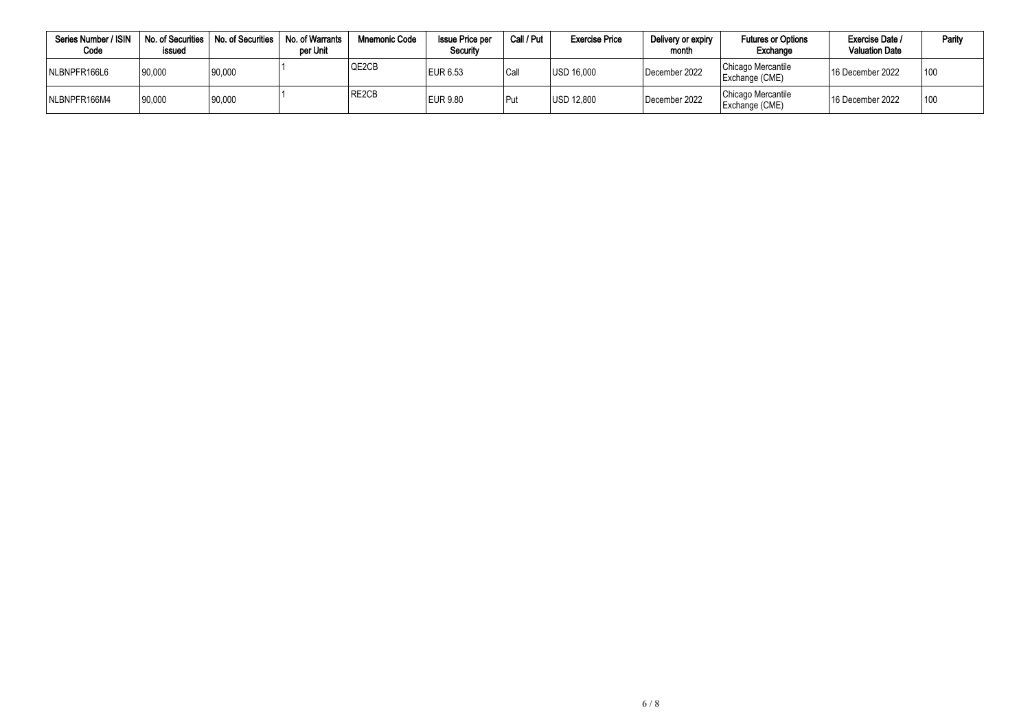| Series Number / ISIN Code | No. of Securities issued | No. of Securities | No. of Warrants per Unit | Mnemonic Code | Issue Price per Security | Call / Put | Exercise Price | Delivery or expiry month | Futures or Options Exchange | Exercise Date / Valuation Date | Parity |
|---|---|---|---|---|---|---|---|---|---|---|---|
| NLBNPFR166L6 | 90,000 | 90,000 | 1 | QE2CB | EUR 6.53 | Call | USD 16,000 | December 2022 | Chicago Mercantile Exchange (CME) | 16 December 2022 | 100 |
| NLBNPFR166M4 | 90,000 | 90,000 | 1 | RE2CB | EUR 9.80 | Put | USD 12,800 | December 2022 | Chicago Mercantile Exchange (CME) | 16 December 2022 | 100 |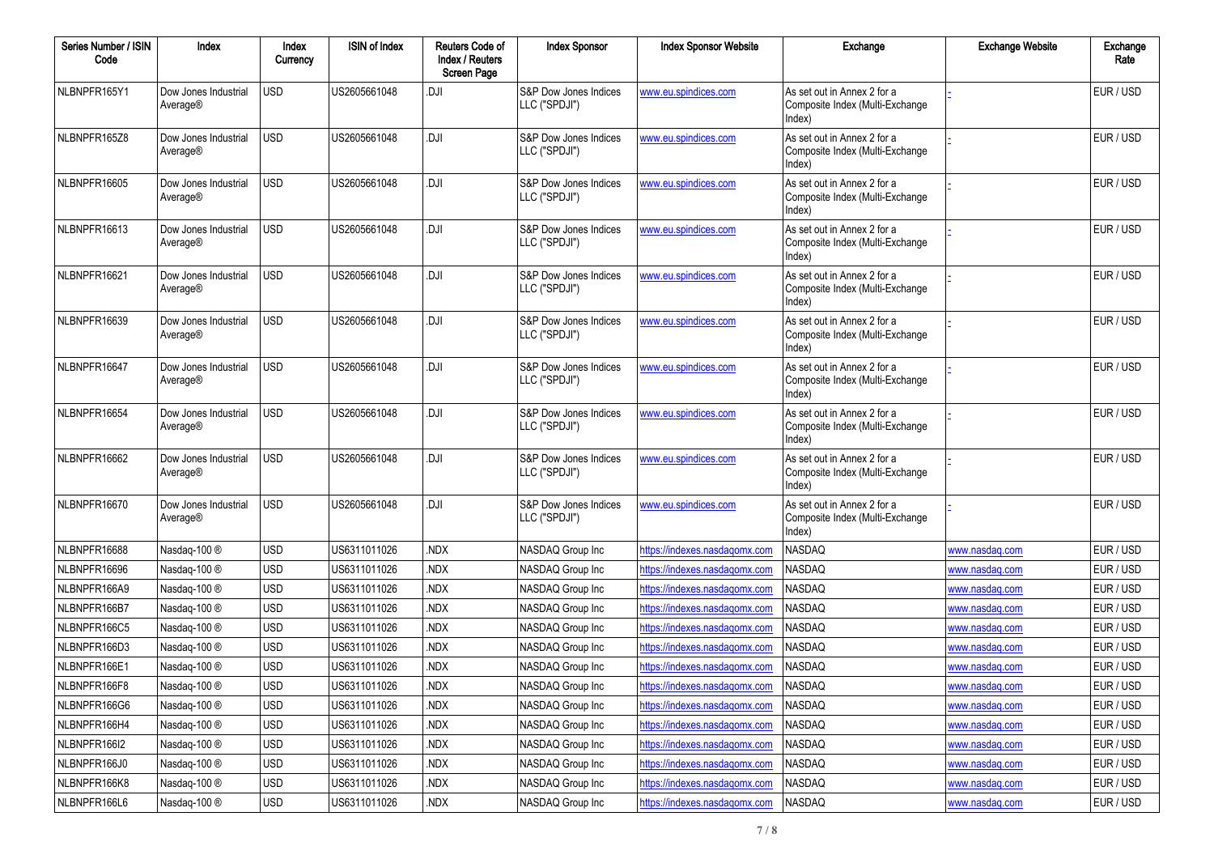| Series Number / ISIN Code | Index | Index Currency | ISIN of Index | Reuters Code of Index / Reuters Screen Page | Index Sponsor | Index Sponsor Website | Exchange | Exchange Website | Exchange Rate |
|---|---|---|---|---|---|---|---|---|---|
| NLBNPFR165Y1 | Dow Jones Industrial Average® | USD | US2605661048 | .DJI | S&P Dow Jones Indices LLC ("SPDJI") | www.eu.spindices.com | As set out in Annex 2 for a Composite Index (Multi-Exchange Index) | - | EUR / USD |
| NLBNPFR165Z8 | Dow Jones Industrial Average® | USD | US2605661048 | .DJI | S&P Dow Jones Indices LLC ("SPDJI") | www.eu.spindices.com | As set out in Annex 2 for a Composite Index (Multi-Exchange Index) | - | EUR / USD |
| NLBNPFR16605 | Dow Jones Industrial Average® | USD | US2605661048 | .DJI | S&P Dow Jones Indices LLC ("SPDJI") | www.eu.spindices.com | As set out in Annex 2 for a Composite Index (Multi-Exchange Index) | - | EUR / USD |
| NLBNPFR16613 | Dow Jones Industrial Average® | USD | US2605661048 | .DJI | S&P Dow Jones Indices LLC ("SPDJI") | www.eu.spindices.com | As set out in Annex 2 for a Composite Index (Multi-Exchange Index) | - | EUR / USD |
| NLBNPFR16621 | Dow Jones Industrial Average® | USD | US2605661048 | .DJI | S&P Dow Jones Indices LLC ("SPDJI") | www.eu.spindices.com | As set out in Annex 2 for a Composite Index (Multi-Exchange Index) | - | EUR / USD |
| NLBNPFR16639 | Dow Jones Industrial Average® | USD | US2605661048 | .DJI | S&P Dow Jones Indices LLC ("SPDJI") | www.eu.spindices.com | As set out in Annex 2 for a Composite Index (Multi-Exchange Index) | - | EUR / USD |
| NLBNPFR16647 | Dow Jones Industrial Average® | USD | US2605661048 | .DJI | S&P Dow Jones Indices LLC ("SPDJI") | www.eu.spindices.com | As set out in Annex 2 for a Composite Index (Multi-Exchange Index) | - | EUR / USD |
| NLBNPFR16654 | Dow Jones Industrial Average® | USD | US2605661048 | .DJI | S&P Dow Jones Indices LLC ("SPDJI") | www.eu.spindices.com | As set out in Annex 2 for a Composite Index (Multi-Exchange Index) | - | EUR / USD |
| NLBNPFR16662 | Dow Jones Industrial Average® | USD | US2605661048 | .DJI | S&P Dow Jones Indices LLC ("SPDJI") | www.eu.spindices.com | As set out in Annex 2 for a Composite Index (Multi-Exchange Index) | - | EUR / USD |
| NLBNPFR16670 | Dow Jones Industrial Average® | USD | US2605661048 | .DJI | S&P Dow Jones Indices LLC ("SPDJI") | www.eu.spindices.com | As set out in Annex 2 for a Composite Index (Multi-Exchange Index) | - | EUR / USD |
| NLBNPFR16688 | Nasdaq-100 ® | USD | US6311011026 | .NDX | NASDAQ Group Inc | https://indexes.nasdaqomx.com | NASDAQ | www.nasdaq.com | EUR / USD |
| NLBNPFR16696 | Nasdaq-100 ® | USD | US6311011026 | .NDX | NASDAQ Group Inc | https://indexes.nasdaqomx.com | NASDAQ | www.nasdaq.com | EUR / USD |
| NLBNPFR166A9 | Nasdaq-100 ® | USD | US6311011026 | .NDX | NASDAQ Group Inc | https://indexes.nasdaqomx.com | NASDAQ | www.nasdaq.com | EUR / USD |
| NLBNPFR166B7 | Nasdaq-100 ® | USD | US6311011026 | .NDX | NASDAQ Group Inc | https://indexes.nasdaqomx.com | NASDAQ | www.nasdaq.com | EUR / USD |
| NLBNPFR166C5 | Nasdaq-100 ® | USD | US6311011026 | .NDX | NASDAQ Group Inc | https://indexes.nasdaqomx.com | NASDAQ | www.nasdaq.com | EUR / USD |
| NLBNPFR166D3 | Nasdaq-100 ® | USD | US6311011026 | .NDX | NASDAQ Group Inc | https://indexes.nasdaqomx.com | NASDAQ | www.nasdaq.com | EUR / USD |
| NLBNPFR166E1 | Nasdaq-100 ® | USD | US6311011026 | .NDX | NASDAQ Group Inc | https://indexes.nasdaqomx.com | NASDAQ | www.nasdaq.com | EUR / USD |
| NLBNPFR166F8 | Nasdaq-100 ® | USD | US6311011026 | .NDX | NASDAQ Group Inc | https://indexes.nasdaqomx.com | NASDAQ | www.nasdaq.com | EUR / USD |
| NLBNPFR166G6 | Nasdaq-100 ® | USD | US6311011026 | .NDX | NASDAQ Group Inc | https://indexes.nasdaqomx.com | NASDAQ | www.nasdaq.com | EUR / USD |
| NLBNPFR166H4 | Nasdaq-100 ® | USD | US6311011026 | .NDX | NASDAQ Group Inc | https://indexes.nasdaqomx.com | NASDAQ | www.nasdaq.com | EUR / USD |
| NLBNPFR166I2 | Nasdaq-100 ® | USD | US6311011026 | .NDX | NASDAQ Group Inc | https://indexes.nasdaqomx.com | NASDAQ | www.nasdaq.com | EUR / USD |
| NLBNPFR166J0 | Nasdaq-100 ® | USD | US6311011026 | .NDX | NASDAQ Group Inc | https://indexes.nasdaqomx.com | NASDAQ | www.nasdaq.com | EUR / USD |
| NLBNPFR166K8 | Nasdaq-100 ® | USD | US6311011026 | .NDX | NASDAQ Group Inc | https://indexes.nasdaqomx.com | NASDAQ | www.nasdaq.com | EUR / USD |
| NLBNPFR166L6 | Nasdaq-100 ® | USD | US6311011026 | .NDX | NASDAQ Group Inc | https://indexes.nasdaqomx.com | NASDAQ | www.nasdaq.com | EUR / USD |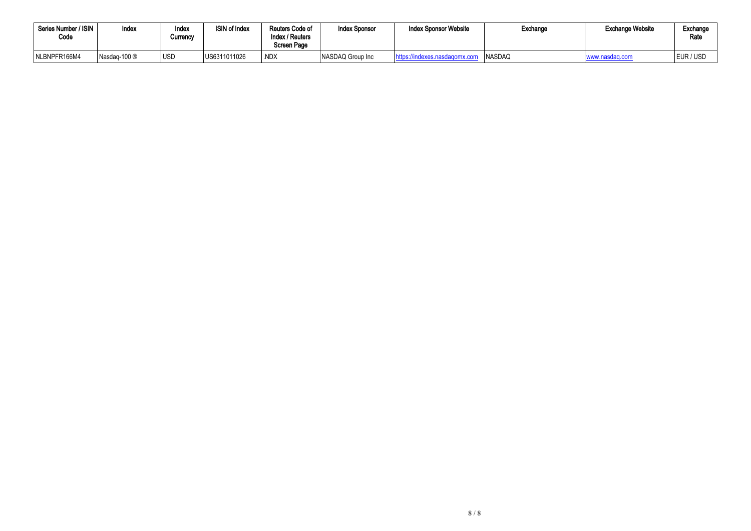| Series Number / ISIN Code | Index | Index Currency | ISIN of Index | Reuters Code of Index / Reuters Screen Page | Index Sponsor | Index Sponsor Website | Exchange | Exchange Website | Exchange Rate |
|---|---|---|---|---|---|---|---|---|---|
| NLBNPFR166M4 | Nasdaq-100 ® | USD | US6311011026 | .NDX | NASDAQ Group Inc | https://indexes.nasdaqomx.com | NASDAQ | www.nasdaq.com | EUR / USD |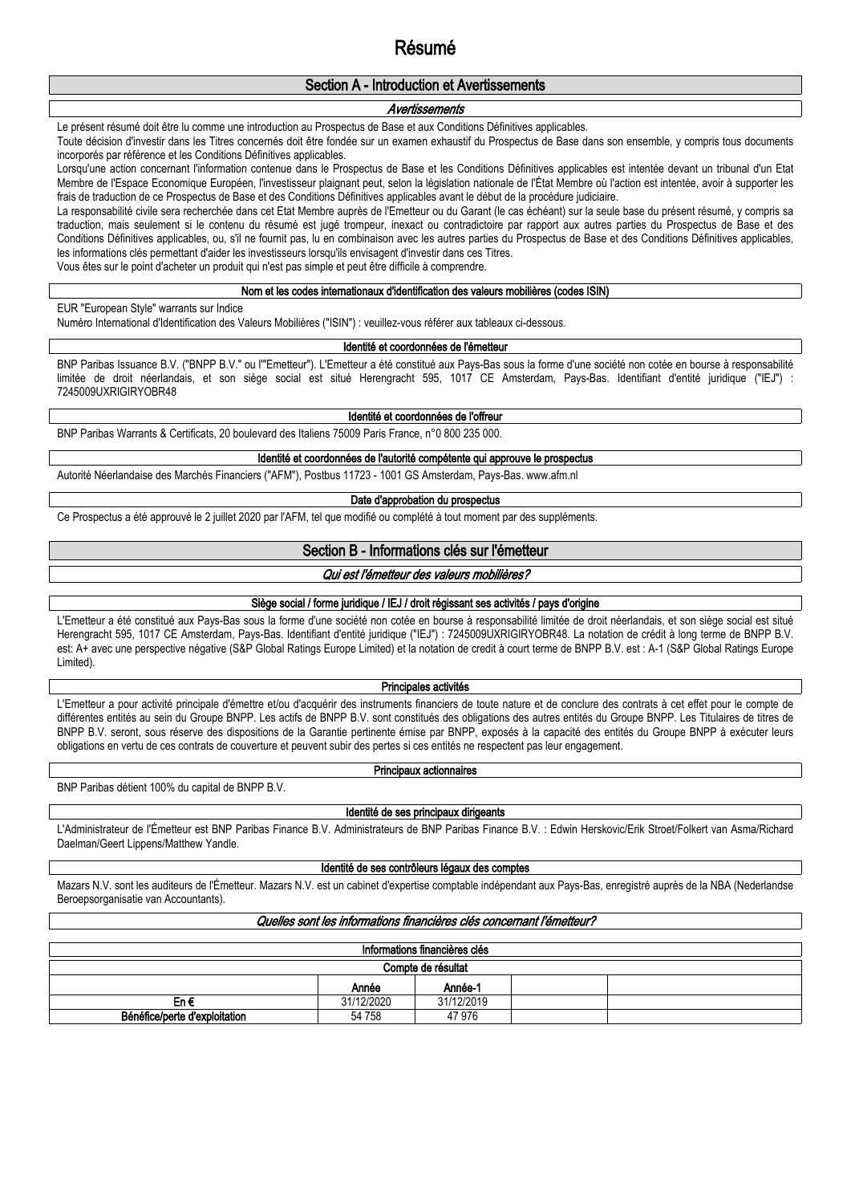# Résumé

## Section A - Introduction et Avertissements

### *Avertissements*

Le présent résumé doit être lu comme une introduction au Prospectus de Base et aux Conditions Définitives applicables.

Toute décision d'investir dans les Titres concernés doit être fondée sur un examen exhaustif du Prospectus de Base dans son ensemble, y compris tous documents incorporés par référence et les Conditions Définitives applicables.

Lorsqu'une action concernant l'information contenue dans le Prospectus de Base et les Conditions Définitives applicables est intentée devant un tribunal d'un Etat Membre de l'Espace Economique Européen, l'investisseur plaignant peut, selon la législation nationale de l'État Membre où l'action est intentée, avoir à supporter les frais de traduction de ce Prospectus de Base et des Conditions Définitives applicables avant le début de la procédure judiciaire.

La responsabilité civile sera recherchée dans cet Etat Membre auprès de l'Emetteur ou du Garant (le cas échéant) sur la seule base du présent résumé, y compris sa traduction, mais seulement si le contenu du résumé est jugé trompeur, inexact ou contradictoire par rapport aux autres parties du Prospectus de Base et des Conditions Définitives applicables, ou, s'il ne fournit pas, lu en combinaison avec les autres parties du Prospectus de Base et des Conditions Définitives applicables, les informations clés permettant d'aider les investisseurs lorsqu'ils envisagent d'investir dans ces Titres.

Vous êtes sur le point d'acheter un produit qui n'est pas simple et peut être difficile à comprendre.

### Nom et les codes internationaux d'identification des valeurs mobilières (codes ISIN)

EUR "European Style" warrants sur Indice

Numéro International d'Identification des Valeurs Mobilières ("ISIN") : veuillez-vous référer aux tableaux ci-dessous.

### Identité et coordonnées de l'émetteur

BNP Paribas Issuance B.V. ("BNPP B.V." ou l'"Emetteur"). L'Emetteur a été constitué aux Pays-Bas sous la forme d'une société non cotée en bourse à responsabilité limitée de droit néerlandais, et son siège social est situé Herengracht 595, 1017 CE Amsterdam, Pays-Bas. Identifiant d'entité juridique ("IEJ") : 7245009UXRIGIRYOBR48

### Identité et coordonnées de l'offreur

BNP Paribas Warrants & Certificats, 20 boulevard des Italiens 75009 Paris France, n°0 800 235 000.

### Identité et coordonnées de l'autorité compétente qui approuve le prospectus

Autorité Néerlandaise des Marchés Financiers ("AFM"), Postbus 11723 - 1001 GS Amsterdam, Pays-Bas. www.afm.nl

### Date d'approbation du prospectus

Ce Prospectus a été approuvé le 2 juillet 2020 par l'AFM, tel que modifié ou complété à tout moment par des suppléments.

## Section B - Informations clés sur l'émetteur

### *Qui est l'émetteur des valeurs mobilières?*

### Siège social / forme juridique / IEJ / droit régissant ses activités / pays d'origine

L'Emetteur a été constitué aux Pays-Bas sous la forme d'une société non cotée en bourse à responsabilité limitée de droit néerlandais, et son siège social est situé Herengracht 595, 1017 CE Amsterdam, Pays-Bas. Identifiant d'entité juridique ("IEJ") : 7245009UXRIGIRYOBR48. La notation de crédit à long terme de BNPP B.V. est: A+ avec une perspective négative (S&P Global Ratings Europe Limited) et la notation de credit à court terme de BNPP B.V. est : A-1 (S&P Global Ratings Europe Limited).

### Principales activités

L'Emetteur a pour activité principale d'émettre et/ou d'acquérir des instruments financiers de toute nature et de conclure des contrats à cet effet pour le compte de différentes entités au sein du Groupe BNPP. Les actifs de BNPP B.V. sont constitués des obligations des autres entités du Groupe BNPP. Les Titulaires de titres de BNPP B.V. seront, sous réserve des dispositions de la Garantie pertinente émise par BNPP, exposés à la capacité des entités du Groupe BNPP à exécuter leurs obligations en vertu de ces contrats de couverture et peuvent subir des pertes si ces entités ne respectent pas leur engagement.

### Principaux actionnaires

BNP Paribas détient 100% du capital de BNPP B.V.

### Identité de ses principaux dirigeants

L'Administrateur de l'Émetteur est BNP Paribas Finance B.V. Administrateurs de BNP Paribas Finance B.V. : Edwin Herskovic/Erik Stroet/Folkert van Asma/Richard Daelman/Geert Lippens/Matthew Yandle.

### Identité de ses contrôleurs légaux des comptes

Mazars N.V. sont les auditeurs de l'Émetteur. Mazars N.V. est un cabinet d'expertise comptable indépendant aux Pays-Bas, enregistré auprès de la NBA (Nederlandse Beroepsorganisatie van Accountants).

### *Quelles sont les informations financières clés concernant l'émetteur?*

**Informations financières clés**

**Compte de résultat**

| | Année | Année-1 | | |
|---|---|---|---|---|
| En € | 31/12/2020 | 31/12/2019 | | |
| **Bénéfice/perte d'exploitation** | 54 758 | 47 976 | | |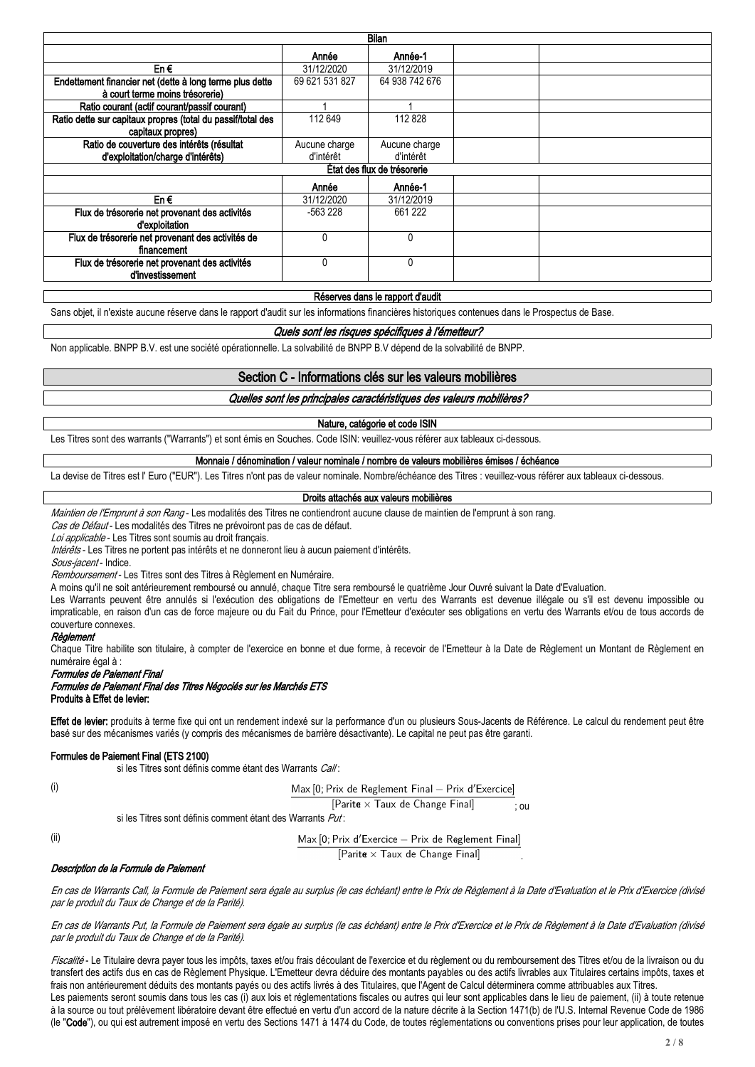| Bilan | | | | |
|---|---|---|---|---|
| | Année | Année-1 | | |
| En € | 31/12/2020 | 31/12/2019 | | |
| Endettement financier net (dette à long terme plus dette à court terme moins trésorerie) | 69 621 531 827 | 64 938 742 676 | | |
| Ratio courant (actif courant/passif courant) | 1 | 1 | | |
| Ratio dette sur capitaux propres (total du passif/total des capitaux propres) | 112 649 | 112 828 | | |
| Ratio de couverture des intérêts (résultat d'exploitation/charge d'intérêts) | Aucune charge d'intérêt | Aucune charge d'intérêt | | |
| **État des flux de trésorerie** | | | | |
| | Année | Année-1 | | |
| En € | 31/12/2020 | 31/12/2019 | | |
| Flux de trésorerie net provenant des activités d'exploitation | -563 228 | 661 222 | | |
| Flux de trésorerie net provenant des activités de financement | 0 | 0 | | |
| Flux de trésorerie net provenant des activités d'investissement | 0 | 0 | | |

**Réserves dans le rapport d'audit**

Sans objet, il n'existe aucune réserve dans le rapport d'audit sur les informations financières historiques contenues dans le Prospectus de Base.

***Quels sont les risques spécifiques à l'émetteur?***

Non applicable. BNPP B.V. est une société opérationnelle. La solvabilité de BNPP B.V dépend de la solvabilité de BNPP.

## Section C - Informations clés sur les valeurs mobilières

***Quelles sont les principales caractéristiques des valeurs mobilières?***

**Nature, catégorie et code ISIN**

Les Titres sont des warrants ("Warrants") et sont émis en Souches. Code ISIN: veuillez-vous référer aux tableaux ci-dessous.

**Monnaie / dénomination / valeur nominale / nombre de valeurs mobilières émises / échéance**

La devise de Titres est l' Euro ("EUR"). Les Titres n'ont pas de valeur nominale. Nombre/échéance des Titres : veuillez-vous référer aux tableaux ci-dessous.

**Droits attachés aux valeurs mobilières**

*Maintien de l'Emprunt à son Rang* - Les modalités des Titres ne contiendront aucune clause de maintien de l'emprunt à son rang.

*Cas de Défaut* - Les modalités des Titres ne prévoiront pas de cas de défaut.

*Loi applicable* - Les Titres sont soumis au droit français.

*Intérêts* - Les Titres ne portent pas intérêts et ne donneront lieu à aucun paiement d'intérêts.

*Sous-jacent* - Indice.

*Remboursement* - Les Titres sont des Titres à Règlement en Numéraire.

A moins qu'il ne soit antérieurement remboursé ou annulé, chaque Titre sera remboursé le quatrième Jour Ouvré suivant la Date d'Evaluation.

Les Warrants peuvent être annulés si l'exécution des obligations de l'Emetteur en vertu des Warrants est devenue illégale ou s'il est devenu impossible ou impraticable, en raison d'un cas de force majeure ou du Fait du Prince, pour l'Emetteur d'exécuter ses obligations en vertu des Warrants et/ou de tous accords de couverture connexes.

***Règlement***

Chaque Titre habilite son titulaire, à compter de l'exercice en bonne et due forme, à recevoir de l'Emetteur à la Date de Règlement un Montant de Règlement en numéraire égal à :

***Formules de Paiement Final***

***Formules de Paiement Final des Titres Négociés sur les Marchés ETS***

**Produits à Effet de levier:**

**Effet de levier:** produits à terme fixe qui ont un rendement indexé sur la performance d'un ou plusieurs Sous-Jacents de Référence. Le calcul du rendement peut être basé sur des mécanismes variés (y compris des mécanismes de barrière désactivante). Le capital ne peut pas être garanti.

**Formules de Paiement Final (ETS 2100)**

si les Titres sont définis comme étant des Warrants *Call* :

(i)

$$\frac{\text{Max}\,[0;\text{Prix de Règlement Final} - \text{Prix d'Exercice}]}{[\text{Parité} \times \text{Taux de Change Final}]} \text{ ; ou}$$

si les Titres sont définis comment étant des Warrants *Put* :

(ii)

$$\frac{\text{Max}\,[0;\text{Prix d'Exercice} - \text{Prix de Règlement Final}]}{[\text{Parité} \times \text{Taux de Change Final}]}.$$

***Description de la Formule de Paiement***

*En cas de Warrants Call, la Formule de Paiement sera égale au surplus (le cas échéant) entre le Prix de Règlement à la Date d'Evaluation et le Prix d'Exercice (divisé par le produit du Taux de Change et de la Parité).*

*En cas de Warrants Put, la Formule de Paiement sera égale au surplus (le cas échéant) entre le Prix d'Exercice et le Prix de Règlement à la Date d'Evaluation (divisé par le produit du Taux de Change et de la Parité).*

*Fiscalité* - Le Titulaire devra payer tous les impôts, taxes et/ou frais découlant de l'exercice et du règlement ou du remboursement des Titres et/ou de la livraison ou du transfert des actifs dus en cas de Règlement Physique. L'Emetteur devra déduire des montants payables ou des actifs livrables aux Titulaires certains impôts, taxes et frais non antérieurement déduits des montants payés ou des actifs livrés à des Titulaires, que l'Agent de Calcul déterminera comme attribuables aux Titres.

Les paiements seront soumis dans tous les cas (i) aux lois et réglementations fiscales ou autres qui leur sont applicables dans le lieu de paiement, (ii) à toute retenue à la source ou tout prélèvement libératoire devant être effectué en vertu d'un accord de la nature décrite à la Section 1471(b) de l'U.S. Internal Revenue Code de 1986 (le "**Code**"), ou qui est autrement imposé en vertu des Sections 1471 à 1474 du Code, de toutes réglementations ou conventions prises pour leur application, de toutes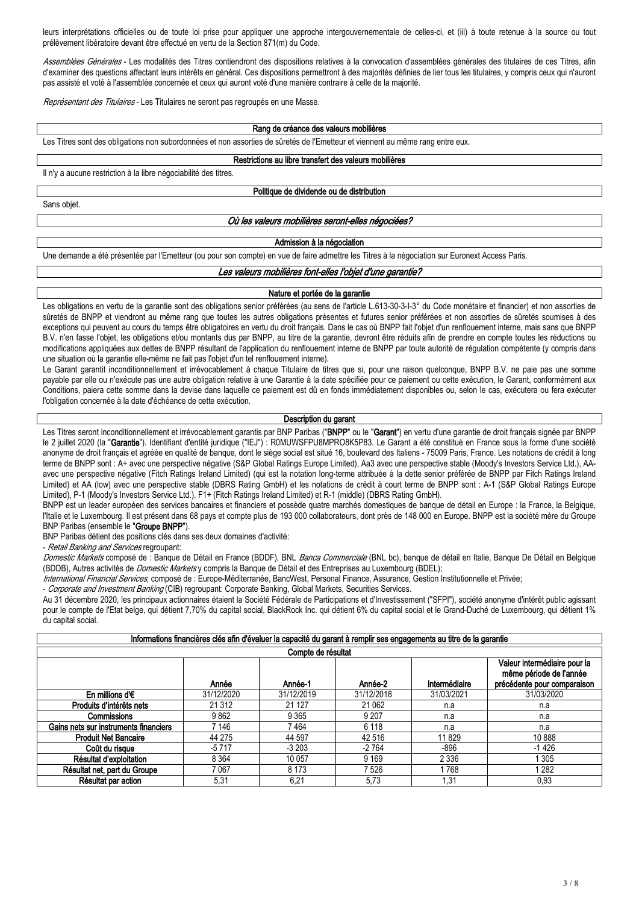leurs interprétations officielles ou de toute loi prise pour appliquer une approche intergouvernementale de celles-ci, et (iii) à toute retenue à la source ou tout prélèvement libératoire devant être effectué en vertu de la Section 871(m) du Code.

*Assemblées Générales* - Les modalités des Titres contiendront des dispositions relatives à la convocation d'assemblées générales des titulaires de ces Titres, afin d'examiner des questions affectant leurs intérêts en général. Ces dispositions permettront à des majorités définies de lier tous les titulaires, y compris ceux qui n'auront pas assisté et voté à l'assemblée concernée et ceux qui auront voté d'une manière contraire à celle de la majorité.

*Représentant des Titulaires* - Les Titulaires ne seront pas regroupés en une Masse.

**Rang de créance des valeurs mobilières**

Les Titres sont des obligations non subordonnées et non assorties de sûretés de l'Emetteur et viennent au même rang entre eux.

**Restrictions au libre transfert des valeurs mobilières**

Il n'y a aucune restriction à la libre négociabilité des titres.

**Politique de dividende ou de distribution**

Sans objet.

***Où les valeurs mobilières seront-elles négociées?***

**Admission à la négociation**

Une demande a été présentée par l'Emetteur (ou pour son compte) en vue de faire admettre les Titres à la négociation sur Euronext Access Paris.

***Les valeurs mobilières font-elles l'objet d'une garantie?***

**Nature et portée de la garantie**

Les obligations en vertu de la garantie sont des obligations senior préférées (au sens de l'article L.613-30-3-I-3° du Code monétaire et financier) et non assorties de sûretés de BNPP et viendront au même rang que toutes les autres obligations présentes et futures senior préférées et non assorties de sûretés soumises à des exceptions qui peuvent au cours du temps être obligatoires en vertu du droit français. Dans le cas où BNPP fait l'objet d'un renflouement interne, mais sans que BNPP B.V. n'en fasse l'objet, les obligations et/ou montants dus par BNPP, au titre de la garantie, devront être réduits afin de prendre en compte toutes les réductions ou modifications appliquées aux dettes de BNPP résultant de l'application du renflouement interne de BNPP par toute autorité de régulation compétente (y compris dans une situation où la garantie elle-même ne fait pas l'objet d'un tel renflouement interne).

Le Garant garantit inconditionnellement et irrévocablement à chaque Titulaire de titres que si, pour une raison quelconque, BNPP B.V. ne paie pas une somme payable par elle ou n'exécute pas une autre obligation relative à une Garantie à la date spécifiée pour ce paiement ou cette exécution, le Garant, conformément aux Conditions, paiera cette somme dans la devise dans laquelle ce paiement est dû en fonds immédiatement disponibles ou, selon le cas, exécutera ou fera exécuter l'obligation concernée à la date d'échéance de cette exécution.

**Description du garant**

Les Titres seront inconditionnellement et irrévocablement garantis par BNP Paribas ("**BNPP**" ou le "**Garant**") en vertu d'une garantie de droit français signée par BNPP le 2 juillet 2020 (la "**Garantie**"). Identifiant d'entité juridique ("IEJ") : R0MUWSFPU8MPRO8K5P83. Le Garant a été constitué en France sous la forme d'une société anonyme de droit français et agréée en qualité de banque, dont le siège social est situé 16, boulevard des Italiens - 75009 Paris, France. Les notations de crédit à long terme de BNPP sont : A+ avec une perspective négative (S&P Global Ratings Europe Limited), Aa3 avec une perspective stable (Moody's Investors Service Ltd.), AA- avec une perspective négative (Fitch Ratings Ireland Limited) (qui est la notation long-terme attribuée à la dette senior préférée de BNPP par Fitch Ratings Ireland Limited) et AA (low) avec une perspective stable (DBRS Rating GmbH) et les notations de crédit à court terme de BNPP sont : A-1 (S&P Global Ratings Europe Limited), P-1 (Moody's Investors Service Ltd.), F1+ (Fitch Ratings Ireland Limited) et R-1 (middle) (DBRS Rating GmbH).

BNPP est un leader européen des services bancaires et financiers et possède quatre marchés domestiques de banque de détail en Europe : la France, la Belgique, l'Italie et le Luxembourg. Il est présent dans 68 pays et compte plus de 193 000 collaborateurs, dont près de 148 000 en Europe. BNPP est la société mère du Groupe BNP Paribas (ensemble le "**Groupe BNPP**").

BNP Paribas détient des positions clés dans ses deux domaines d'activité:

- *Retail Banking and Services* regroupant:

*Domestic Markets* composé de : Banque de Détail en France (BDDF), BNL *Banca Commerciale* (BNL bc), banque de détail en Italie, Banque De Détail en Belgique (BDDB), Autres activités de *Domestic Markets* y compris la Banque de Détail et des Entreprises au Luxembourg (BDEL);

*International Financial Services*, composé de : Europe-Méditerranée, BancWest, Personal Finance, Assurance, Gestion Institutionnelle et Privée;

- *Corporate and Investment Banking* (CIB) regroupant: Corporate Banking, Global Markets, Securities Services.

Au 31 décembre 2020, les principaux actionnaires étaient la Société Fédérale de Participations et d'Investissement ("SFPI"), société anonyme d'intérêt public agissant pour le compte de l'Etat belge, qui détient 7,70% du capital social, BlackRock Inc. qui détient 6% du capital social et le Grand-Duché de Luxembourg, qui détient 1% du capital social.

**Informations financières clés afin d'évaluer la capacité du garant à remplir ses engagements au titre de la garantie**

| Compte de résultat | | | | | |
|---|---|---|---|---|---|
| | **Année** | **Année-1** | **Année-2** | **Intermédiaire** | **Valeur intermédiaire pour la même période de l'année précédente pour comparaison** |
| **En millions d'€** | 31/12/2020 | 31/12/2019 | 31/12/2018 | 31/03/2021 | 31/03/2020 |
| **Produits d'intérêts nets** | 21 312 | 21 127 | 21 062 | n.a | n.a |
| **Commissions** | 9 862 | 9 365 | 9 207 | n.a | n.a |
| **Gains nets sur instruments financiers** | 7 146 | 7 464 | 6 118 | n.a | n.a |
| **Produit Net Bancaire** | 44 275 | 44 597 | 42 516 | 11 829 | 10 888 |
| **Coût du risque** | -5 717 | -3 203 | -2 764 | -896 | -1 426 |
| **Résultat d'exploitation** | 8 364 | 10 057 | 9 169 | 2 336 | 1 305 |
| **Résultat net, part du Groupe** | 7 067 | 8 173 | 7 526 | 1 768 | 1 282 |
| **Résultat par action** | 5,31 | 6,21 | 5,73 | 1,31 | 0,93 |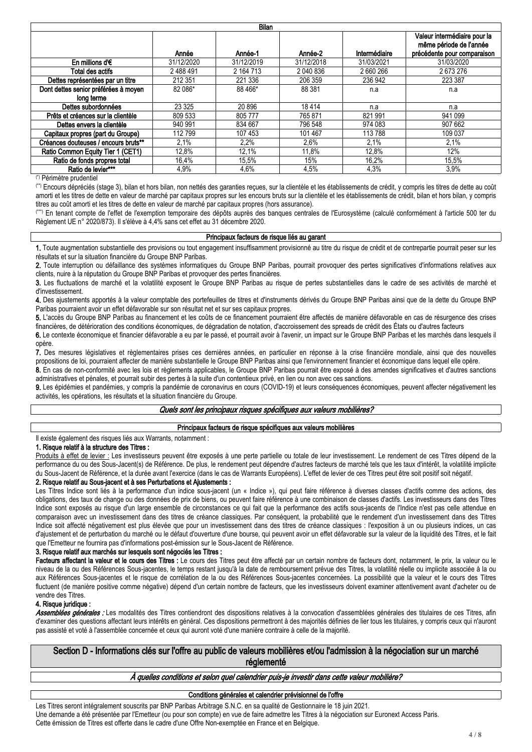| Bilan | | | | | |
|---|---|---|---|---|---|
| | Année | Année-1 | Année-2 | Intermédiaire | Valeur intermédiaire pour la même période de l'année précédente pour comparaison |
| En millions d'€ | 31/12/2020 | 31/12/2019 | 31/12/2018 | 31/03/2021 | 31/03/2020 |
| Total des actifs | 2 488 491 | 2 164 713 | 2 040 836 | 2 660 266 | 2 673 276 |
| Dettes représentées par un titre | 212 351 | 221 336 | 206 359 | 236 942 | 223 387 |
| Dont dettes senior préférées à moyen long terme | 82 086* | 88 466* | 88 381 | n.a | n.a |
| Dettes subordonnées | 23 325 | 20 896 | 18 414 | n.a | n.a |
| Prêts et créances sur la clientèle | 809 533 | 805 777 | 765 871 | 821 991 | 941 099 |
| Dettes envers la clientèle | 940 991 | 834 667 | 796 548 | 974 083 | 907 662 |
| Capitaux propres (part du Groupe) | 112 799 | 107 453 | 101 467 | 113 788 | 109 037 |
| Créances douteuses / encours bruts** | 2,1% | 2,2% | 2,6% | 2,1% | 2,1% |
| Ratio Common Equity Tier 1 (CET1) | 12,8% | 12,1% | 11,8% | 12,8% | 12% |
| Ratio de fonds propres total | 16,4% | 15,5% | 15% | 16,2% | 15,5% |
| Ratio de levier*** | 4,9% | 4,6% | 4,5% | 4,3% | 3,9% |

(*) Périmètre prudentiel

(**) Encours dépréciés (stage 3), bilan et hors bilan, non nettés des garanties reçues, sur la clientèle et les établissements de crédit, y compris les titres de dette au coût amorti et les titres de dette en valeur de marché par capitaux propres sur les encours bruts sur la clientèle et les établissements de crédit, bilan et hors bilan, y compris titres au coût amorti et les titres de dette en valeur de marché par capitaux propres (hors assurance).

(***) En tenant compte de l'effet de l'exemption temporaire des dépôts auprès des banques centrales de l'Eurosystème (calculé conformément à l'article 500 ter du Règlement UE n° 2020/873). Il s'élève à 4,4% sans cet effet au 31 décembre 2020.

**Principaux facteurs de risque liés au garant**

**1.** Toute augmentation substantielle des provisions ou tout engagement insuffisamment provisionné au titre du risque de crédit et de contrepartie pourrait peser sur les résultats et sur la situation financière du Groupe BNP Paribas.

**2.** Toute interruption ou défaillance des systèmes informatiques du Groupe BNP Paribas, pourrait provoquer des pertes significatives d'informations relatives aux clients, nuire à la réputation du Groupe BNP Paribas et provoquer des pertes financières.

**3.** Les fluctuations de marché et la volatilité exposent le Groupe BNP Paribas au risque de pertes substantielles dans le cadre de ses activités de marché et d'investissement.

**4.** Des ajustements apportés à la valeur comptable des portefeuilles de titres et d'instruments dérivés du Groupe BNP Paribas ainsi que de la dette du Groupe BNP Paribas pourraient avoir un effet défavorable sur son résultat net et sur ses capitaux propres.

**5.** L'accès du Groupe BNP Paribas au financement et les coûts de ce financement pourraient être affectés de manière défavorable en cas de résurgence des crises financières, de détérioration des conditions économiques, de dégradation de notation, d'accroissement des spreads de crédit des États ou d'autres facteurs

**6.** Le contexte économique et financier défavorable a eu par le passé, et pourrait avoir à l'avenir, un impact sur le Groupe BNP Paribas et les marchés dans lesquels il opère.

**7.** Des mesures législatives et règlementaires prises ces dernières années, en particulier en réponse à la crise financière mondiale, ainsi que des nouvelles propositions de loi, pourraient affecter de manière substantielle le Groupe BNP Paribas ainsi que l'environnement financier et économique dans lequel elle opère.

**8.** En cas de non-conformité avec les lois et règlements applicables, le Groupe BNP Paribas pourrait être exposé à des amendes significatives et d'autres sanctions administratives et pénales, et pourrait subir des pertes à la suite d'un contentieux privé, en lien ou non avec ces sanctions.

**9.** Les épidémies et pandémies, y compris la pandémie de coronavirus en cours (COVID-19) et leurs conséquences économiques, peuvent affecter négativement les activités, les opérations, les résultats et la situation financière du Groupe.

***Quels sont les principaux risques spécifiques aux valeurs mobilières?***

**Principaux facteurs de risque spécifiques aux valeurs mobilières**

Il existe également des risques liés aux Warrants, notamment :

**1. Risque relatif à la structure des Titres :**

Produits à effet de levier : Les investisseurs peuvent être exposés à une perte partielle ou totale de leur investissement. Le rendement de ces Titres dépend de la performance du ou des Sous-Jacent(s) de Référence. De plus, le rendement peut dépendre d'autres facteurs de marché tels que les taux d'intérêt, la volatilité implicite du Sous-Jacent de Référence, et la durée avant l'exercice (dans le cas de Warrants Européens). L'effet de levier de ces Titres peut être soit positif soit négatif.

**2. Risque relatif au Sous-jacent et à ses Perturbations et Ajustements :**

Les Titres Indice sont liés à la performance d'un indice sous-jacent (un « Indice »), qui peut faire référence à diverses classes d'actifs comme des actions, des obligations, des taux de change ou des données de prix de biens, ou peuvent faire référence à une combinaison de classes d'actifs. Les investisseurs dans des Titres Indice sont exposés au risque d'un large ensemble de circonstances ce qui fait que la performance des actifs sous-jacents de l'Indice n'est pas celle attendue en comparaison avec un investissement dans des titres de créance classiques. Par conséquent, la probabilité que le rendement d'un investissement dans des Titres Indice soit affecté négativement est plus élevée que pour un investissement dans des titres de créance classiques : l'exposition à un ou plusieurs indices, un cas d'ajustement et de perturbation du marché ou le défaut d'ouverture d'une bourse, qui peuvent avoir un effet défavorable sur la valeur de la liquidité des Titres, et le fait que l'Emetteur ne fournira pas d'informations post-émission sur le Sous-Jacent de Référence.

**3. Risque relatif aux marchés sur lesquels sont négociés les Titres :**

**Facteurs affectant la valeur et le cours des Titres :** Le cours des Titres peut être affecté par un certain nombre de facteurs dont, notamment, le prix, la valeur ou le niveau de la ou des Références Sous-jacentes, le temps restant jusqu'à la date de remboursement prévue des Titres, la volatilité réelle ou implicite associée à la ou aux Références Sous-jacentes et le risque de corrélation de la ou des Références Sous-jacentes concernées. La possibilité que la valeur et le cours des Titres fluctuent (de manière positive comme négative) dépend d'un certain nombre de facteurs, que les investisseurs doivent examiner attentivement avant d'acheter ou de vendre des Titres.

**4. Risque juridique :**

***Assemblées générales :*** Les modalités des Titres contiendront des dispositions relatives à la convocation d'assemblées générales des titulaires de ces Titres, afin d'examiner des questions affectant leurs intérêts en général. Ces dispositions permettront à des majorités définies de lier tous les titulaires, y compris ceux qui n'auront pas assisté et voté à l'assemblée concernée et ceux qui auront voté d'une manière contraire à celle de la majorité.

## Section D - Informations clés sur l'offre au public de valeurs mobilières et/ou l'admission à la négociation sur un marché réglementé

***À quelles conditions et selon quel calendrier puis-je investir dans cette valeur mobilière?***

**Conditions générales et calendrier prévisionnel de l'offre**

Les Titres seront intégralement souscrits par BNP Paribas Arbitrage S.N.C. en sa qualité de Gestionnaire le 18 juin 2021.
Une demande a été présentée par l'Emetteur (ou pour son compte) en vue de faire admettre les Titres à la négociation sur Euronext Access Paris.
Cette émission de Titres est offerte dans le cadre d'une Offre Non-exemptée en France et en Belgique.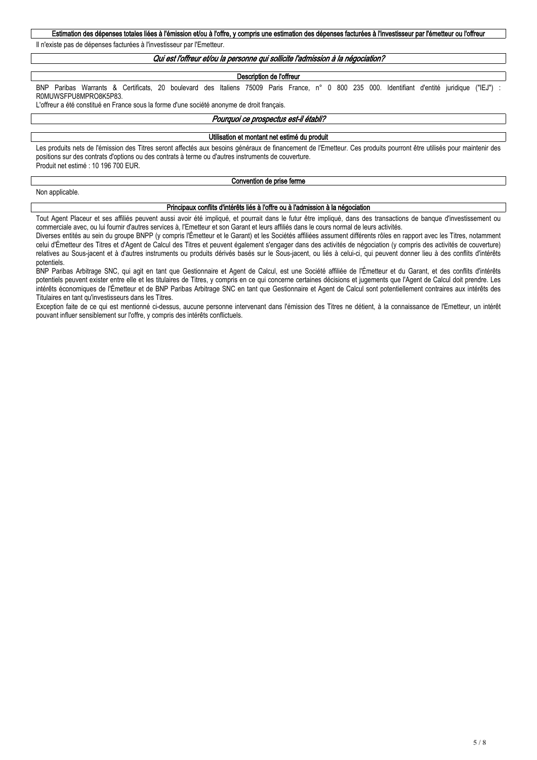**Estimation des dépenses totales liées à l'émission et/ou à l'offre, y compris une estimation des dépenses facturées à l'investisseur par l'émetteur ou l'offreur**

Il n'existe pas de dépenses facturées à l'investisseur par l'Emetteur.

## *Qui est l'offreur et/ou la personne qui sollicite l'admission à la négociation?*

**Description de l'offreur**

BNP Paribas Warrants & Certificats, 20 boulevard des Italiens 75009 Paris France, n° 0 800 235 000. Identifiant d'entité juridique ("IEJ") : R0MUWSFPU8MPRO8K5P83.

L'offreur a été constitué en France sous la forme d'une société anonyme de droit français.

## *Pourquoi ce prospectus est-il établi?*

**Utilisation et montant net estimé du produit**

Les produits nets de l'émission des Titres seront affectés aux besoins généraux de financement de l'Emetteur. Ces produits pourront être utilisés pour maintenir des positions sur des contrats d'options ou des contrats à terme ou d'autres instruments de couverture.

Produit net estimé : 10 196 700 EUR.

**Convention de prise ferme**

Non applicable.

**Principaux conflits d'intérêts liés à l'offre ou à l'admission à la négociation**

Tout Agent Placeur et ses affiliés peuvent aussi avoir été impliqué, et pourrait dans le futur être impliqué, dans des transactions de banque d'investissement ou commerciale avec, ou lui fournir d'autres services à, l'Emetteur et son Garant et leurs affiliés dans le cours normal de leurs activités.

Diverses entités au sein du groupe BNPP (y compris l'Émetteur et le Garant) et les Sociétés affiliées assument différents rôles en rapport avec les Titres, notamment celui d'Émetteur des Titres et d'Agent de Calcul des Titres et peuvent également s'engager dans des activités de négociation (y compris des activités de couverture) relatives au Sous-jacent et à d'autres instruments ou produits dérivés basés sur le Sous-jacent, ou liés à celui-ci, qui peuvent donner lieu à des conflits d'intérêts potentiels.

BNP Paribas Arbitrage SNC, qui agit en tant que Gestionnaire et Agent de Calcul, est une Société affiliée de l'Émetteur et du Garant, et des conflits d'intérêts potentiels peuvent exister entre elle et les titulaires de Titres, y compris en ce qui concerne certaines décisions et jugements que l'Agent de Calcul doit prendre. Les intérêts économiques de l'Émetteur et de BNP Paribas Arbitrage SNC en tant que Gestionnaire et Agent de Calcul sont potentiellement contraires aux intérêts des Titulaires en tant qu'investisseurs dans les Titres.

Exception faite de ce qui est mentionné ci-dessus, aucune personne intervenant dans l'émission des Titres ne détient, à la connaissance de l'Emetteur, un intérêt pouvant influer sensiblement sur l'offre, y compris des intérêts conflictuels.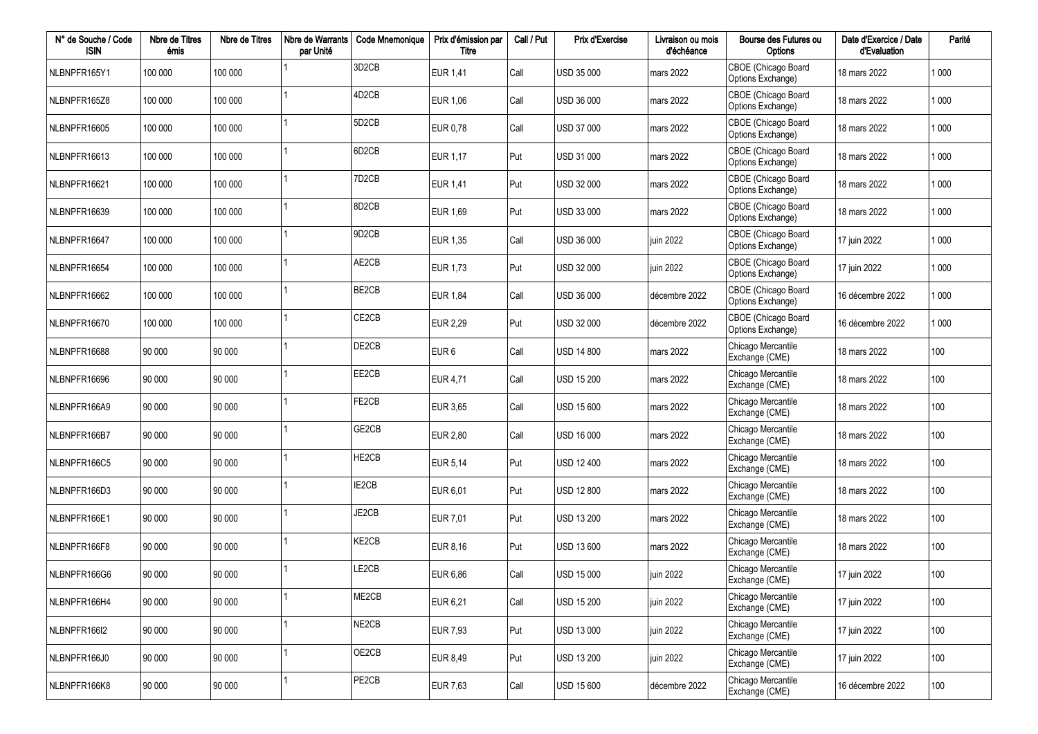| N° de Souche / Code ISIN | Nbre de Titres émis | Nbre de Titres | Nbre de Warrants par Unité | Code Mnemonique | Prix d'émission par Titre | Call / Put | Prix d'Exercise | Livraison ou mois d'échéance | Bourse des Futures ou Options | Date d'Exercice / Date d'Evaluation | Parité |
|---|---|---|---|---|---|---|---|---|---|---|---|
| NLBNPFR165Y1 | 100 000 | 100 000 | 1 | 3D2CB | EUR 1,41 | Call | USD 35 000 | mars 2022 | CBOE (Chicago Board Options Exchange) | 18 mars 2022 | 1 000 |
| NLBNPFR165Z8 | 100 000 | 100 000 | 1 | 4D2CB | EUR 1,06 | Call | USD 36 000 | mars 2022 | CBOE (Chicago Board Options Exchange) | 18 mars 2022 | 1 000 |
| NLBNPFR16605 | 100 000 | 100 000 | 1 | 5D2CB | EUR 0,78 | Call | USD 37 000 | mars 2022 | CBOE (Chicago Board Options Exchange) | 18 mars 2022 | 1 000 |
| NLBNPFR16613 | 100 000 | 100 000 | 1 | 6D2CB | EUR 1,17 | Put | USD 31 000 | mars 2022 | CBOE (Chicago Board Options Exchange) | 18 mars 2022 | 1 000 |
| NLBNPFR16621 | 100 000 | 100 000 | 1 | 7D2CB | EUR 1,41 | Put | USD 32 000 | mars 2022 | CBOE (Chicago Board Options Exchange) | 18 mars 2022 | 1 000 |
| NLBNPFR16639 | 100 000 | 100 000 | 1 | 8D2CB | EUR 1,69 | Put | USD 33 000 | mars 2022 | CBOE (Chicago Board Options Exchange) | 18 mars 2022 | 1 000 |
| NLBNPFR16647 | 100 000 | 100 000 | 1 | 9D2CB | EUR 1,35 | Call | USD 36 000 | juin 2022 | CBOE (Chicago Board Options Exchange) | 17 juin 2022 | 1 000 |
| NLBNPFR16654 | 100 000 | 100 000 | 1 | AE2CB | EUR 1,73 | Put | USD 32 000 | juin 2022 | CBOE (Chicago Board Options Exchange) | 17 juin 2022 | 1 000 |
| NLBNPFR16662 | 100 000 | 100 000 | 1 | BE2CB | EUR 1,84 | Call | USD 36 000 | décembre 2022 | CBOE (Chicago Board Options Exchange) | 16 décembre 2022 | 1 000 |
| NLBNPFR16670 | 100 000 | 100 000 | 1 | CE2CB | EUR 2,29 | Put | USD 32 000 | décembre 2022 | CBOE (Chicago Board Options Exchange) | 16 décembre 2022 | 1 000 |
| NLBNPFR16688 | 90 000 | 90 000 | 1 | DE2CB | EUR 6 | Call | USD 14 800 | mars 2022 | Chicago Mercantile Exchange (CME) | 18 mars 2022 | 100 |
| NLBNPFR16696 | 90 000 | 90 000 | 1 | EE2CB | EUR 4,71 | Call | USD 15 200 | mars 2022 | Chicago Mercantile Exchange (CME) | 18 mars 2022 | 100 |
| NLBNPFR166A9 | 90 000 | 90 000 | 1 | FE2CB | EUR 3,65 | Call | USD 15 600 | mars 2022 | Chicago Mercantile Exchange (CME) | 18 mars 2022 | 100 |
| NLBNPFR166B7 | 90 000 | 90 000 | 1 | GE2CB | EUR 2,80 | Call | USD 16 000 | mars 2022 | Chicago Mercantile Exchange (CME) | 18 mars 2022 | 100 |
| NLBNPFR166C5 | 90 000 | 90 000 | 1 | HE2CB | EUR 5,14 | Put | USD 12 400 | mars 2022 | Chicago Mercantile Exchange (CME) | 18 mars 2022 | 100 |
| NLBNPFR166D3 | 90 000 | 90 000 | 1 | IE2CB | EUR 6,01 | Put | USD 12 800 | mars 2022 | Chicago Mercantile Exchange (CME) | 18 mars 2022 | 100 |
| NLBNPFR166E1 | 90 000 | 90 000 | 1 | JE2CB | EUR 7,01 | Put | USD 13 200 | mars 2022 | Chicago Mercantile Exchange (CME) | 18 mars 2022 | 100 |
| NLBNPFR166F8 | 90 000 | 90 000 | 1 | KE2CB | EUR 8,16 | Put | USD 13 600 | mars 2022 | Chicago Mercantile Exchange (CME) | 18 mars 2022 | 100 |
| NLBNPFR166G6 | 90 000 | 90 000 | 1 | LE2CB | EUR 6,86 | Call | USD 15 000 | juin 2022 | Chicago Mercantile Exchange (CME) | 17 juin 2022 | 100 |
| NLBNPFR166H4 | 90 000 | 90 000 | 1 | ME2CB | EUR 6,21 | Call | USD 15 200 | juin 2022 | Chicago Mercantile Exchange (CME) | 17 juin 2022 | 100 |
| NLBNPFR166I2 | 90 000 | 90 000 | 1 | NE2CB | EUR 7,93 | Put | USD 13 000 | juin 2022 | Chicago Mercantile Exchange (CME) | 17 juin 2022 | 100 |
| NLBNPFR166J0 | 90 000 | 90 000 | 1 | OE2CB | EUR 8,49 | Put | USD 13 200 | juin 2022 | Chicago Mercantile Exchange (CME) | 17 juin 2022 | 100 |
| NLBNPFR166K8 | 90 000 | 90 000 | 1 | PE2CB | EUR 7,63 | Call | USD 15 600 | décembre 2022 | Chicago Mercantile Exchange (CME) | 16 décembre 2022 | 100 |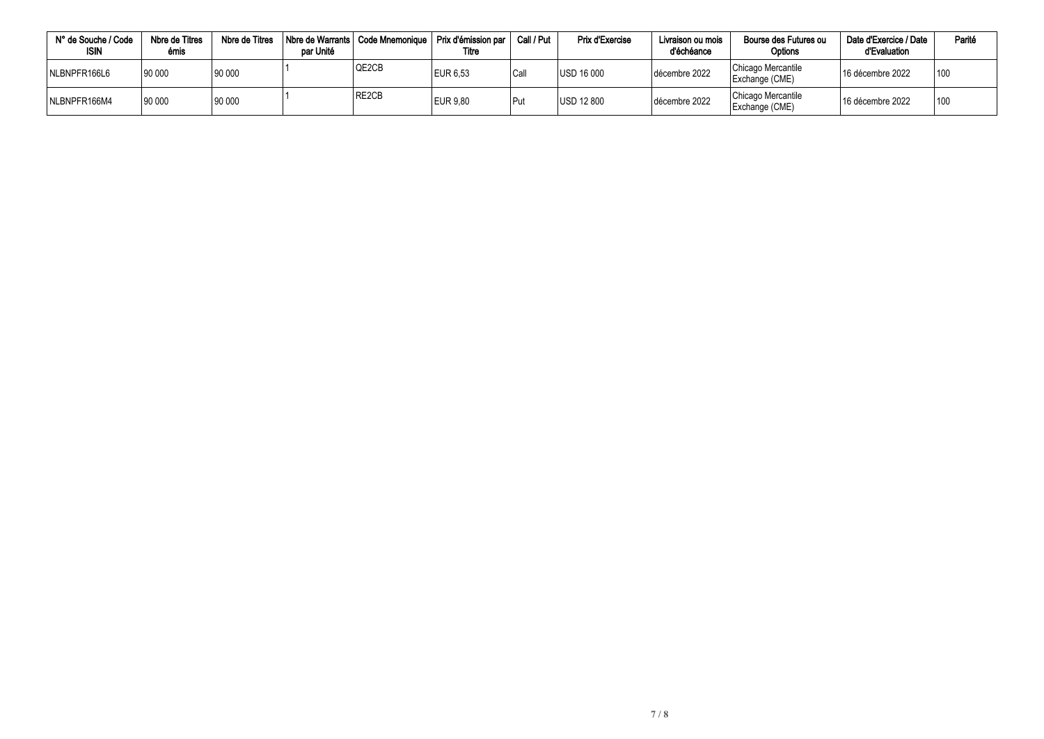| N° de Souche / Code ISIN | Nbre de Titres émis | Nbre de Titres | Nbre de Warrants par Unité | Code Mnemonique | Prix d'émission par Titre | Call / Put | Prix d'Exercise | Livraison ou mois d'échéance | Bourse des Futures ou Options | Date d'Exercice / Date d'Evaluation | Parité |
|---|---|---|---|---|---|---|---|---|---|---|---|
| NLBNPFR166L6 | 90 000 | 90 000 | 1 | QE2CB | EUR 6,53 | Call | USD 16 000 | décembre 2022 | Chicago Mercantile Exchange (CME) | 16 décembre 2022 | 100 |
| NLBNPFR166M4 | 90 000 | 90 000 | 1 | RE2CB | EUR 9,80 | Put | USD 12 800 | décembre 2022 | Chicago Mercantile Exchange (CME) | 16 décembre 2022 | 100 |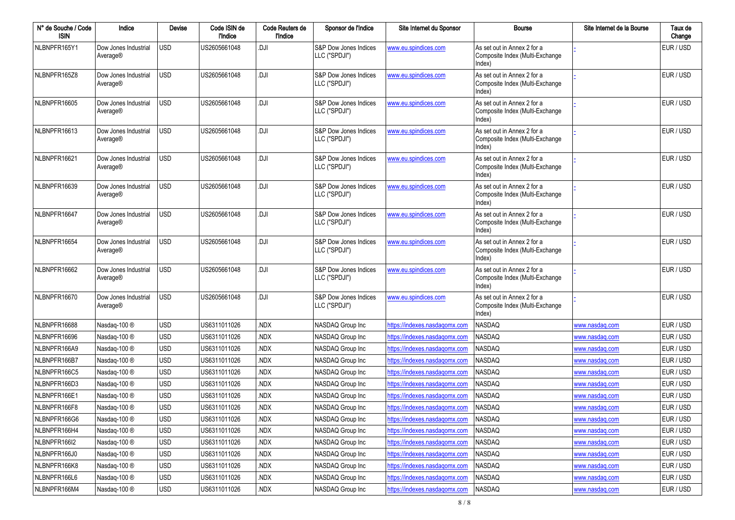| N° de Souche / Code ISIN | Indice | Devise | Code ISIN de l'Indice | Code Reuters de l'Indice | Sponsor de l'Indice | Site Internet du Sponsor | Bourse | Site Internet de la Bourse | Taux de Change |
|---|---|---|---|---|---|---|---|---|---|
| NLBNPFR165Y1 | Dow Jones Industrial Average® | USD | US2605661048 | .DJI | S&P Dow Jones Indices LLC ("SPDJI") | www.eu.spindices.com | As set out in Annex 2 for a Composite Index (Multi-Exchange Index) | - | EUR / USD |
| NLBNPFR165Z8 | Dow Jones Industrial Average® | USD | US2605661048 | .DJI | S&P Dow Jones Indices LLC ("SPDJI") | www.eu.spindices.com | As set out in Annex 2 for a Composite Index (Multi-Exchange Index) | - | EUR / USD |
| NLBNPFR16605 | Dow Jones Industrial Average® | USD | US2605661048 | .DJI | S&P Dow Jones Indices LLC ("SPDJI") | www.eu.spindices.com | As set out in Annex 2 for a Composite Index (Multi-Exchange Index) | - | EUR / USD |
| NLBNPFR16613 | Dow Jones Industrial Average® | USD | US2605661048 | .DJI | S&P Dow Jones Indices LLC ("SPDJI") | www.eu.spindices.com | As set out in Annex 2 for a Composite Index (Multi-Exchange Index) | - | EUR / USD |
| NLBNPFR16621 | Dow Jones Industrial Average® | USD | US2605661048 | .DJI | S&P Dow Jones Indices LLC ("SPDJI") | www.eu.spindices.com | As set out in Annex 2 for a Composite Index (Multi-Exchange Index) | - | EUR / USD |
| NLBNPFR16639 | Dow Jones Industrial Average® | USD | US2605661048 | .DJI | S&P Dow Jones Indices LLC ("SPDJI") | www.eu.spindices.com | As set out in Annex 2 for a Composite Index (Multi-Exchange Index) | - | EUR / USD |
| NLBNPFR16647 | Dow Jones Industrial Average® | USD | US2605661048 | .DJI | S&P Dow Jones Indices LLC ("SPDJI") | www.eu.spindices.com | As set out in Annex 2 for a Composite Index (Multi-Exchange Index) | - | EUR / USD |
| NLBNPFR16654 | Dow Jones Industrial Average® | USD | US2605661048 | .DJI | S&P Dow Jones Indices LLC ("SPDJI") | www.eu.spindices.com | As set out in Annex 2 for a Composite Index (Multi-Exchange Index) | - | EUR / USD |
| NLBNPFR16662 | Dow Jones Industrial Average® | USD | US2605661048 | .DJI | S&P Dow Jones Indices LLC ("SPDJI") | www.eu.spindices.com | As set out in Annex 2 for a Composite Index (Multi-Exchange Index) | - | EUR / USD |
| NLBNPFR16670 | Dow Jones Industrial Average® | USD | US2605661048 | .DJI | S&P Dow Jones Indices LLC ("SPDJI") | www.eu.spindices.com | As set out in Annex 2 for a Composite Index (Multi-Exchange Index) | - | EUR / USD |
| NLBNPFR16688 | Nasdaq-100 ® | USD | US6311011026 | .NDX | NASDAQ Group Inc | https://indexes.nasdaqomx.com | NASDAQ | www.nasdaq.com | EUR / USD |
| NLBNPFR16696 | Nasdaq-100 ® | USD | US6311011026 | .NDX | NASDAQ Group Inc | https://indexes.nasdaqomx.com | NASDAQ | www.nasdaq.com | EUR / USD |
| NLBNPFR166A9 | Nasdaq-100 ® | USD | US6311011026 | .NDX | NASDAQ Group Inc | https://indexes.nasdaqomx.com | NASDAQ | www.nasdaq.com | EUR / USD |
| NLBNPFR166B7 | Nasdaq-100 ® | USD | US6311011026 | .NDX | NASDAQ Group Inc | https://indexes.nasdaqomx.com | NASDAQ | www.nasdaq.com | EUR / USD |
| NLBNPFR166C5 | Nasdaq-100 ® | USD | US6311011026 | .NDX | NASDAQ Group Inc | https://indexes.nasdaqomx.com | NASDAQ | www.nasdaq.com | EUR / USD |
| NLBNPFR166D3 | Nasdaq-100 ® | USD | US6311011026 | .NDX | NASDAQ Group Inc | https://indexes.nasdaqomx.com | NASDAQ | www.nasdaq.com | EUR / USD |
| NLBNPFR166E1 | Nasdaq-100 ® | USD | US6311011026 | .NDX | NASDAQ Group Inc | https://indexes.nasdaqomx.com | NASDAQ | www.nasdaq.com | EUR / USD |
| NLBNPFR166F8 | Nasdaq-100 ® | USD | US6311011026 | .NDX | NASDAQ Group Inc | https://indexes.nasdaqomx.com | NASDAQ | www.nasdaq.com | EUR / USD |
| NLBNPFR166G6 | Nasdaq-100 ® | USD | US6311011026 | .NDX | NASDAQ Group Inc | https://indexes.nasdaqomx.com | NASDAQ | www.nasdaq.com | EUR / USD |
| NLBNPFR166H4 | Nasdaq-100 ® | USD | US6311011026 | .NDX | NASDAQ Group Inc | https://indexes.nasdaqomx.com | NASDAQ | www.nasdaq.com | EUR / USD |
| NLBNPFR166I2 | Nasdaq-100 ® | USD | US6311011026 | .NDX | NASDAQ Group Inc | https://indexes.nasdaqomx.com | NASDAQ | www.nasdaq.com | EUR / USD |
| NLBNPFR166J0 | Nasdaq-100 ® | USD | US6311011026 | .NDX | NASDAQ Group Inc | https://indexes.nasdaqomx.com | NASDAQ | www.nasdaq.com | EUR / USD |
| NLBNPFR166K8 | Nasdaq-100 ® | USD | US6311011026 | .NDX | NASDAQ Group Inc | https://indexes.nasdaqomx.com | NASDAQ | www.nasdaq.com | EUR / USD |
| NLBNPFR166L6 | Nasdaq-100 ® | USD | US6311011026 | .NDX | NASDAQ Group Inc | https://indexes.nasdaqomx.com | NASDAQ | www.nasdaq.com | EUR / USD |
| NLBNPFR166M4 | Nasdaq-100 ® | USD | US6311011026 | .NDX | NASDAQ Group Inc | https://indexes.nasdaqomx.com | NASDAQ | www.nasdaq.com | EUR / USD |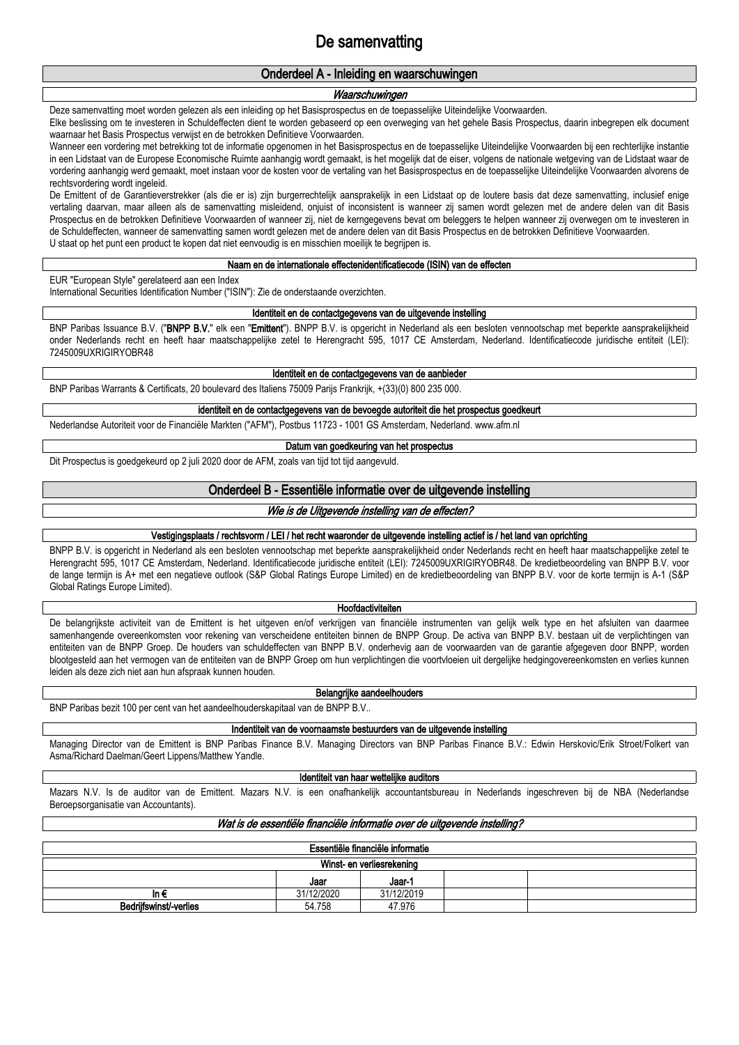# De samenvatting

## Onderdeel A - Inleiding en waarschuwingen

### *Waarschuwingen*

Deze samenvatting moet worden gelezen als een inleiding op het Basisprospectus en de toepasselijke Uiteindelijke Voorwaarden.

Elke beslissing om te investeren in Schuldeffecten dient te worden gebaseerd op een overweging van het gehele Basis Prospectus, daarin inbegrepen elk document waarnaar het Basis Prospectus verwijst en de betrokken Definitieve Voorwaarden.

Wanneer een vordering met betrekking tot de informatie opgenomen in het Basisprospectus en de toepasselijke Uiteindelijke Voorwaarden bij een rechterlijke instantie in een Lidstaat van de Europese Economische Ruimte aanhangig wordt gemaakt, is het mogelijk dat de eiser, volgens de nationale wetgeving van de Lidstaat waar de vordering aanhangig werd gemaakt, moet instaan voor de kosten voor de vertaling van het Basisprospectus en de toepasselijke Uiteindelijke Voorwaarden alvorens de rechtsvordering wordt ingeleid.

De Emittent of de Garantieverstrekker (als die er is) zijn burgerrechtelijk aansprakelijk in een Lidstaat op de loutere basis dat deze samenvatting, inclusief enige vertaling daarvan, maar alleen als de samenvatting misleidend, onjuist of inconsistent is wanneer zij samen wordt gelezen met de andere delen van dit Basis Prospectus en de betrokken Definitieve Voorwaarden of wanneer zij, niet de kerngegevens bevat om beleggers te helpen wanneer zij overwegen om te investeren in de Schuldeffecten, wanneer de samenvatting samen wordt gelezen met de andere delen van dit Basis Prospectus en de betrokken Definitieve Voorwaarden.

U staat op het punt een product te kopen dat niet eenvoudig is en misschien moeilijk te begrijpen is.

### Naam en de internationale effectenidentificatiecode (ISIN) van de effecten

EUR "European Style" gerelateerd aan een Index

International Securities Identification Number ("ISIN"): Zie de onderstaande overzichten.

### Identiteit en de contactgegevens van de uitgevende instelling

BNP Paribas Issuance B.V. ("**BNPP B.V.**" elk een "**Emittent**"). BNPP B.V. is opgericht in Nederland als een besloten vennootschap met beperkte aansprakelijkheid onder Nederlands recht en heeft haar maatschappelijke zetel te Herengracht 595, 1017 CE Amsterdam, Nederland. Identificatiecode juridische entiteit (LEI): 7245009UXRIGIRYOBR48

### Identiteit en de contactgegevens van de aanbieder

BNP Paribas Warrants & Certificats, 20 boulevard des Italiens 75009 Parijs Frankrijk, +(33)(0) 800 235 000.

### identiteit en de contactgegevens van de bevoegde autoriteit die het prospectus goedkeurt

Nederlandse Autoriteit voor de Financiële Markten ("AFM"), Postbus 11723 - 1001 GS Amsterdam, Nederland. www.afm.nl

### Datum van goedkeuring van het prospectus

Dit Prospectus is goedgekeurd op 2 juli 2020 door de AFM, zoals van tijd tot tijd aangevuld.

## Onderdeel B - Essentiële informatie over de uitgevende instelling

### *Wie is de Uitgevende instelling van de effecten?*

### Vestigingsplaats / rechtsvorm / LEI / het recht waaronder de uitgevende instelling actief is / het land van oprichting

BNPP B.V. is opgericht in Nederland als een besloten vennootschap met beperkte aansprakelijkheid onder Nederlands recht en heeft haar maatschappelijke zetel te Herengracht 595, 1017 CE Amsterdam, Nederland. Identificatiecode juridische entiteit (LEI): 7245009UXRIGIRYOBR48. De kredietbeoordeling van BNPP B.V. voor de lange termijn is A+ met een negatieve outlook (S&P Global Ratings Europe Limited) en de kredietbeoordeling van BNPP B.V. voor de korte termijn is A-1 (S&P Global Ratings Europe Limited).

### Hoofdactiviteiten

De belangrijkste activiteit van de Emittent is het uitgeven en/of verkrijgen van financiële instrumenten van gelijk welk type en het afsluiten van daarmee samenhangende overeenkomsten voor rekening van verscheidene entiteiten binnen de BNPP Group. De activa van BNPP B.V. bestaan uit de verplichtingen van entiteiten van de BNPP Groep. De houders van schuldeffecten van BNPP B.V. onderhevig aan de voorwaarden van de garantie afgegeven door BNPP, worden blootgesteld aan het vermogen van de entiteiten van de BNPP Groep om hun verplichtingen die voortvloeien uit dergelijke hedgingovereenkomsten en verlies kunnen leiden als deze zich niet aan hun afspraak kunnen houden.

### Belangrijke aandeelhouders

BNP Paribas bezit 100 per cent van het aandeelhouderskapitaal van de BNPP B.V..

### Indentiteit van de voornaamste bestuurders van de uitgevende instelling

Managing Director van de Emittent is BNP Paribas Finance B.V. Managing Directors van BNP Paribas Finance B.V.: Edwin Herskovic/Erik Stroet/Folkert van Asma/Richard Daelman/Geert Lippens/Matthew Yandle.

### Identiteit van haar wettelijke auditors

Mazars N.V. Is de auditor van de Emittent. Mazars N.V. is een onafhankelijk accountantsbureau in Nederlands ingeschreven bij de NBA (Nederlandse Beroepsorganisatie van Accountants).

### *Wat is de essentiële financiële informatie over de uitgevende instelling?*

| Essentiële financiële informatie | | | | |
|---|---|---|---|---|
| **Winst- en verliesrekening** | | | | |
| | **Jaar** | **Jaar-1** | | |
| **In €** | 31/12/2020 | 31/12/2019 | | |
| **Bedrijfswinst/-verlies** | 54.758 | 47.976 | | |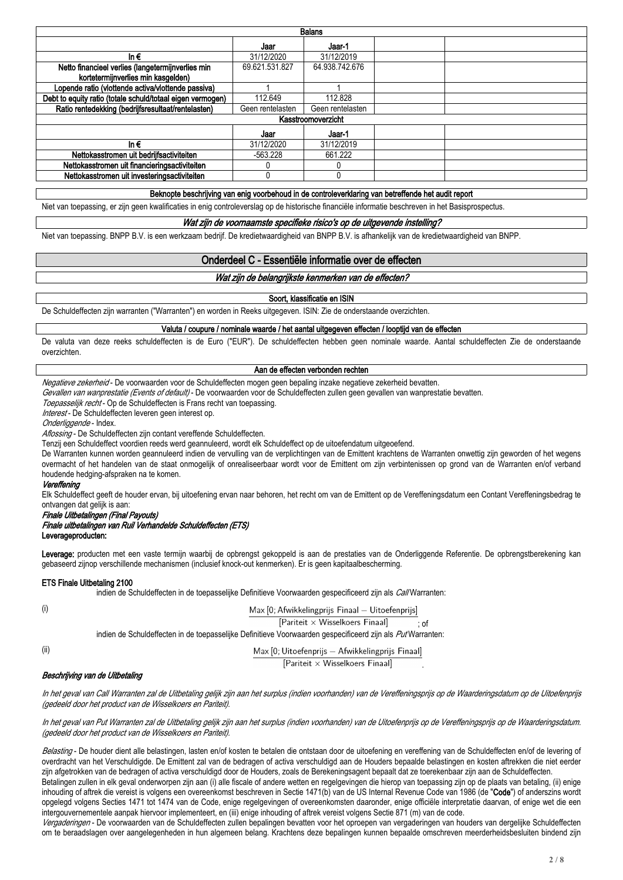| Balans | | | | |
|---|---|---|---|---|
| | Jaar | Jaar-1 | | |
| In € | 31/12/2020 | 31/12/2019 | | |
| Netto financieel verlies (langetermijnverlies min kortetermijnverlies min kasgelden) | 69.621.531.827 | 64.938.742.676 | | |
| Lopende ratio (vlottende activa/vlottende passiva) | 1 | 1 | | |
| Debt to equity ratio (totale schuld/totaal eigen vermogen) | 112.649 | 112.828 | | |
| Ratio rentedekking (bedrijfsresultaat/rentelasten) | Geen rentelasten | Geen rentelasten | | |

| Kasstroomoverzicht | | | | |
|---|---|---|---|---|
| | Jaar | Jaar-1 | | |
| In € | 31/12/2020 | 31/12/2019 | | |
| Nettokasstromen uit bedrijfsactiviteiten | -563.228 | 661.222 | | |
| Nettokasstromen uit financieringsactiviteiten | 0 | 0 | | |
| Nettokasstromen uit investeringsactiviteiten | 0 | 0 | | |

**Beknopte beschrijving van enig voorbehoud in de controleverklaring van betreffende het audit report**

Niet van toepassing, er zijn geen kwalificaties in enig controleverslag op de historische financiële informatie beschreven in het Basisprospectus.

***Wat zijn de voornaamste specifieke risico's op de uitgevende instelling?***

Niet van toepassing. BNPP B.V. is een werkzaam bedrijf. De kredietwaardigheid van BNPP B.V. is afhankelijk van de kredietwaardigheid van BNPP.

## Onderdeel C - Essentiële informatie over de effecten

***Wat zijn de belangrijkste kenmerken van de effecten?***

**Soort, klassificatie en ISIN**

De Schuldeffecten zijn warranten ("Warranten") en worden in Reeks uitgegeven. ISIN: Zie de onderstaande overzichten.

**Valuta / coupure / nominale waarde / het aantal uitgegeven effecten / looptijd van de effecten**

De valuta van deze reeks schuldeffecten is de Euro ("EUR"). De schuldeffecten hebben geen nominale waarde. Aantal schuldeffecten Zie de onderstaande overzichten.

**Aan de effecten verbonden rechten**

*Negatieve zekerheid* - De voorwaarden voor de Schuldeffecten mogen geen bepaling inzake negatieve zekerheid bevatten.

*Gevallen van wanprestatie (Events of default)* - De voorwaarden voor de Schuldeffecten zullen geen gevallen van wanprestatie bevatten.

*Toepasselijk recht* - Op de Schuldeffecten is Frans recht van toepassing.

*Interest* - De Schuldeffecten leveren geen interest op.

*Onderliggende* - Index.

*Aflossing* - De Schuldeffecten zijn contant vereffende Schuldeffecten.

Tenzij een Schuldeffect voordien reeds werd geannuleerd, wordt elk Schuldeffect op de uitoefendatum uitgeoefend.

De Warranten kunnen worden geannuleerd indien de vervulling van de verplichtingen van de Emittent krachtens de Warranten onwettig zijn geworden of het wegens overmacht of het handelen van de staat onmogelijk of onrealiseerbaar wordt voor de Emittent om zijn verbintenissen op grond van de Warranten en/of verband houdende hedging-afspraken na te komen.

***Vereffening***

Elk Schuldeffect geeft de houder ervan, bij uitoefening ervan naar behoren, het recht om van de Emittent op de Vereffeningsdatum een Contant Vereffeningsbedrag te ontvangen dat gelijk is aan:

***Finale Uitbetalingen (Final Payouts)***

***Finale uitbetalingen van Ruil Verhandelde Schuldeffecten (ETS)***

**Leverageproducten:**

**Leverage:** producten met een vaste termijn waarbij de opbrengst gekoppeld is aan de prestaties van de Onderliggende Referentie. De opbrengstberekening kan gebaseerd zijnop verschillende mechanismen (inclusief knock-out kenmerken). Er is geen kapitaalbescherming.

**ETS Finale Uitbetaling 2100**

indien de Schuldeffecten in de toepasselijke Definitieve Voorwaarden gespecificeerd zijn als *Call* Warranten:

(i)

$$\frac{\text{Max}\,[0;\text{Afwikkelingprijs Finaal} - \text{Uitoefenprijs}]}{[\text{Pariteit} \times \text{Wisselkoers Finaal}]}\text{ ; of}$$

indien de Schuldeffecten in de toepasselijke Definitieve Voorwaarden gespecificeerd zijn als *Put* Warranten:

(ii)

$$\frac{\text{Max}\,[0;\text{Uitoefenprijs} - \text{Afwikkelingprijs Finaal}]}{[\text{Pariteit} \times \text{Wisselkoers Finaal}]}.$$

***Beschrijving van de Uitbetaling***

*In het geval van Call Warranten zal de Uitbetaling gelijk zijn aan het surplus (indien voorhanden) van de Vereffeningsprijs op de Waarderingsdatum op de Uitoefenprijs (gedeeld door het product van de Wisselkoers en Pariteit).*

*In het geval van Put Warranten zal de Uitbetaling gelijk zijn aan het surplus (indien voorhanden) van de Uitoefenprijs op de Vereffeningsprijs op de Waarderingsdatum. (gedeeld door het product van de Wisselkoers en Pariteit).*

*Belasting* - De houder dient alle belastingen, lasten en/of kosten te betalen die ontstaan door de uitoefening en vereffening van de Schuldeffecten en/of de levering of overdracht van het Verschuldigde. De Emittent zal van de bedragen of activa verschuldigd aan de Houders bepaalde belastingen en kosten aftrekken die niet eerder zijn afgetrokken van de bedragen of activa verschuldigd door de Houders, zoals de Berekeningsagent bepaalt dat ze toerekenbaar zijn aan de Schuldeffecten.

Betalingen zullen in elk geval onderworpen zijn aan (i) alle fiscale of andere wetten en regelgevingen die hierop van toepassing zijn op de plaats van betaling, (ii) enige inhouding of aftrek die vereist is volgens een overeenkomst beschreven in Sectie 1471(b) van de US Internal Revenue Code van 1986 (de "**Code**") of anderszins wordt opgelegd volgens Secties 1471 tot 1474 van de Code, enige regelgevingen of overeenkomsten daaronder, enige officiële interpretatie daarvan, of enige wet die een intergouvernementele aanpak hiervoor implementeert, en (iii) enige inhouding of aftrek vereist volgens Sectie 871 (m) van de code.

*Vergaderingen* - De voorwaarden van de Schuldeffecten zullen bepalingen bevatten voor het oproepen van vergaderingen van houders van dergelijke Schuldeffecten om te beraadslagen over aangelegenheden in hun algemeen belang. Krachtens deze bepalingen kunnen bepaalde omschreven meerderheidsbesluiten bindend zijn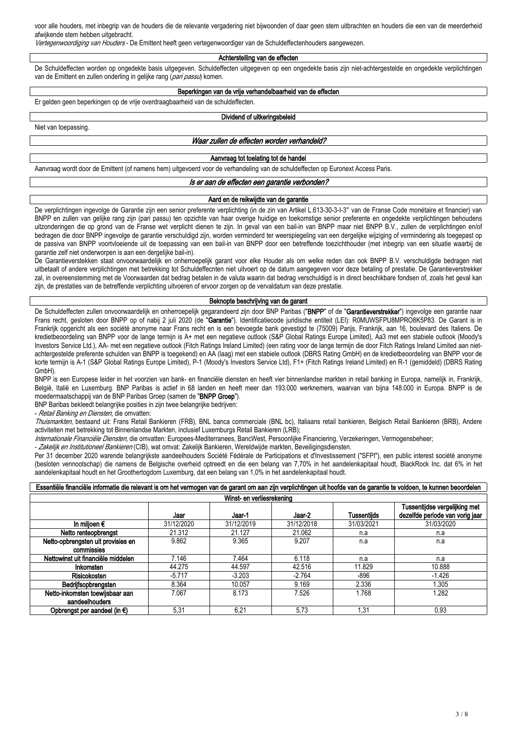voor alle houders, met inbegrip van de houders die de relevante vergadering niet bijwoonden of daar geen stem uitbrachten en houders die een van de meerderheid afwijkende stem hebben uitgebracht.

*Vertegenwoordiging van Houders* - De Emittent heeft geen vertegenwoordiger van de Schuldeffectenhouders aangewezen.

### Achterstelling van de effecten

De Schuldeffecten worden op ongedekte basis uitgegeven. Schuldeffecten uitgegeven op een ongedekte basis zijn niet-achtergestelde en ongedekte verplichtingen van de Emittent en zullen onderling in gelijke rang (*pari passu*) komen.

### Beperkingen van de vrije verhandelbaarheid van de effecten

Er gelden geen beperkingen op de vrije overdraagbaarheid van de schuldeffecten.

### Dividend of uitkeringsbeleid

Niet van toepassing.

## *Waar zullen de effecten worden verhandeld?*

### Aanvraag tot toelating tot de handel

Aanvraag wordt door de Emittent (of namens hem) uitgevoerd voor de verhandeling van de schuldeffecten op Euronext Access Paris.

## *Is er aan de effecten een garantie verbonden?*

### Aard en de reikwijdte van de garantie

De verplichtingen ingevolge de Garantie zijn een senior preferente verplichting (in de zin van Artikel L.613-30-3-I-3° van de Franse Code monétaire et financier) van BNPP en zullen van gelijke rang zijn (pari passu) ten opzichte van haar overige huidige en toekomstige senior preferente en ongedekte verplichtingen behoudens uitzonderingen die op grond van de Franse wet verplicht dienen te zijn. In geval van een bail-in van BNPP maar niet BNPP B.V., zullen de verplichtingen en/of bedragen die door BNPP ingevolge de garantie verschuldigd zijn, worden verminderd ter weerspiegeling van een dergelijke wijziging of vermindering als toegepast op de passiva van BNPP voortvloeiende uit de toepassing van een bail-in van BNPP door een betreffende toezichthouder (met inbegrip van een situatie waarbij de garantie zelf niet onderworpen is aan een dergelijke bail-in).

De Garantieverstrekker staat onvoorwaardelijk en onherroepelijk garant voor elke Houder als om welke reden dan ook BNPP B.V. verschuldigde bedragen niet uitbetaalt of andere verplichtingen met betrekking tot Schuldeffecnten niet uitvoert op de datum aangegeven voor deze betaling of prestatie. De Garantieverstrekker zal, in overeenstemming met de Voorwaarden dat bedrag betalen in de valuta waarin dat bedrag verschuldigd is in direct beschikbare fondsen of, zoals het geval kan zijn, de prestaties van de betreffende verplichting uitvoeren of ervoor zorgen op de vervaldatum van deze prestatie.

### Beknopte beschrijving van de garant

De Schuldeffecten zullen onvoorwaardelijk en onherroepelijk gegarandeerd zijn door BNP Paribas ("**BNPP**" of de "**Garantieverstrekker**") ingevolge een garantie naar Frans recht, gesloten door BNPP op of nabij 2 juli 2020 (de "**Garantie**"). Identificatiecode juridische entiteit (LEI): R0MUWSFPU8MPRO8K5P83. De Garant is in Frankrijk opgericht als een société anonyme naar Frans recht en is een bevoegde bank gevestigd te (75009) Parijs, Frankrijk, aan 16, boulevard des Italiens. De kredietbeoordeling van BNPP voor de lange termijn is A+ met een negatieve outlook (S&P Global Ratings Europe Limited), Aa3 met een stabiele outlook (Moody's Investors Service Ltd.), AA- met een negatieve outlook (Fitch Ratings Ireland Limited) (een rating voor de lange termijn die door Fitch Ratings Ireland Limited aan niet-achtergestelde preferente schulden van BNPP is toegekend) en AA (laag) met een stabiele outlook (DBRS Rating GmbH) en de kredietbeoordeling van BNPP voor de korte termijn is A-1 (S&P Global Ratings Europe Limited), P-1 (Moody's Investors Service Ltd), F1+ (Fitch Ratings Ireland Limited) en R-1 (gemiddeld) (DBRS Rating GmbH).

BNPP is een Europese leider in het voorzien van bank- en financiële diensten en heeft vier binnenlandse markten in retail banking in Europa, namelijk in, Frankrijk, België, Italië en Luxemburg. BNP Paribas is actief in 68 landen en heeft meer dan 193.000 werknemers, waarvan van bijna 148.000 in Europa. BNPP is de moedermaatschappij van de BNP Paribas Groep (samen de "**BNPP Groep**").

BNP Baribas bekleedt belangrijke posities in zijn twee belangrijke bedrijven:

- *Retail Banking en Diensten*, die omvatten:

*Thuismarkten*, bestaand uit: Frans Retail Bankieren (FRB), BNL banca commerciale (BNL bc), Italiaans retail bankieren, Belgisch Retail Bankieren (BRB), Andere activiteiten met betrekking tot Binnenlandse Markten, inclusief Luxemburgs Retail Bankieren (LRB);

*Internationale Financiële Diensten*, die omvatten: Europees-Mediterranees, BancWest, Persoonlijke Financiering, Verzekeringen, Vermogensbeheer;

- *Zakelijk en Institutioneel Bankieren* (CIB), wat omvat: Zakelijk Bankieren, Wereldwijde markten, Beveiligingsdiensten.

Per 31 december 2020 warende belangrijkste aandeelhouders Société Fédérale de Participations et d'Investissement ("SFPI"), een public interest société anonyme (besloten vennootschap) die namens de Belgische overheid optreedt en die een belang van 7,70% in het aandelenkapitaal houdt, BlackRock Inc. dat 6% in het aandelenkapitaal houdt en het Groothertogdom Luxemburg, dat een belang van 1,0% in het aandelenkapitaal houdt.

### Essentiële financiële informatie die relevant is om het vermogen van de garant om aan zijn verplichtingen uit hoofde van de garantie te voldoen, te kunnen beoordelen

| Winst- en verliesrekening | | | | | |
|---|---|---|---|---|---|
| | Jaar | Jaar-1 | Jaar-2 | Tussentijds | Tussentijdse vergelijking met dezelfde periode van vorig jaar |
| In miljoen € | 31/12/2020 | 31/12/2019 | 31/12/2018 | 31/03/2021 | 31/03/2020 |
| Netto renteopbrengst | 21.312 | 21.127 | 21.062 | n.a | n.a |
| Netto-opbrengsten uit provisies en commissies | 9.862 | 9.365 | 9.207 | n.a | n.a |
| Nettowinst uit financiële middelen | 7.146 | 7.464 | 6.118 | n.a | n.a |
| Inkomsten | 44.275 | 44.597 | 42.516 | 11.829 | 10.888 |
| Risicokosten | -5.717 | -3.203 | -2.764 | -896 | -1.426 |
| Bedrijfsopbrengsten | 8.364 | 10.057 | 9.169 | 2.336 | 1.305 |
| Netto-inkomsten toewijsbaar aan aandeelhouders | 7.067 | 8.173 | 7.526 | 1.768 | 1.282 |
| Opbrengst per aandeel (in €) | 5,31 | 6,21 | 5,73 | 1,31 | 0,93 |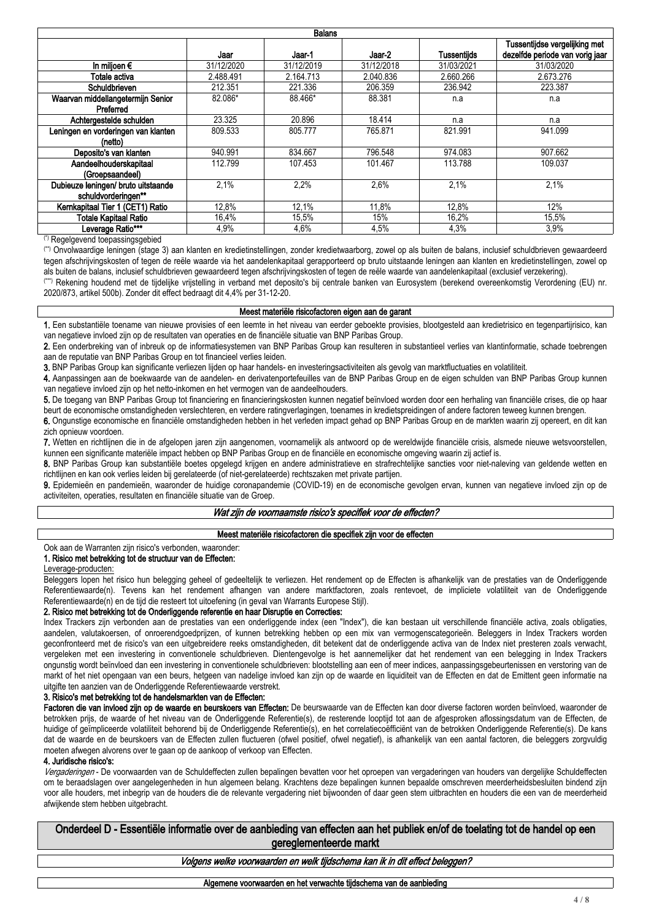| Balans | | | | | |
|---|---|---|---|---|---|
| | Jaar | Jaar-1 | Jaar-2 | Tussentijds | Tussentijdse vergelijking met dezelfde periode van vorig jaar |
| In miljoen € | 31/12/2020 | 31/12/2019 | 31/12/2018 | 31/03/2021 | 31/03/2020 |
| Totale activa | 2.488.491 | 2.164.713 | 2.040.836 | 2.660.266 | 2.673.276 |
| Schuldbrieven | 212.351 | 221.336 | 206.359 | 236.942 | 223.387 |
| Waarvan middellangetermijn Senior Preferred | 82.086* | 88.466* | 88.381 | n.a | n.a |
| Achtergestelde schulden | 23.325 | 20.896 | 18.414 | n.a | n.a |
| Leningen en vorderingen van klanten (netto) | 809.533 | 805.777 | 765.871 | 821.991 | 941.099 |
| Deposito's van klanten | 940.991 | 834.667 | 796.548 | 974.083 | 907.662 |
| Aandeelhouderskapitaal (Groepsaandeel) | 112.799 | 107.453 | 101.467 | 113.788 | 109.037 |
| Dubieuze leningen/ bruto uitstaande schuldvorderingen** | 2,1% | 2,2% | 2,6% | 2,1% | 2,1% |
| Kernkapitaal Tier 1 (CET1) Ratio | 12,8% | 12,1% | 11,8% | 12,8% | 12% |
| Totale Kapitaal Ratio | 16,4% | 15,5% | 15% | 16,2% | 15,5% |
| Leverage Ratio*** | 4,9% | 4,6% | 4,5% | 4,3% | 3,9% |

(*) Regelgevend toepassingsgebied

(**) Onvolwaardige leningen (stage 3) aan klanten en kredietinstellingen, zonder kredietwaarborg, zowel op als buiten de balans, inclusief schuldbrieven gewaardeerd tegen afschrijvingskosten of tegen de reële waarde via het aandelenkapitaal gerapporteerd op bruto uitstaande leningen aan klanten en kredietinstellingen, zowel op als buiten de balans, inclusief schuldbrieven gewaardeerd tegen afschrijvingskosten of tegen de reële waarde van aandelenkapitaal (exclusief verzekering).

(***) Rekening houdend met de tijdelijke vrijstelling in verband met deposito's bij centrale banken van Eurosystem (berekend overeenkomstig Verordening (EU) nr. 2020/873, artikel 500b). Zonder dit effect bedraagt dit 4,4% per 31-12-20.

**Meest materiële risicofactoren eigen aan de garant**

**1.** Een substantiële toename van nieuwe provisies of een leemte in het niveau van eerder geboekte provisies, blootgesteld aan kredietrisico en tegenpartijrisico, kan van negatieve invloed zijn op de resultaten van operaties en de financiële situatie van BNP Paribas Group.

**2.** Een onderbreking van of inbreuk op de informatiesystemen van BNP Paribas Group kan resulteren in substantieel verlies van klantinformatie, schade toebrengen aan de reputatie van BNP Paribas Group en tot financieel verlies leiden.

**3.** BNP Paribas Group kan significante verliezen lijden op haar handels- en investeringsactiviteiten als gevolg van marktfluctuaties en volatiliteit.

**4.** Aanpassingen aan de boekwaarde van de aandelen- en derivatenportefeuilles van de BNP Paribas Group en de eigen schulden van BNP Paribas Group kunnen van negatieve invloed zijn op het netto-inkomen en het vermogen van de aandeelhouders.

**5.** De toegang van BNP Paribas Group tot financiering en financieringskosten kunnen negatief beïnvloed worden door een herhaling van financiële crises, die op haar beurt de economische omstandigheden verslechteren, en verdere ratingverlagingen, toenames in kredietspreidingen of andere factoren teweeg kunnen brengen.

**6.** Ongunstige economische en financiële omstandigheden hebben in het verleden impact gehad op BNP Paribas Group en de markten waarin zij opereert, en dit kan zich opnieuw voordoen.

**7.** Wetten en richtlijnen die in de afgelopen jaren zijn aangenomen, voornamelijk als antwoord op de wereldwijde financiële crisis, alsmede nieuwe wetsvoorstellen, kunnen een significante materiële impact hebben op BNP Paribas Group en de financiële en economische omgeving waarin zij actief is.

**8.** BNP Paribas Group kan substantiële boetes opgelegd krijgen en andere administratieve en strafrechtelijke sancties voor niet-naleving van geldende wetten en richtlijnen en kan ook verlies leiden bij gerelateerde (of niet-gerelateerde) rechtszaken met private partijen.

**9.** Epidemieën en pandemieën, waaronder de huidige coronapandemie (COVID-19) en de economische gevolgen ervan, kunnen van negatieve invloed zijn op de activiteiten, operaties, resultaten en financiële situatie van de Groep.

*Wat zijn de voornaamste risico's specifiek voor de effecten?*

**Meest materiële risicofactoren die specifiek zijn voor de effecten**

Ook aan de Warranten zijn risico's verbonden, waaronder:

**1. Risico met betrekking tot de structuur van de Effecten:**

Leverage-producten:

Beleggers lopen het risico hun belegging geheel of gedeeltelijk te verliezen. Het rendement op de Effecten is afhankelijk van de prestaties van de Onderliggende Referentiewaarde(n). Tevens kan het rendement afhangen van andere marktfactoren, zoals rentevoet, de impliciete volatiliteit van de Onderliggende Referentiewaarde(n) en de tijd die resteert tot uitoefening (in geval van Warrants Europese Stijl).

**2. Risico met betrekking tot de Onderliggende referentie en haar Disruptie en Correcties:**

Index Trackers zijn verbonden aan de prestaties van een onderliggende index (een "Index"), die kan bestaan uit verschillende financiële activa, zoals obligaties, aandelen, valutakoersen, of onroerendgoedprijzen, of kunnen betrekking hebben op een mix van vermogenscategorieën. Beleggers in Index Trackers worden geconfronteerd met de risico's van een uitgebreidere reeks omstandigheden, dit betekent dat de onderliggende activa van de Index niet presteren zoals verwacht, vergeleken met een investering in conventionele schuldbrieven. Dientengevolge is het aannemelijker dat het rendement van een belegging in Index Trackers ongunstig wordt beïnvloed dan een investering in conventionele schuldbrieven: blootstelling aan een of meer indices, aanpassingsgebeurtenissen en verstoring van de markt of het niet opengaan van een beurs, hetgeen van nadelige invloed kan zijn op de waarde en liquiditeit van de Effecten en dat de Emittent geen informatie na uitgifte ten aanzien van de Onderliggende Referentiewaarde verstrekt.

**3. Risico's met betrekking tot de handelsmarkten van de Effecten:**

**Factoren die van invloed zijn op de waarde en beurskoers van Effecten:** De beurswaarde van de Effecten kan door diverse factoren worden beïnvloed, waaronder de betrokken prijs, de waarde of het niveau van de Onderliggende Referentie(s), de resterende looptijd tot aan de afgesproken aflossingsdatum van de Effecten, de huidige of geïmpliceerde volatiliteit behorend bij de Onderliggende Referentie(s), en het correlatiecoëfficiënt van de betrokken Onderliggende Referentie(s). De kans dat de waarde en de beurskoers van de Effecten zullen fluctueren (ofwel positief, ofwel negatief), is afhankelijk van een aantal factoren, die beleggers zorgvuldig moeten afwegen alvorens over te gaan op de aankoop of verkoop van Effecten.

**4. Juridische risico's:**

*Vergaderingen* - De voorwaarden van de Schuldeffecten zullen bepalingen bevatten voor het oproepen van vergaderingen van houders van dergelijke Schuldeffecten om te beraadslagen over aangelegenheden in hun algemeen belang. Krachtens deze bepalingen kunnen bepaalde omschreven meerderheidsbesluiten bindend zijn voor alle houders, met inbegrip van de houders die de relevante vergadering niet bijwoonden of daar geen stem uitbrachten en houders die een van de meerderheid afwijkende stem hebben uitgebracht.

## Onderdeel D - Essentiële informatie over de aanbieding van effecten aan het publiek en/of de toelating tot de handel op een gereglementeerde markt

*Volgens welke voorwaarden en welk tijdschema kan ik in dit effect beleggen?*

**Algemene voorwaarden en het verwachte tijdschema van de aanbieding**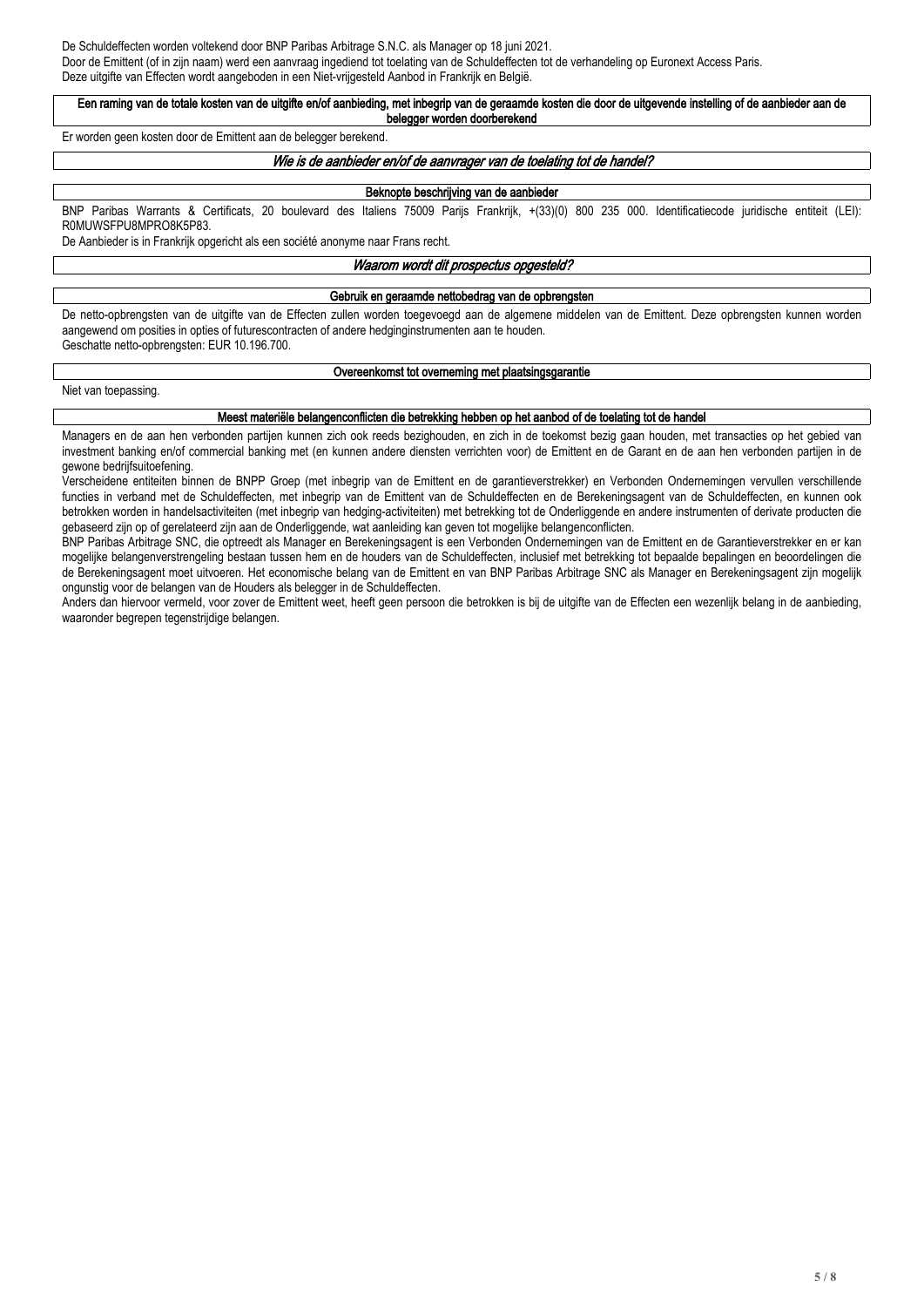De Schuldeffecten worden voltekend door BNP Paribas Arbitrage S.N.C. als Manager op 18 juni 2021.

Door de Emittent (of in zijn naam) werd een aanvraag ingediend tot toelating van de Schuldeffecten tot de verhandeling op Euronext Access Paris.

Deze uitgifte van Effecten wordt aangeboden in een Niet-vrijgesteld Aanbod in Frankrijk en België.

**Een raming van de totale kosten van de uitgifte en/of aanbieding, met inbegrip van de geraamde kosten die door de uitgevende instelling of de aanbieder aan de belegger worden doorberekend**

Er worden geen kosten door de Emittent aan de belegger berekend.

***Wie is de aanbieder en/of de aanvrager van de toelating tot de handel?***

**Beknopte beschrijving van de aanbieder**

BNP Paribas Warrants & Certificats, 20 boulevard des Italiens 75009 Parijs Frankrijk, +(33)(0) 800 235 000. Identificatiecode juridische entiteit (LEI): R0MUWSFPU8MPRO8K5P83.

De Aanbieder is in Frankrijk opgericht als een société anonyme naar Frans recht.

***Waarom wordt dit prospectus opgesteld?***

**Gebruik en geraamde nettobedrag van de opbrengsten**

De netto-opbrengsten van de uitgifte van de Effecten zullen worden toegevoegd aan de algemene middelen van de Emittent. Deze opbrengsten kunnen worden aangewend om posities in opties of futurescontracten of andere hedginginstrumenten aan te houden.

Geschatte netto-opbrengsten: EUR 10.196.700.

**Overeenkomst tot overneming met plaatsingsgarantie**

Niet van toepassing.

**Meest materiële belangenconflicten die betrekking hebben op het aanbod of de toelating tot de handel**

Managers en de aan hen verbonden partijen kunnen zich ook reeds bezighouden, en zich in de toekomst bezig gaan houden, met transacties op het gebied van investment banking en/of commercial banking met (en kunnen andere diensten verrichten voor) de Emittent en de Garant en de aan hen verbonden partijen in de gewone bedrijfsuitoefening.

Verscheidene entiteiten binnen de BNPP Groep (met inbegrip van de Emittent en de garantieverstrekker) en Verbonden Ondernemingen vervullen verschillende functies in verband met de Schuldeffecten, met inbegrip van de Emittent van de Schuldeffecten en de Berekeningsagent van de Schuldeffecten, en kunnen ook betrokken worden in handelsactiviteiten (met inbegrip van hedging-activiteiten) met betrekking tot de Onderliggende en andere instrumenten of derivate producten die gebaseerd zijn op of gerelateerd zijn aan de Onderliggende, wat aanleiding kan geven tot mogelijke belangenconflicten.

BNP Paribas Arbitrage SNC, die optreedt als Manager en Berekeningsagent is een Verbonden Ondernemingen van de Emittent en de Garantieverstrekker en er kan mogelijke belangenverstrengeling bestaan tussen hem en de houders van de Schuldeffecten, inclusief met betrekking tot bepaalde bepalingen en beoordelingen die de Berekeningsagent moet uitvoeren. Het economische belang van de Emittent en van BNP Paribas Arbitrage SNC als Manager en Berekeningsagent zijn mogelijk ongunstig voor de belangen van de Houders als belegger in de Schuldeffecten.

Anders dan hiervoor vermeld, voor zover de Emittent weet, heeft geen persoon die betrokken is bij de uitgifte van de Effecten een wezenlijk belang in de aanbieding, waaronder begrepen tegenstrijdige belangen.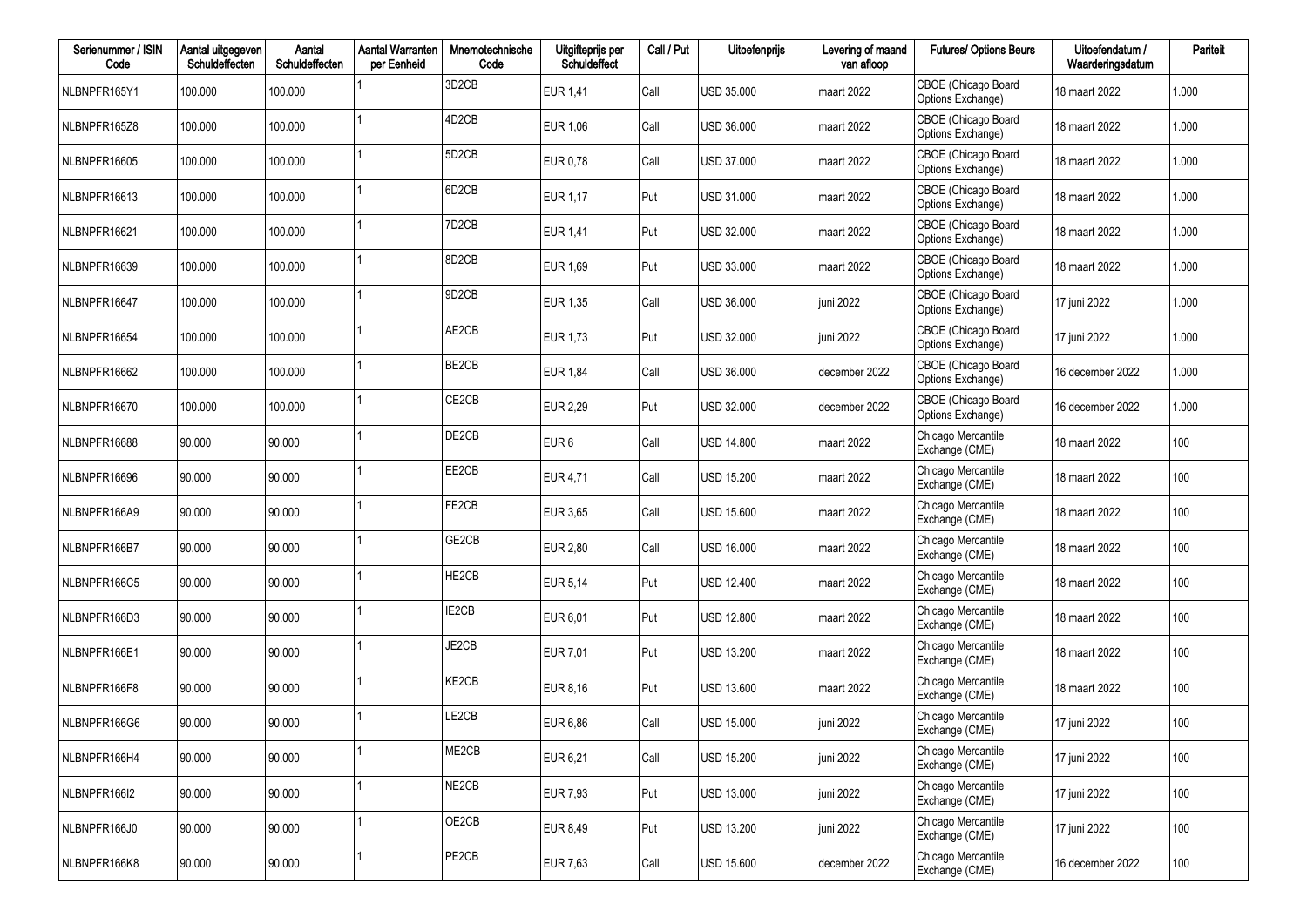| Serienummer / ISIN Code | Aantal uitgegeven Schuldeffecten | Aantal Schuldeffecten | Aantal Warranten per Eenheid | Mnemotechnische Code | Uitgifteprijs per Schuldeffect | Call / Put | Uitoefenprijs | Levering of maand van afloop | Futures/ Options Beurs | Uitoefendatum / Waarderingsdatum | Pariteit |
|---|---|---|---|---|---|---|---|---|---|---|---|
| NLBNPFR165Y1 | 100.000 | 100.000 | 1 | 3D2CB | EUR 1,41 | Call | USD 35.000 | maart 2022 | CBOE (Chicago Board Options Exchange) | 18 maart 2022 | 1.000 |
| NLBNPFR165Z8 | 100.000 | 100.000 | 1 | 4D2CB | EUR 1,06 | Call | USD 36.000 | maart 2022 | CBOE (Chicago Board Options Exchange) | 18 maart 2022 | 1.000 |
| NLBNPFR16605 | 100.000 | 100.000 | 1 | 5D2CB | EUR 0,78 | Call | USD 37.000 | maart 2022 | CBOE (Chicago Board Options Exchange) | 18 maart 2022 | 1.000 |
| NLBNPFR16613 | 100.000 | 100.000 | 1 | 6D2CB | EUR 1,17 | Put | USD 31.000 | maart 2022 | CBOE (Chicago Board Options Exchange) | 18 maart 2022 | 1.000 |
| NLBNPFR16621 | 100.000 | 100.000 | 1 | 7D2CB | EUR 1,41 | Put | USD 32.000 | maart 2022 | CBOE (Chicago Board Options Exchange) | 18 maart 2022 | 1.000 |
| NLBNPFR16639 | 100.000 | 100.000 | 1 | 8D2CB | EUR 1,69 | Put | USD 33.000 | maart 2022 | CBOE (Chicago Board Options Exchange) | 18 maart 2022 | 1.000 |
| NLBNPFR16647 | 100.000 | 100.000 | 1 | 9D2CB | EUR 1,35 | Call | USD 36.000 | juni 2022 | CBOE (Chicago Board Options Exchange) | 17 juni 2022 | 1.000 |
| NLBNPFR16654 | 100.000 | 100.000 | 1 | AE2CB | EUR 1,73 | Put | USD 32.000 | juni 2022 | CBOE (Chicago Board Options Exchange) | 17 juni 2022 | 1.000 |
| NLBNPFR16662 | 100.000 | 100.000 | 1 | BE2CB | EUR 1,84 | Call | USD 36.000 | december 2022 | CBOE (Chicago Board Options Exchange) | 16 december 2022 | 1.000 |
| NLBNPFR16670 | 100.000 | 100.000 | 1 | CE2CB | EUR 2,29 | Put | USD 32.000 | december 2022 | CBOE (Chicago Board Options Exchange) | 16 december 2022 | 1.000 |
| NLBNPFR16688 | 90.000 | 90.000 | 1 | DE2CB | EUR 6 | Call | USD 14.800 | maart 2022 | Chicago Mercantile Exchange (CME) | 18 maart 2022 | 100 |
| NLBNPFR16696 | 90.000 | 90.000 | 1 | EE2CB | EUR 4,71 | Call | USD 15.200 | maart 2022 | Chicago Mercantile Exchange (CME) | 18 maart 2022 | 100 |
| NLBNPFR166A9 | 90.000 | 90.000 | 1 | FE2CB | EUR 3,65 | Call | USD 15.600 | maart 2022 | Chicago Mercantile Exchange (CME) | 18 maart 2022 | 100 |
| NLBNPFR166B7 | 90.000 | 90.000 | 1 | GE2CB | EUR 2,80 | Call | USD 16.000 | maart 2022 | Chicago Mercantile Exchange (CME) | 18 maart 2022 | 100 |
| NLBNPFR166C5 | 90.000 | 90.000 | 1 | HE2CB | EUR 5,14 | Put | USD 12.400 | maart 2022 | Chicago Mercantile Exchange (CME) | 18 maart 2022 | 100 |
| NLBNPFR166D3 | 90.000 | 90.000 | 1 | IE2CB | EUR 6,01 | Put | USD 12.800 | maart 2022 | Chicago Mercantile Exchange (CME) | 18 maart 2022 | 100 |
| NLBNPFR166E1 | 90.000 | 90.000 | 1 | JE2CB | EUR 7,01 | Put | USD 13.200 | maart 2022 | Chicago Mercantile Exchange (CME) | 18 maart 2022 | 100 |
| NLBNPFR166F8 | 90.000 | 90.000 | 1 | KE2CB | EUR 8,16 | Put | USD 13.600 | maart 2022 | Chicago Mercantile Exchange (CME) | 18 maart 2022 | 100 |
| NLBNPFR166G6 | 90.000 | 90.000 | 1 | LE2CB | EUR 6,86 | Call | USD 15.000 | juni 2022 | Chicago Mercantile Exchange (CME) | 17 juni 2022 | 100 |
| NLBNPFR166H4 | 90.000 | 90.000 | 1 | ME2CB | EUR 6,21 | Call | USD 15.200 | juni 2022 | Chicago Mercantile Exchange (CME) | 17 juni 2022 | 100 |
| NLBNPFR166I2 | 90.000 | 90.000 | 1 | NE2CB | EUR 7,93 | Put | USD 13.000 | juni 2022 | Chicago Mercantile Exchange (CME) | 17 juni 2022 | 100 |
| NLBNPFR166J0 | 90.000 | 90.000 | 1 | OE2CB | EUR 8,49 | Put | USD 13.200 | juni 2022 | Chicago Mercantile Exchange (CME) | 17 juni 2022 | 100 |
| NLBNPFR166K8 | 90.000 | 90.000 | 1 | PE2CB | EUR 7,63 | Call | USD 15.600 | december 2022 | Chicago Mercantile Exchange (CME) | 16 december 2022 | 100 |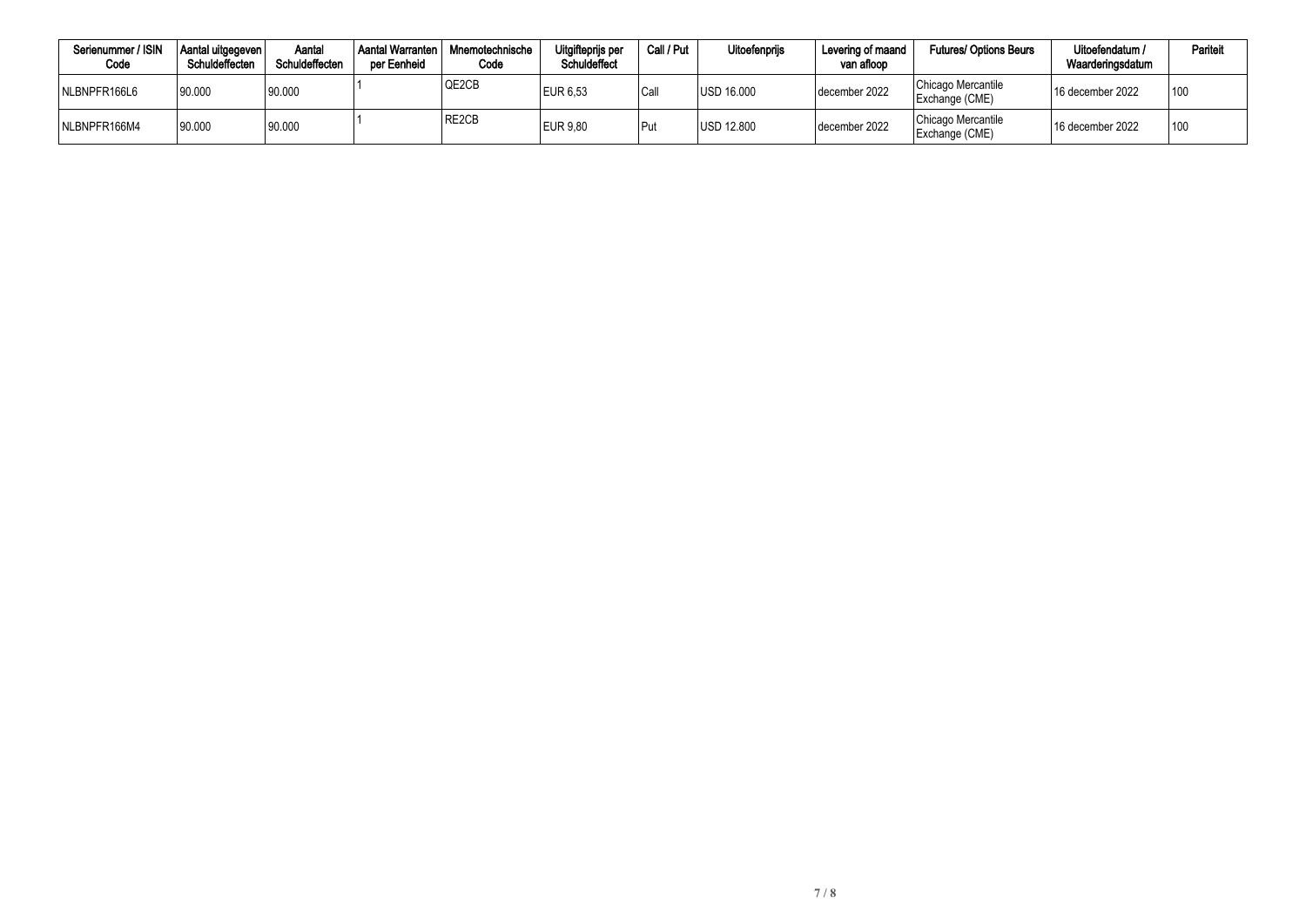| Serienummer / ISIN Code | Aantal uitgegeven Schuldeffecten | Aantal Schuldeffecten | Aantal Warranten per Eenheid | Mnemotechnische Code | Uitgifteprijs per Schuldeffect | Call / Put | Uitoefenprijs | Levering of maand van afloop | Futures/ Options Beurs | Uitoefendatum / Waarderingsdatum | Pariteit |
|---|---|---|---|---|---|---|---|---|---|---|---|
| NLBNPFR166L6 | 90.000 | 90.000 | 1 | QE2CB | EUR 6,53 | Call | USD 16.000 | december 2022 | Chicago Mercantile Exchange (CME) | 16 december 2022 | 100 |
| NLBNPFR166M4 | 90.000 | 90.000 | 1 | RE2CB | EUR 9,80 | Put | USD 12.800 | december 2022 | Chicago Mercantile Exchange (CME) | 16 december 2022 | 100 |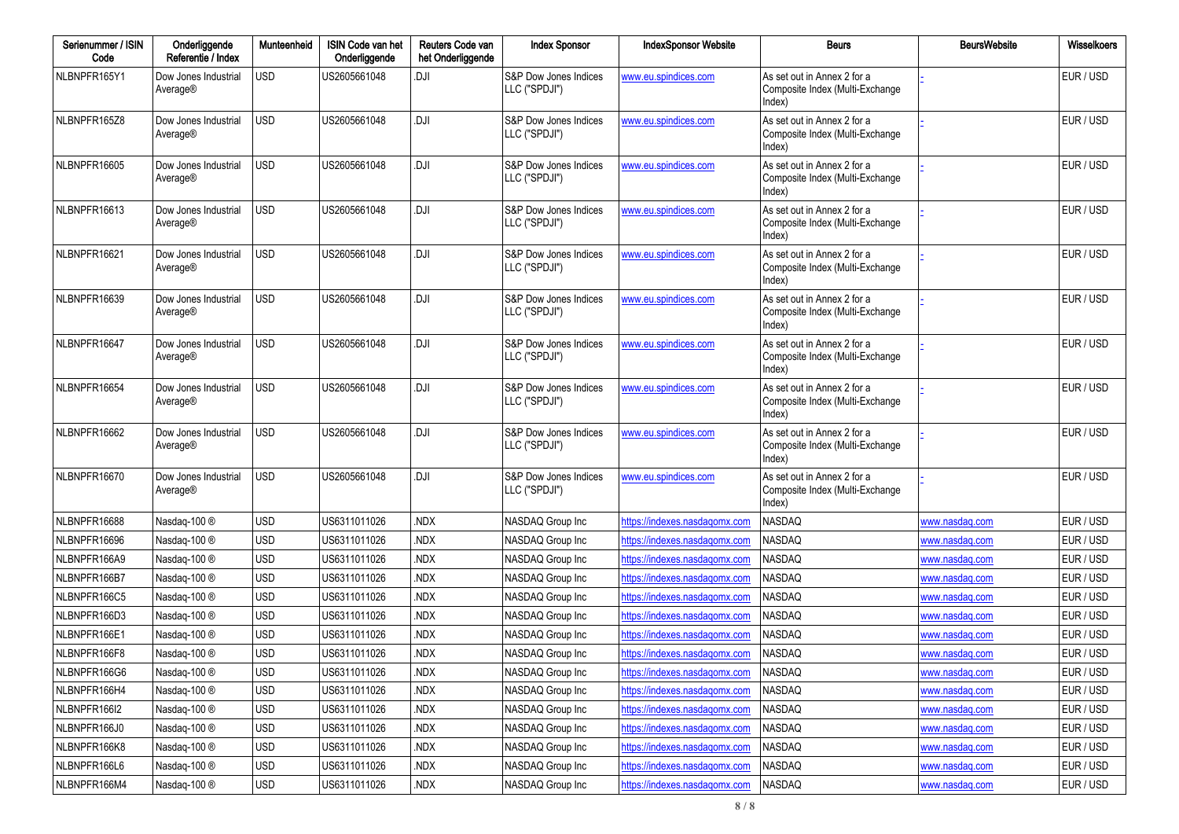| Serienummer / ISIN Code | Onderliggende Referentie / Index | Munteenheid | ISIN Code van het Onderliggende | Reuters Code van het Onderliggende | Index Sponsor | IndexSponsor Website | Beurs | BeursWebsite | Wisselkoers |
|---|---|---|---|---|---|---|---|---|---|
| NLBNPFR165Y1 | Dow Jones Industrial Average® | USD | US2605661048 | .DJI | S&P Dow Jones Indices LLC ("SPDJI") | www.eu.spindices.com | As set out in Annex 2 for a Composite Index (Multi-Exchange Index) | - | EUR / USD |
| NLBNPFR165Z8 | Dow Jones Industrial Average® | USD | US2605661048 | .DJI | S&P Dow Jones Indices LLC ("SPDJI") | www.eu.spindices.com | As set out in Annex 2 for a Composite Index (Multi-Exchange Index) | - | EUR / USD |
| NLBNPFR16605 | Dow Jones Industrial Average® | USD | US2605661048 | .DJI | S&P Dow Jones Indices LLC ("SPDJI") | www.eu.spindices.com | As set out in Annex 2 for a Composite Index (Multi-Exchange Index) | - | EUR / USD |
| NLBNPFR16613 | Dow Jones Industrial Average® | USD | US2605661048 | .DJI | S&P Dow Jones Indices LLC ("SPDJI") | www.eu.spindices.com | As set out in Annex 2 for a Composite Index (Multi-Exchange Index) | - | EUR / USD |
| NLBNPFR16621 | Dow Jones Industrial Average® | USD | US2605661048 | .DJI | S&P Dow Jones Indices LLC ("SPDJI") | www.eu.spindices.com | As set out in Annex 2 for a Composite Index (Multi-Exchange Index) | - | EUR / USD |
| NLBNPFR16639 | Dow Jones Industrial Average® | USD | US2605661048 | .DJI | S&P Dow Jones Indices LLC ("SPDJI") | www.eu.spindices.com | As set out in Annex 2 for a Composite Index (Multi-Exchange Index) | - | EUR / USD |
| NLBNPFR16647 | Dow Jones Industrial Average® | USD | US2605661048 | .DJI | S&P Dow Jones Indices LLC ("SPDJI") | www.eu.spindices.com | As set out in Annex 2 for a Composite Index (Multi-Exchange Index) | - | EUR / USD |
| NLBNPFR16654 | Dow Jones Industrial Average® | USD | US2605661048 | .DJI | S&P Dow Jones Indices LLC ("SPDJI") | www.eu.spindices.com | As set out in Annex 2 for a Composite Index (Multi-Exchange Index) | - | EUR / USD |
| NLBNPFR16662 | Dow Jones Industrial Average® | USD | US2605661048 | .DJI | S&P Dow Jones Indices LLC ("SPDJI") | www.eu.spindices.com | As set out in Annex 2 for a Composite Index (Multi-Exchange Index) | - | EUR / USD |
| NLBNPFR16670 | Dow Jones Industrial Average® | USD | US2605661048 | .DJI | S&P Dow Jones Indices LLC ("SPDJI") | www.eu.spindices.com | As set out in Annex 2 for a Composite Index (Multi-Exchange Index) | - | EUR / USD |
| NLBNPFR16688 | Nasdaq-100 ® | USD | US6311011026 | .NDX | NASDAQ Group Inc | https://indexes.nasdaqomx.com | NASDAQ | www.nasdaq.com | EUR / USD |
| NLBNPFR16696 | Nasdaq-100 ® | USD | US6311011026 | .NDX | NASDAQ Group Inc | https://indexes.nasdaqomx.com | NASDAQ | www.nasdaq.com | EUR / USD |
| NLBNPFR166A9 | Nasdaq-100 ® | USD | US6311011026 | .NDX | NASDAQ Group Inc | https://indexes.nasdaqomx.com | NASDAQ | www.nasdaq.com | EUR / USD |
| NLBNPFR166B7 | Nasdaq-100 ® | USD | US6311011026 | .NDX | NASDAQ Group Inc | https://indexes.nasdaqomx.com | NASDAQ | www.nasdaq.com | EUR / USD |
| NLBNPFR166C5 | Nasdaq-100 ® | USD | US6311011026 | .NDX | NASDAQ Group Inc | https://indexes.nasdaqomx.com | NASDAQ | www.nasdaq.com | EUR / USD |
| NLBNPFR166D3 | Nasdaq-100 ® | USD | US6311011026 | .NDX | NASDAQ Group Inc | https://indexes.nasdaqomx.com | NASDAQ | www.nasdaq.com | EUR / USD |
| NLBNPFR166E1 | Nasdaq-100 ® | USD | US6311011026 | .NDX | NASDAQ Group Inc | https://indexes.nasdaqomx.com | NASDAQ | www.nasdaq.com | EUR / USD |
| NLBNPFR166F8 | Nasdaq-100 ® | USD | US6311011026 | .NDX | NASDAQ Group Inc | https://indexes.nasdaqomx.com | NASDAQ | www.nasdaq.com | EUR / USD |
| NLBNPFR166G6 | Nasdaq-100 ® | USD | US6311011026 | .NDX | NASDAQ Group Inc | https://indexes.nasdaqomx.com | NASDAQ | www.nasdaq.com | EUR / USD |
| NLBNPFR166H4 | Nasdaq-100 ® | USD | US6311011026 | .NDX | NASDAQ Group Inc | https://indexes.nasdaqomx.com | NASDAQ | www.nasdaq.com | EUR / USD |
| NLBNPFR166I2 | Nasdaq-100 ® | USD | US6311011026 | .NDX | NASDAQ Group Inc | https://indexes.nasdaqomx.com | NASDAQ | www.nasdaq.com | EUR / USD |
| NLBNPFR166J0 | Nasdaq-100 ® | USD | US6311011026 | .NDX | NASDAQ Group Inc | https://indexes.nasdaqomx.com | NASDAQ | www.nasdaq.com | EUR / USD |
| NLBNPFR166K8 | Nasdaq-100 ® | USD | US6311011026 | .NDX | NASDAQ Group Inc | https://indexes.nasdaqomx.com | NASDAQ | www.nasdaq.com | EUR / USD |
| NLBNPFR166L6 | Nasdaq-100 ® | USD | US6311011026 | .NDX | NASDAQ Group Inc | https://indexes.nasdaqomx.com | NASDAQ | www.nasdaq.com | EUR / USD |
| NLBNPFR166M4 | Nasdaq-100 ® | USD | US6311011026 | .NDX | NASDAQ Group Inc | https://indexes.nasdaqomx.com | NASDAQ | www.nasdaq.com | EUR / USD |